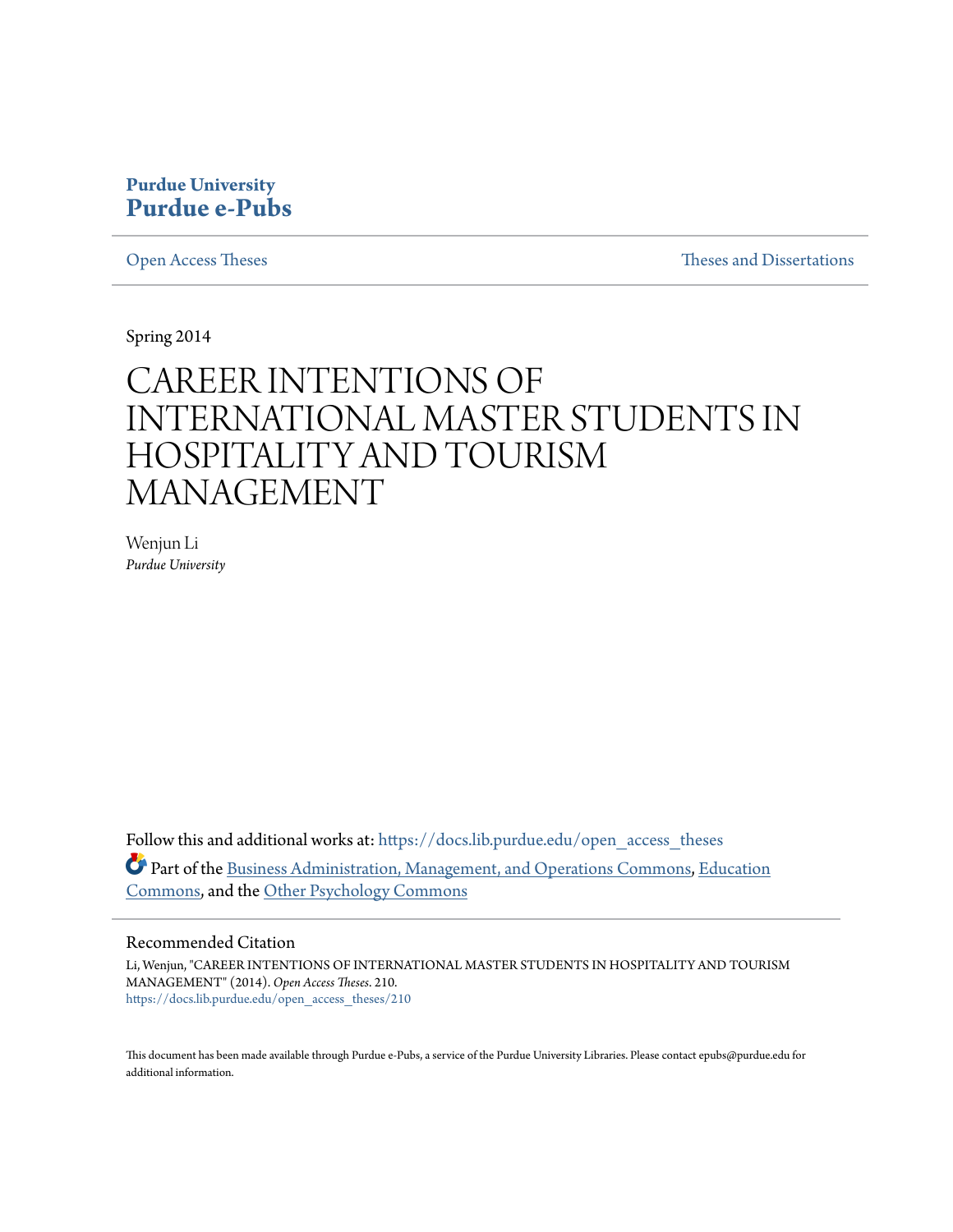Purdue University
**Purdue e-Pubs**

Open Access Theses | Theses and Dissertations

Spring 2014

# CAREER INTENTIONS OF INTERNATIONAL MASTER STUDENTS IN HOSPITALITY AND TOURISM MANAGEMENT

Wenjun Li
*Purdue University*

Follow this and additional works at: https://docs.lib.purdue.edu/open_access_theses

Part of the Business Administration, Management, and Operations Commons, Education Commons, and the Other Psychology Commons

## Recommended Citation

Li, Wenjun, "CAREER INTENTIONS OF INTERNATIONAL MASTER STUDENTS IN HOSPITALITY AND TOURISM MANAGEMENT" (2014). *Open Access Theses*. 210.
https://docs.lib.purdue.edu/open_access_theses/210

This document has been made available through Purdue e-Pubs, a service of the Purdue University Libraries. Please contact epubs@purdue.edu for additional information.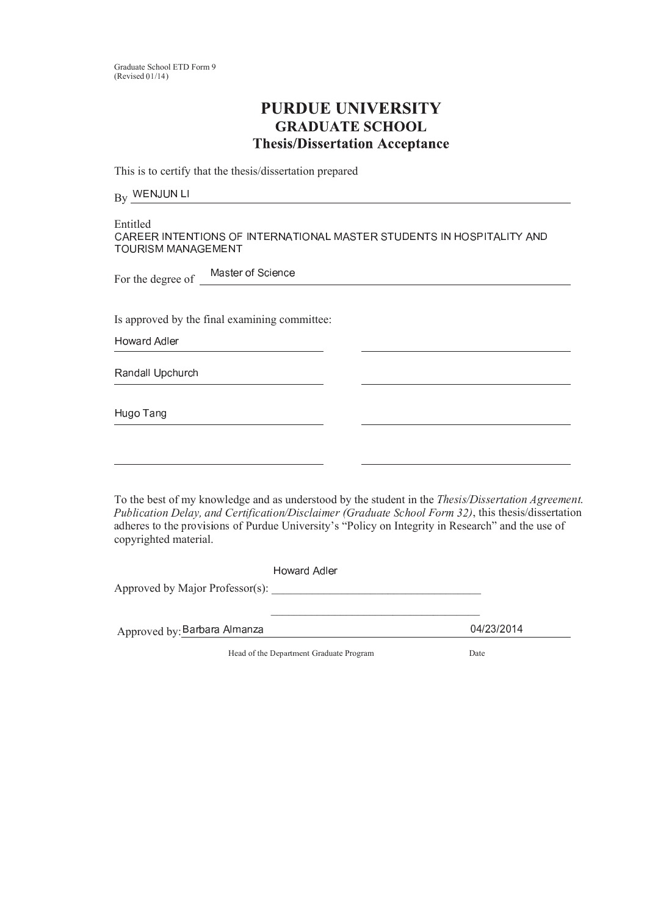Graduate School ETD Form 9
(Revised 01/14)

# PURDUE UNIVERSITY
## GRADUATE SCHOOL
## Thesis/Dissertation Acceptance

This is to certify that the thesis/dissertation prepared

By WENJUN LI

Entitled
CAREER INTENTIONS OF INTERNATIONAL MASTER STUDENTS IN HOSPITALITY AND TOURISM MANAGEMENT

For the degree of Master of Science

Is approved by the final examining committee:

Howard Adler

Randall Upchurch

Hugo Tang

To the best of my knowledge and as understood by the student in the *Thesis/Dissertation Agreement. Publication Delay, and Certification/Disclaimer (Graduate School Form 32)*, this thesis/dissertation adheres to the provisions of Purdue University's "Policy on Integrity in Research" and the use of copyrighted material.

Approved by Major Professor(s): Howard Adler

Approved by: Barbara Almanza 04/23/2014

Head of the Department Graduate Program Date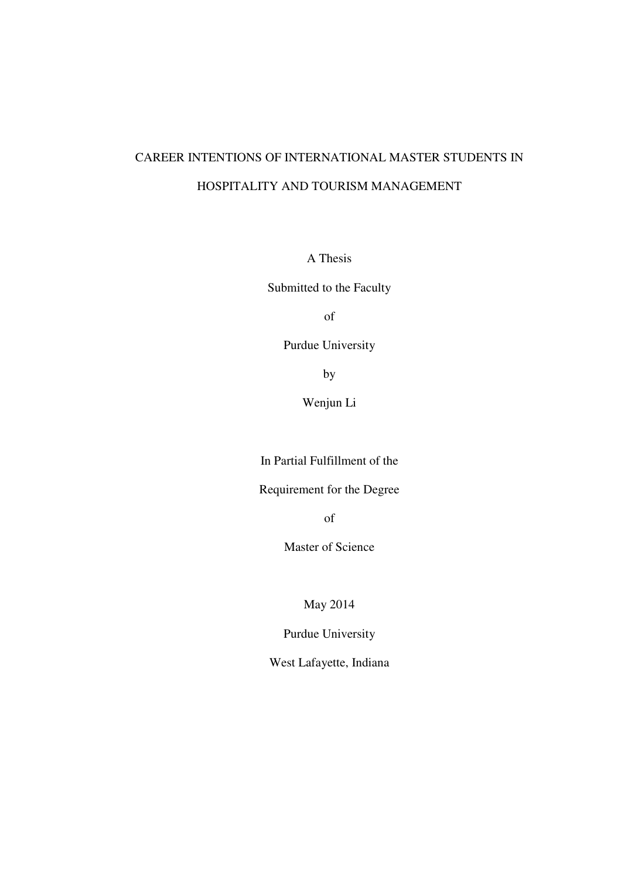# CAREER INTENTIONS OF INTERNATIONAL MASTER STUDENTS IN HOSPITALITY AND TOURISM MANAGEMENT

A Thesis

Submitted to the Faculty

of

Purdue University

by

Wenjun Li

In Partial Fulfillment of the

Requirement for the Degree

of

Master of Science

May 2014

Purdue University

West Lafayette, Indiana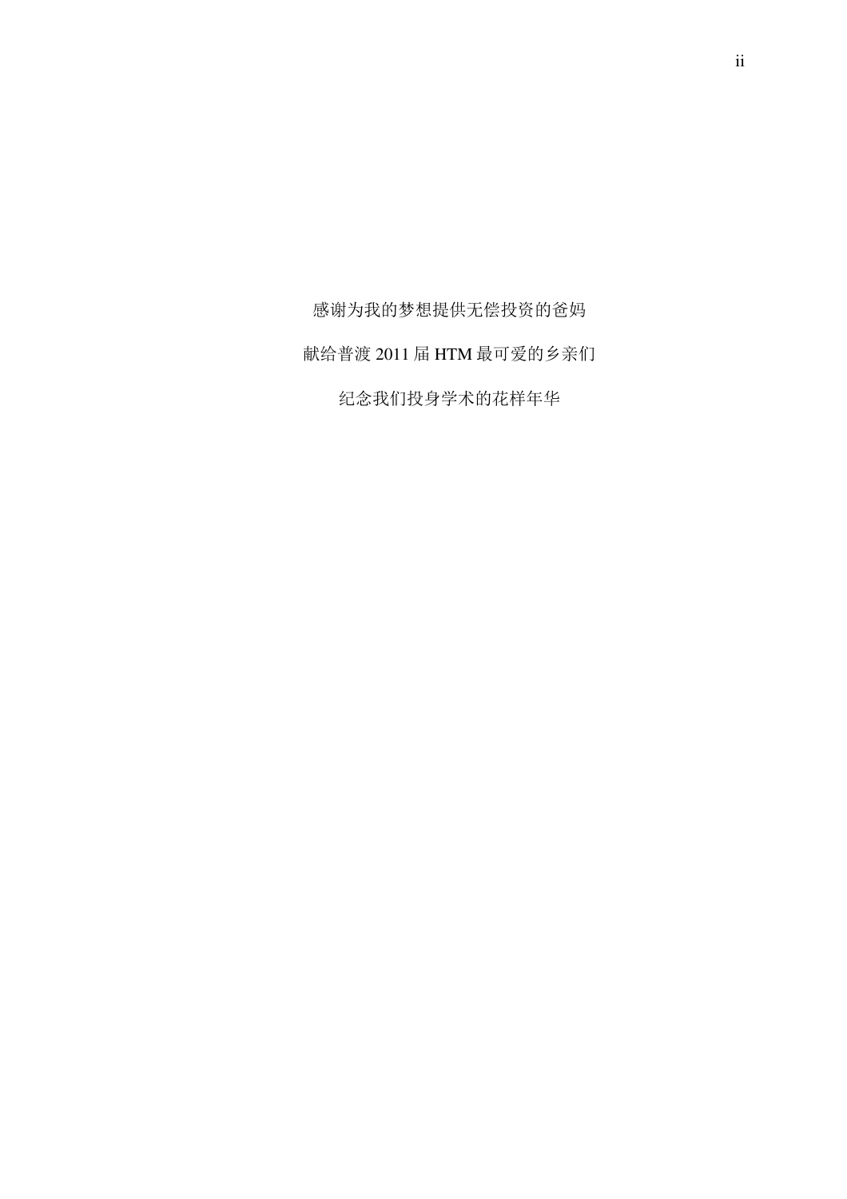感谢为我的梦想提供无偿投资的爸妈

献给普渡 2011 届 HTM 最可爱的乡亲们

纪念我们投身学术的花样年华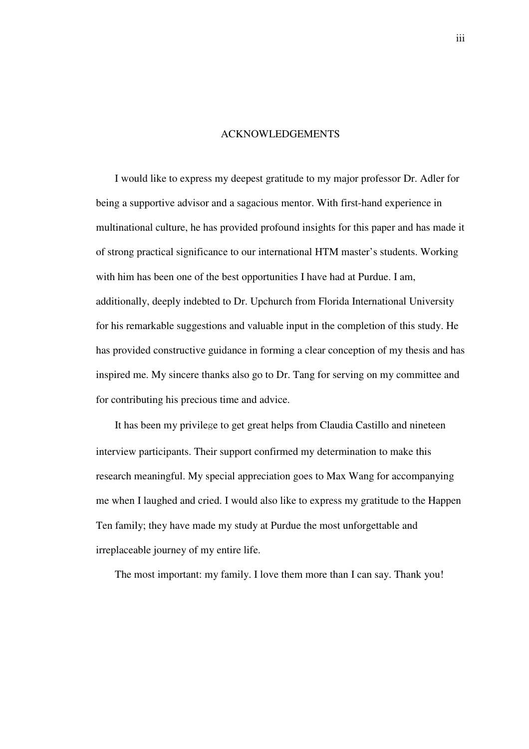# ACKNOWLEDGEMENTS

I would like to express my deepest gratitude to my major professor Dr. Adler for being a supportive advisor and a sagacious mentor. With first-hand experience in multinational culture, he has provided profound insights for this paper and has made it of strong practical significance to our international HTM master's students. Working with him has been one of the best opportunities I have had at Purdue. I am, additionally, deeply indebted to Dr. Upchurch from Florida International University for his remarkable suggestions and valuable input in the completion of this study. He has provided constructive guidance in forming a clear conception of my thesis and has inspired me. My sincere thanks also go to Dr. Tang for serving on my committee and for contributing his precious time and advice.

It has been my privilege to get great helps from Claudia Castillo and nineteen interview participants. Their support confirmed my determination to make this research meaningful. My special appreciation goes to Max Wang for accompanying me when I laughed and cried. I would also like to express my gratitude to the Happen Ten family; they have made my study at Purdue the most unforgettable and irreplaceable journey of my entire life.

The most important: my family. I love them more than I can say. Thank you!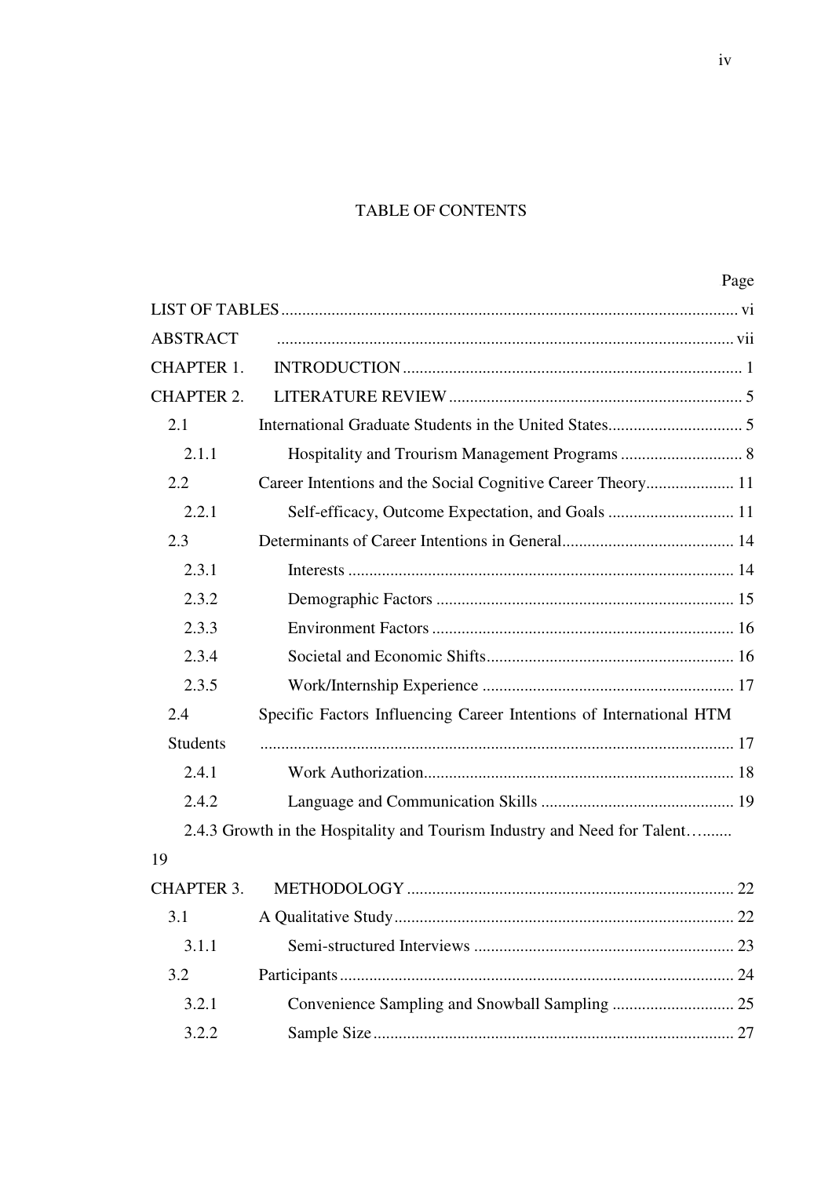# TABLE OF CONTENTS

| | | Page |
|---|---|---|
| LIST OF TABLES | | vi |
| ABSTRACT | | vii |
| CHAPTER 1. | INTRODUCTION | 1 |
| CHAPTER 2. | LITERATURE REVIEW | 5 |
| 2.1 | International Graduate Students in the United States | 5 |
| 2.1.1 | Hospitality and Trourism Management Programs | 8 |
| 2.2 | Career Intentions and the Social Cognitive Career Theory | 11 |
| 2.2.1 | Self-efficacy, Outcome Expectation, and Goals | 11 |
| 2.3 | Determinants of Career Intentions in General | 14 |
| 2.3.1 | Interests | 14 |
| 2.3.2 | Demographic Factors | 15 |
| 2.3.3 | Environment Factors | 16 |
| 2.3.4 | Societal and Economic Shifts | 16 |
| 2.3.5 | Work/Internship Experience | 17 |
| 2.4 | Specific Factors Influencing Career Intentions of International HTM Students | 17 |
| 2.4.1 | Work Authorization | 18 |
| 2.4.2 | Language and Communication Skills | 19 |
| 2.4.3 | Growth in the Hospitality and Tourism Industry and Need for Talent | 19 |
| CHAPTER 3. | METHODOLOGY | 22 |
| 3.1 | A Qualitative Study | 22 |
| 3.1.1 | Semi-structured Interviews | 23 |
| 3.2 | Participants | 24 |
| 3.2.1 | Convenience Sampling and Snowball Sampling | 25 |
| 3.2.2 | Sample Size | 27 |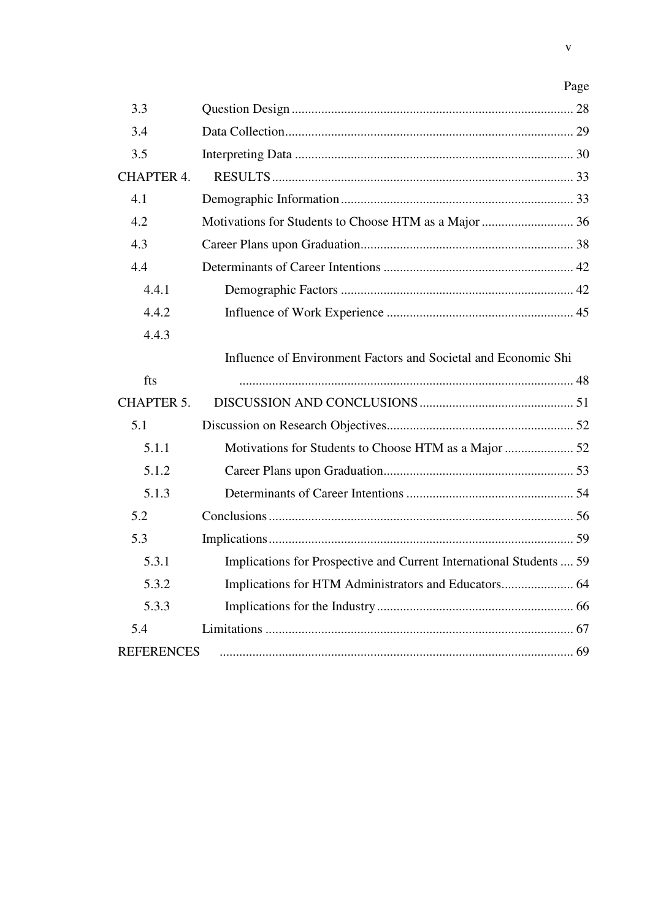| | | Page |
|---|---|---|
| 3.3 | Question Design | 28 |
| 3.4 | Data Collection | 29 |
| 3.5 | Interpreting Data | 30 |
| CHAPTER 4. | RESULTS | 33 |
| 4.1 | Demographic Information | 33 |
| 4.2 | Motivations for Students to Choose HTM as a Major | 36 |
| 4.3 | Career Plans upon Graduation | 38 |
| 4.4 | Determinants of Career Intentions | 42 |
| 4.4.1 | Demographic Factors | 42 |
| 4.4.2 | Influence of Work Experience | 45 |
| 4.4.3 | Influence of Environment Factors and Societal and Economic Shifts | 48 |
| CHAPTER 5. | DISCUSSION AND CONCLUSIONS | 51 |
| 5.1 | Discussion on Research Objectives | 52 |
| 5.1.1 | Motivations for Students to Choose HTM as a Major | 52 |
| 5.1.2 | Career Plans upon Graduation | 53 |
| 5.1.3 | Determinants of Career Intentions | 54 |
| 5.2 | Conclusions | 56 |
| 5.3 | Implications | 59 |
| 5.3.1 | Implications for Prospective and Current International Students | 59 |
| 5.3.2 | Implications for HTM Administrators and Educators | 64 |
| 5.3.3 | Implications for the Industry | 66 |
| 5.4 | Limitations | 67 |
| REFERENCES | | 69 |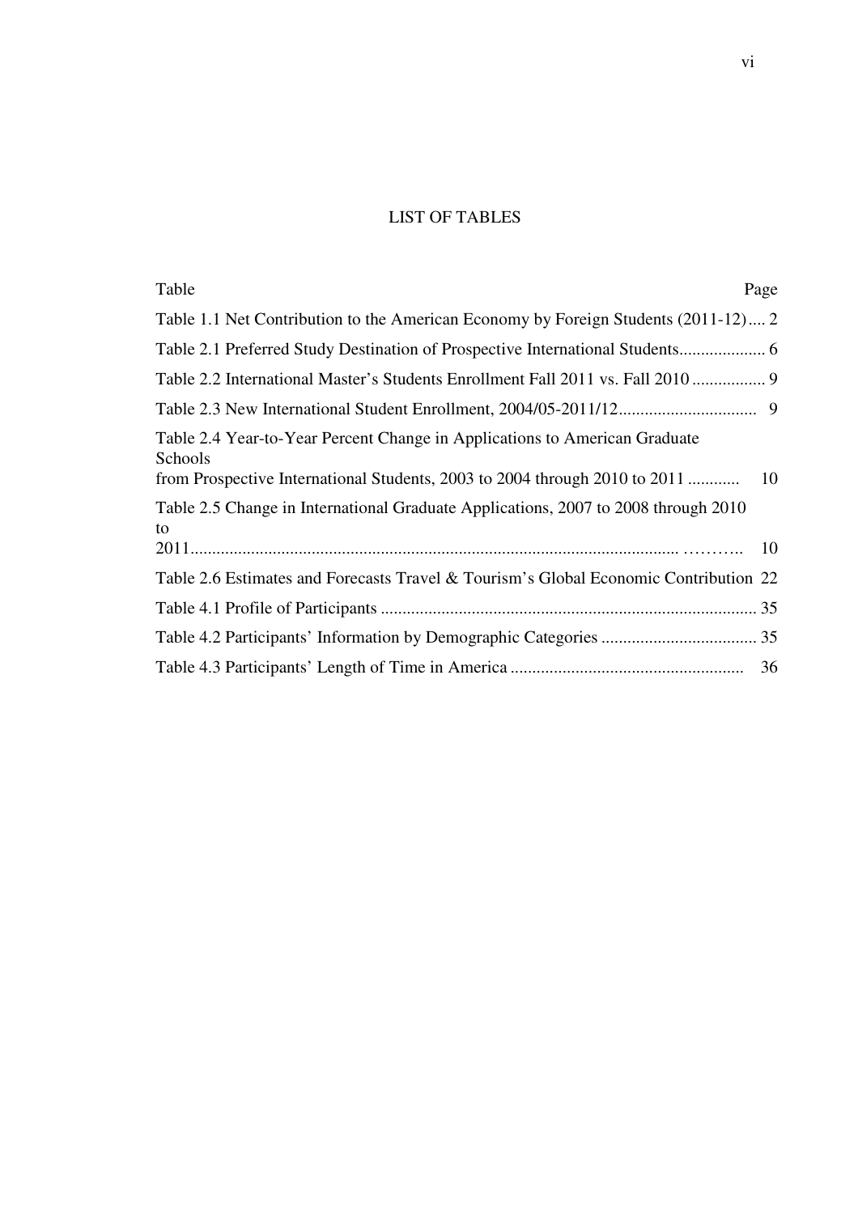# LIST OF TABLES

| Table | Page |
|---|---|
| Table 1.1 Net Contribution to the American Economy by Foreign Students (2011-12) | 2 |
| Table 2.1 Preferred Study Destination of Prospective International Students | 6 |
| Table 2.2 International Master's Students Enrollment Fall 2011 vs. Fall 2010 | 9 |
| Table 2.3 New International Student Enrollment, 2004/05-2011/12 | 9 |
| Table 2.4 Year-to-Year Percent Change in Applications to American Graduate Schools from Prospective International Students, 2003 to 2004 through 2010 to 2011 | 10 |
| Table 2.5 Change in International Graduate Applications, 2007 to 2008 through 2010 to 2011 | 10 |
| Table 2.6 Estimates and Forecasts Travel & Tourism's Global Economic Contribution | 22 |
| Table 4.1 Profile of Participants | 35 |
| Table 4.2 Participants' Information by Demographic Categories | 35 |
| Table 4.3 Participants' Length of Time in America | 36 |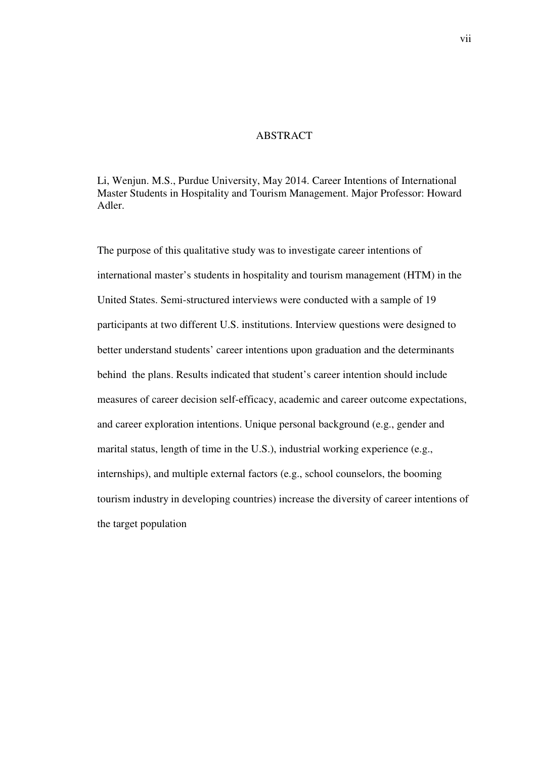# ABSTRACT

Li, Wenjun. M.S., Purdue University, May 2014. Career Intentions of International Master Students in Hospitality and Tourism Management. Major Professor: Howard Adler.

The purpose of this qualitative study was to investigate career intentions of international master's students in hospitality and tourism management (HTM) in the United States. Semi-structured interviews were conducted with a sample of 19 participants at two different U.S. institutions. Interview questions were designed to better understand students' career intentions upon graduation and the determinants behind the plans. Results indicated that student's career intention should include measures of career decision self-efficacy, academic and career outcome expectations, and career exploration intentions. Unique personal background (e.g., gender and marital status, length of time in the U.S.), industrial working experience (e.g., internships), and multiple external factors (e.g., school counselors, the booming tourism industry in developing countries) increase the diversity of career intentions of the target population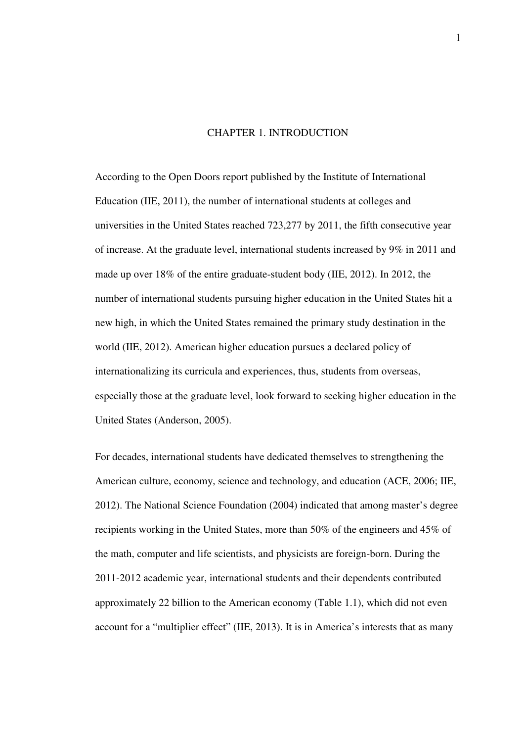# CHAPTER 1. INTRODUCTION

According to the Open Doors report published by the Institute of International Education (IIE, 2011), the number of international students at colleges and universities in the United States reached 723,277 by 2011, the fifth consecutive year of increase. At the graduate level, international students increased by 9% in 2011 and made up over 18% of the entire graduate-student body (IIE, 2012). In 2012, the number of international students pursuing higher education in the United States hit a new high, in which the United States remained the primary study destination in the world (IIE, 2012). American higher education pursues a declared policy of internationalizing its curricula and experiences, thus, students from overseas, especially those at the graduate level, look forward to seeking higher education in the United States (Anderson, 2005).

For decades, international students have dedicated themselves to strengthening the American culture, economy, science and technology, and education (ACE, 2006; IIE, 2012). The National Science Foundation (2004) indicated that among master's degree recipients working in the United States, more than 50% of the engineers and 45% of the math, computer and life scientists, and physicists are foreign-born. During the 2011-2012 academic year, international students and their dependents contributed approximately 22 billion to the American economy (Table 1.1), which did not even account for a "multiplier effect" (IIE, 2013). It is in America's interests that as many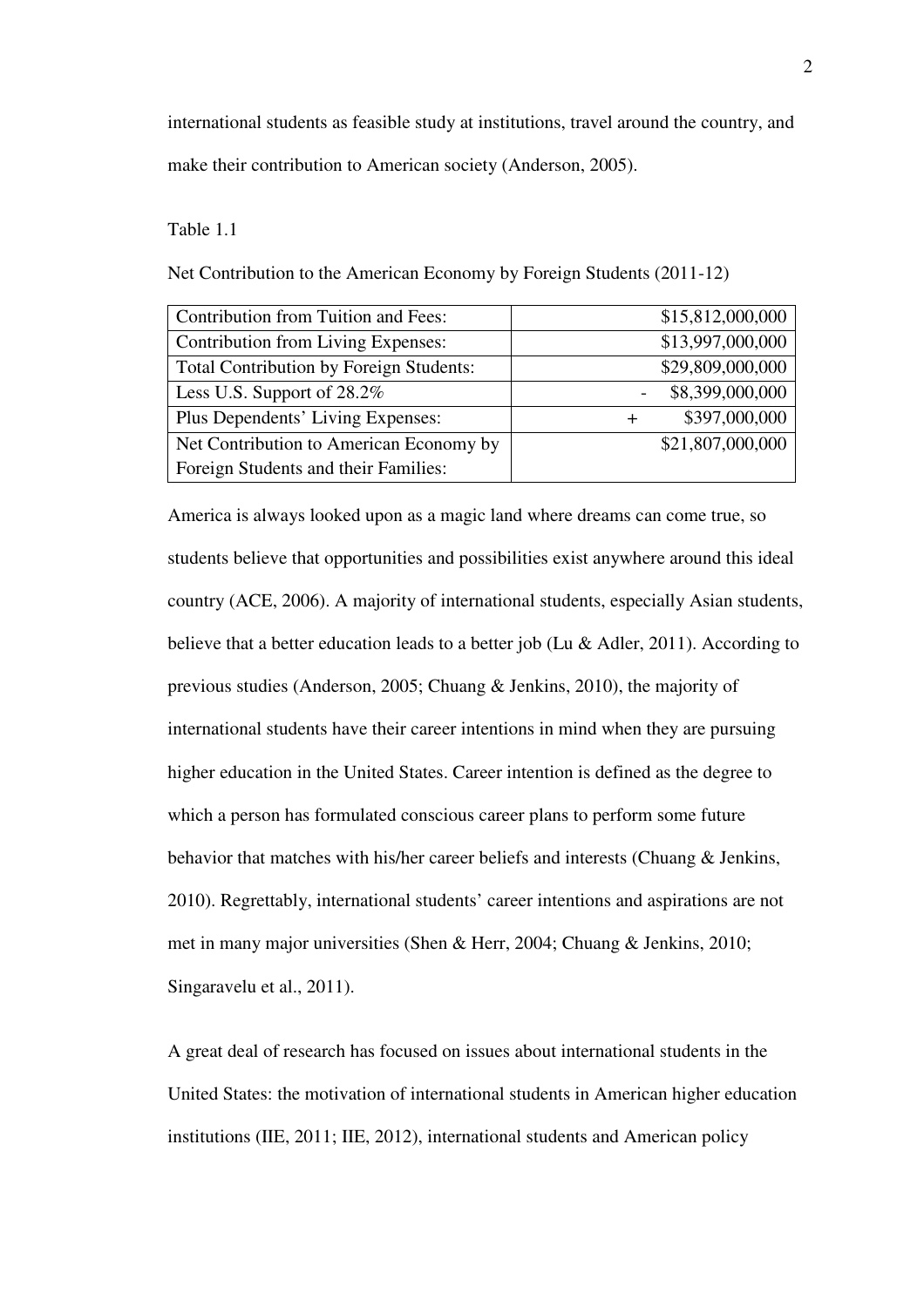international students as feasible study at institutions, travel around the country, and make their contribution to American society (Anderson, 2005).

Table 1.1

Net Contribution to the American Economy by Foreign Students (2011-12)

| | |
|---|---|
| Contribution from Tuition and Fees: | $15,812,000,000 |
| Contribution from Living Expenses: | $13,997,000,000 |
| Total Contribution by Foreign Students: | $29,809,000,000 |
| Less U.S. Support of 28.2% | - $8,399,000,000 |
| Plus Dependents' Living Expenses: | + $397,000,000 |
| Net Contribution to American Economy by Foreign Students and their Families: | $21,807,000,000 |

America is always looked upon as a magic land where dreams can come true, so students believe that opportunities and possibilities exist anywhere around this ideal country (ACE, 2006). A majority of international students, especially Asian students, believe that a better education leads to a better job (Lu & Adler, 2011). According to previous studies (Anderson, 2005; Chuang & Jenkins, 2010), the majority of international students have their career intentions in mind when they are pursuing higher education in the United States. Career intention is defined as the degree to which a person has formulated conscious career plans to perform some future behavior that matches with his/her career beliefs and interests (Chuang & Jenkins, 2010). Regrettably, international students' career intentions and aspirations are not met in many major universities (Shen & Herr, 2004; Chuang & Jenkins, 2010; Singaravelu et al., 2011).

A great deal of research has focused on issues about international students in the United States: the motivation of international students in American higher education institutions (IIE, 2011; IIE, 2012), international students and American policy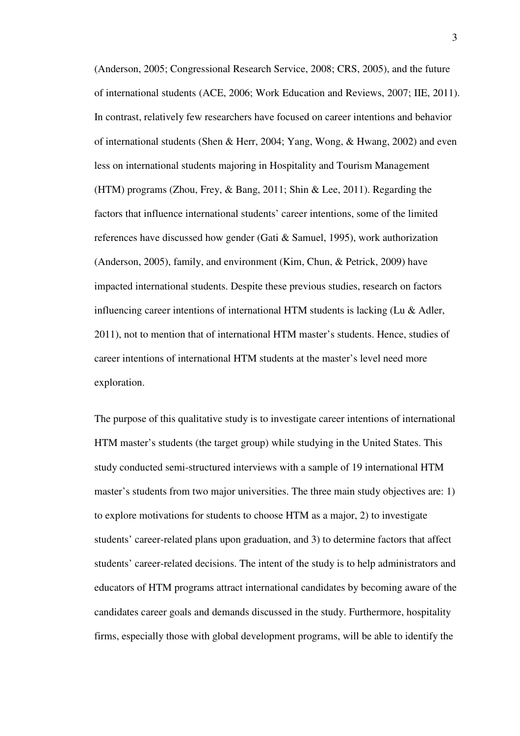(Anderson, 2005; Congressional Research Service, 2008; CRS, 2005), and the future of international students (ACE, 2006; Work Education and Reviews, 2007; IIE, 2011). In contrast, relatively few researchers have focused on career intentions and behavior of international students (Shen & Herr, 2004; Yang, Wong, & Hwang, 2002) and even less on international students majoring in Hospitality and Tourism Management (HTM) programs (Zhou, Frey, & Bang, 2011; Shin & Lee, 2011). Regarding the factors that influence international students' career intentions, some of the limited references have discussed how gender (Gati & Samuel, 1995), work authorization (Anderson, 2005), family, and environment (Kim, Chun, & Petrick, 2009) have impacted international students. Despite these previous studies, research on factors influencing career intentions of international HTM students is lacking (Lu & Adler, 2011), not to mention that of international HTM master's students. Hence, studies of career intentions of international HTM students at the master's level need more exploration.

The purpose of this qualitative study is to investigate career intentions of international HTM master's students (the target group) while studying in the United States. This study conducted semi-structured interviews with a sample of 19 international HTM master's students from two major universities. The three main study objectives are: 1) to explore motivations for students to choose HTM as a major, 2) to investigate students' career-related plans upon graduation, and 3) to determine factors that affect students' career-related decisions. The intent of the study is to help administrators and educators of HTM programs attract international candidates by becoming aware of the candidates career goals and demands discussed in the study. Furthermore, hospitality firms, especially those with global development programs, will be able to identify the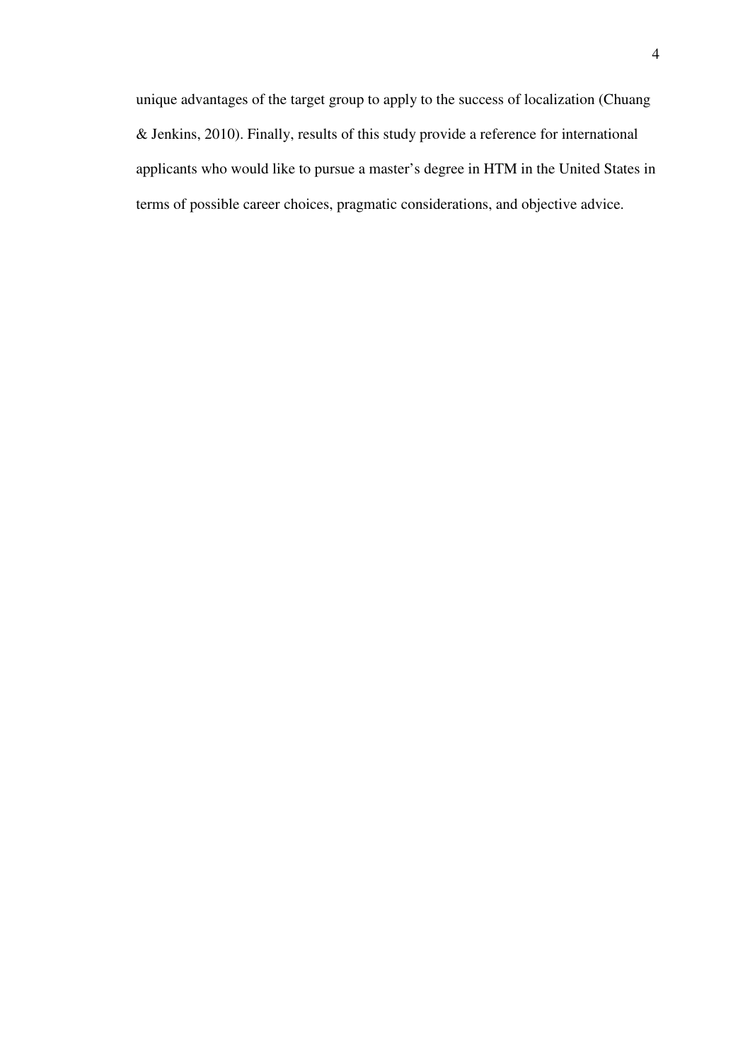unique advantages of the target group to apply to the success of localization (Chuang & Jenkins, 2010). Finally, results of this study provide a reference for international applicants who would like to pursue a master's degree in HTM in the United States in terms of possible career choices, pragmatic considerations, and objective advice.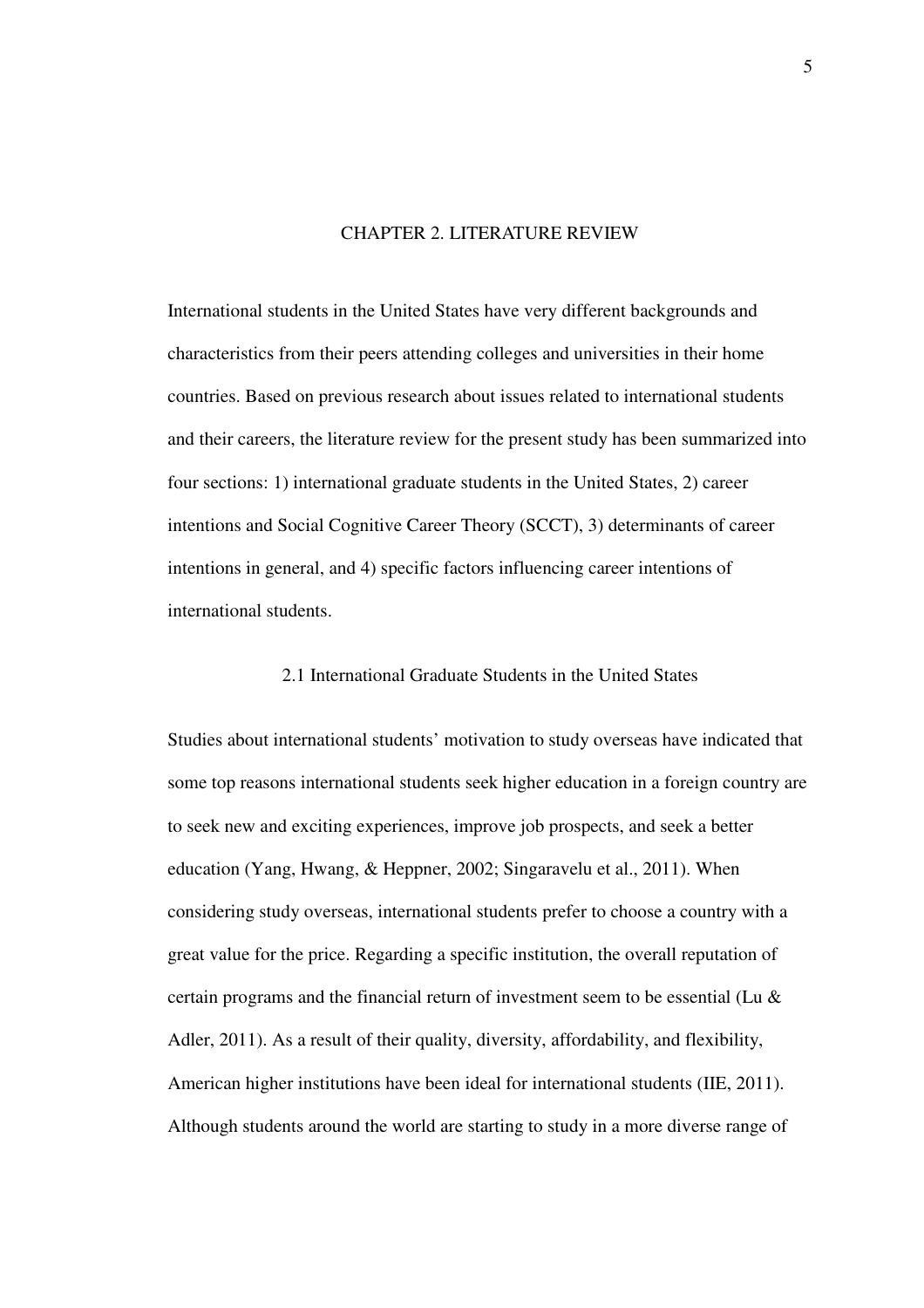# CHAPTER 2. LITERATURE REVIEW

International students in the United States have very different backgrounds and characteristics from their peers attending colleges and universities in their home countries. Based on previous research about issues related to international students and their careers, the literature review for the present study has been summarized into four sections: 1) international graduate students in the United States, 2) career intentions and Social Cognitive Career Theory (SCCT), 3) determinants of career intentions in general, and 4) specific factors influencing career intentions of international students.

## 2.1 International Graduate Students in the United States

Studies about international students' motivation to study overseas have indicated that some top reasons international students seek higher education in a foreign country are to seek new and exciting experiences, improve job prospects, and seek a better education (Yang, Hwang, & Heppner, 2002; Singaravelu et al., 2011). When considering study overseas, international students prefer to choose a country with a great value for the price. Regarding a specific institution, the overall reputation of certain programs and the financial return of investment seem to be essential (Lu & Adler, 2011). As a result of their quality, diversity, affordability, and flexibility, American higher institutions have been ideal for international students (IIE, 2011). Although students around the world are starting to study in a more diverse range of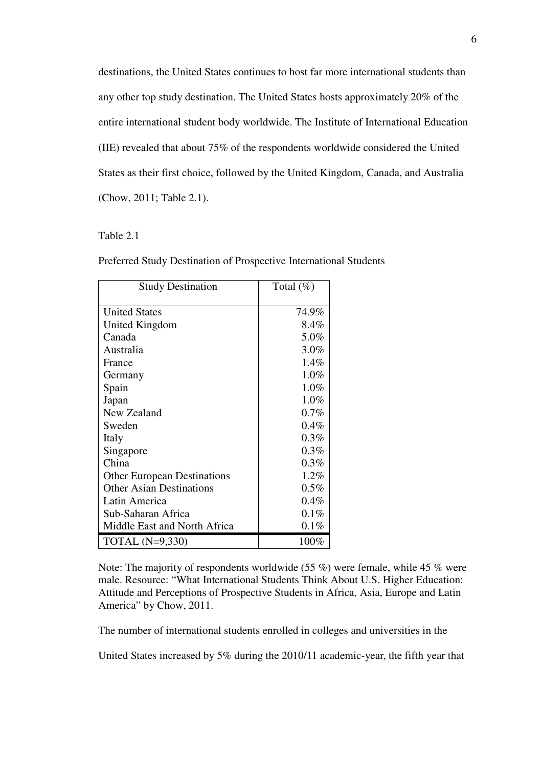destinations, the United States continues to host far more international students than any other top study destination. The United States hosts approximately 20% of the entire international student body worldwide. The Institute of International Education (IIE) revealed that about 75% of the respondents worldwide considered the United States as their first choice, followed by the United Kingdom, Canada, and Australia (Chow, 2011; Table 2.1).

Table 2.1

Preferred Study Destination of Prospective International Students

| Study Destination | Total (%) |
|---|---|
| United States | 74.9% |
| United Kingdom | 8.4% |
| Canada | 5.0% |
| Australia | 3.0% |
| France | 1.4% |
| Germany | 1.0% |
| Spain | 1.0% |
| Japan | 1.0% |
| New Zealand | 0.7% |
| Sweden | 0.4% |
| Italy | 0.3% |
| Singapore | 0.3% |
| China | 0.3% |
| Other European Destinations | 1.2% |
| Other Asian Destinations | 0.5% |
| Latin America | 0.4% |
| Sub-Saharan Africa | 0.1% |
| Middle East and North Africa | 0.1% |
| TOTAL (N=9,330) | 100% |

Note: The majority of respondents worldwide (55 %) were female, while 45 % were male. Resource: "What International Students Think About U.S. Higher Education: Attitude and Perceptions of Prospective Students in Africa, Asia, Europe and Latin America" by Chow, 2011.

The number of international students enrolled in colleges and universities in the United States increased by 5% during the 2010/11 academic-year, the fifth year that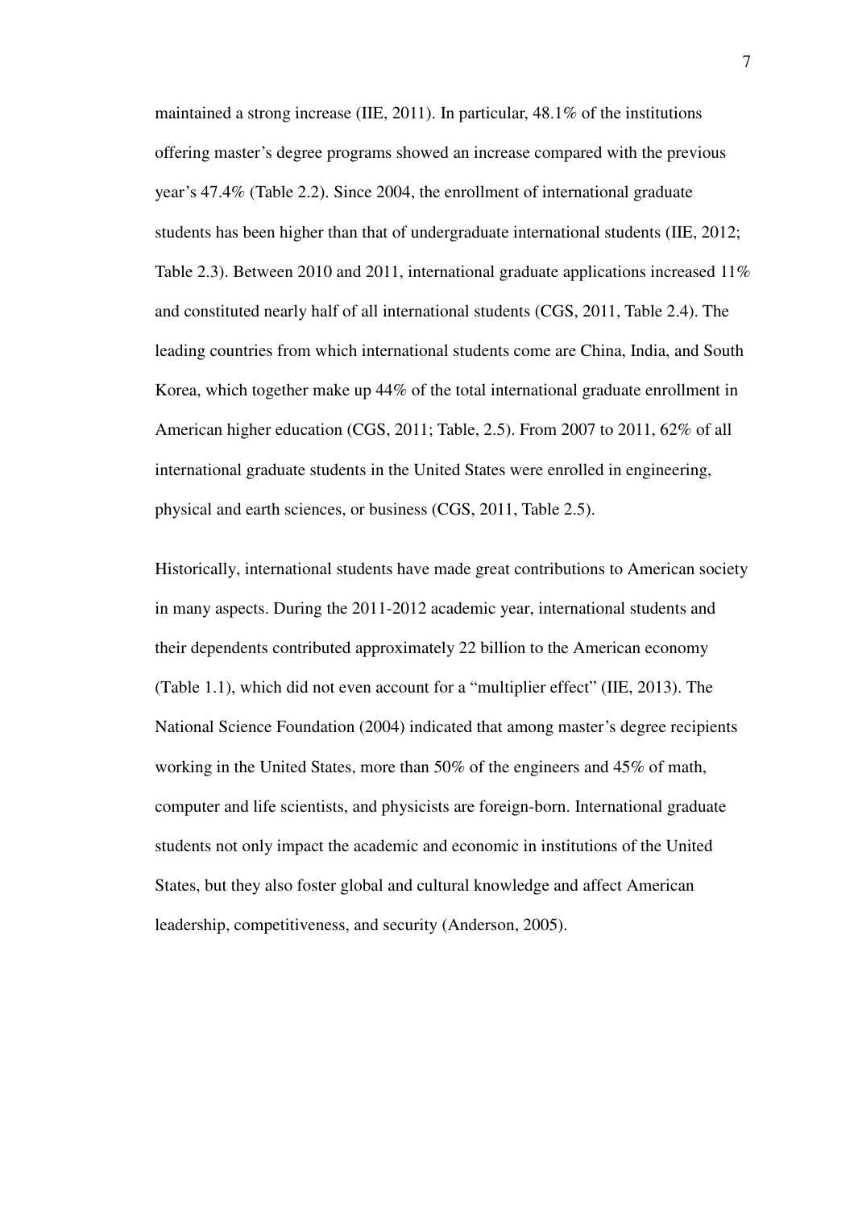maintained a strong increase (IIE, 2011). In particular, 48.1% of the institutions offering master's degree programs showed an increase compared with the previous year's 47.4% (Table 2.2). Since 2004, the enrollment of international graduate students has been higher than that of undergraduate international students (IIE, 2012; Table 2.3). Between 2010 and 2011, international graduate applications increased 11% and constituted nearly half of all international students (CGS, 2011, Table 2.4). The leading countries from which international students come are China, India, and South Korea, which together make up 44% of the total international graduate enrollment in American higher education (CGS, 2011; Table, 2.5). From 2007 to 2011, 62% of all international graduate students in the United States were enrolled in engineering, physical and earth sciences, or business (CGS, 2011, Table 2.5).

Historically, international students have made great contributions to American society in many aspects. During the 2011-2012 academic year, international students and their dependents contributed approximately 22 billion to the American economy (Table 1.1), which did not even account for a "multiplier effect" (IIE, 2013). The National Science Foundation (2004) indicated that among master's degree recipients working in the United States, more than 50% of the engineers and 45% of math, computer and life scientists, and physicists are foreign-born. International graduate students not only impact the academic and economic in institutions of the United States, but they also foster global and cultural knowledge and affect American leadership, competitiveness, and security (Anderson, 2005).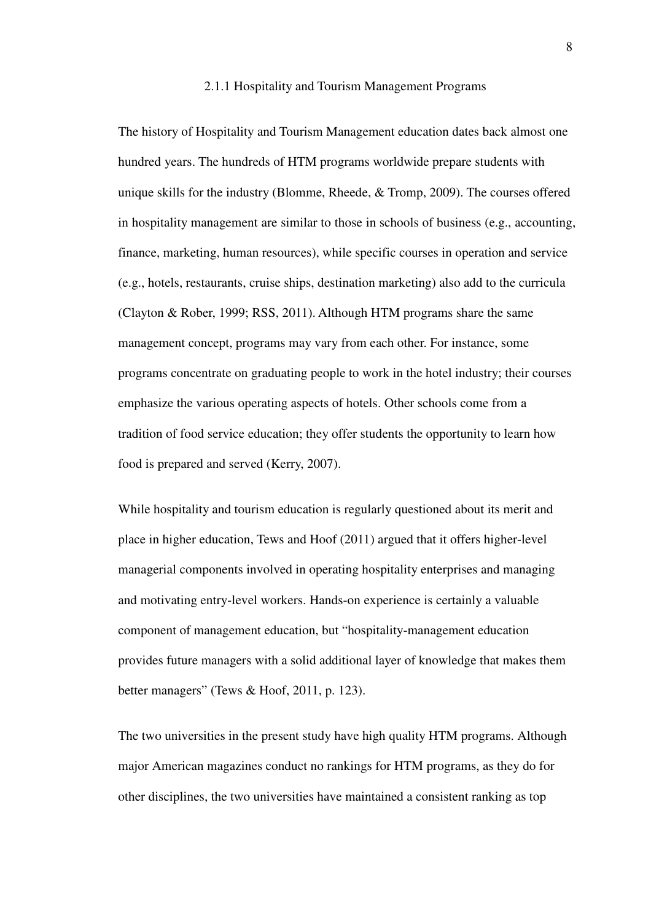### 2.1.1 Hospitality and Tourism Management Programs

The history of Hospitality and Tourism Management education dates back almost one hundred years. The hundreds of HTM programs worldwide prepare students with unique skills for the industry (Blomme, Rheede, & Tromp, 2009). The courses offered in hospitality management are similar to those in schools of business (e.g., accounting, finance, marketing, human resources), while specific courses in operation and service (e.g., hotels, restaurants, cruise ships, destination marketing) also add to the curricula (Clayton & Rober, 1999; RSS, 2011). Although HTM programs share the same management concept, programs may vary from each other. For instance, some programs concentrate on graduating people to work in the hotel industry; their courses emphasize the various operating aspects of hotels. Other schools come from a tradition of food service education; they offer students the opportunity to learn how food is prepared and served (Kerry, 2007).

While hospitality and tourism education is regularly questioned about its merit and place in higher education, Tews and Hoof (2011) argued that it offers higher-level managerial components involved in operating hospitality enterprises and managing and motivating entry-level workers. Hands-on experience is certainly a valuable component of management education, but "hospitality-management education provides future managers with a solid additional layer of knowledge that makes them better managers" (Tews & Hoof, 2011, p. 123).

The two universities in the present study have high quality HTM programs. Although major American magazines conduct no rankings for HTM programs, as they do for other disciplines, the two universities have maintained a consistent ranking as top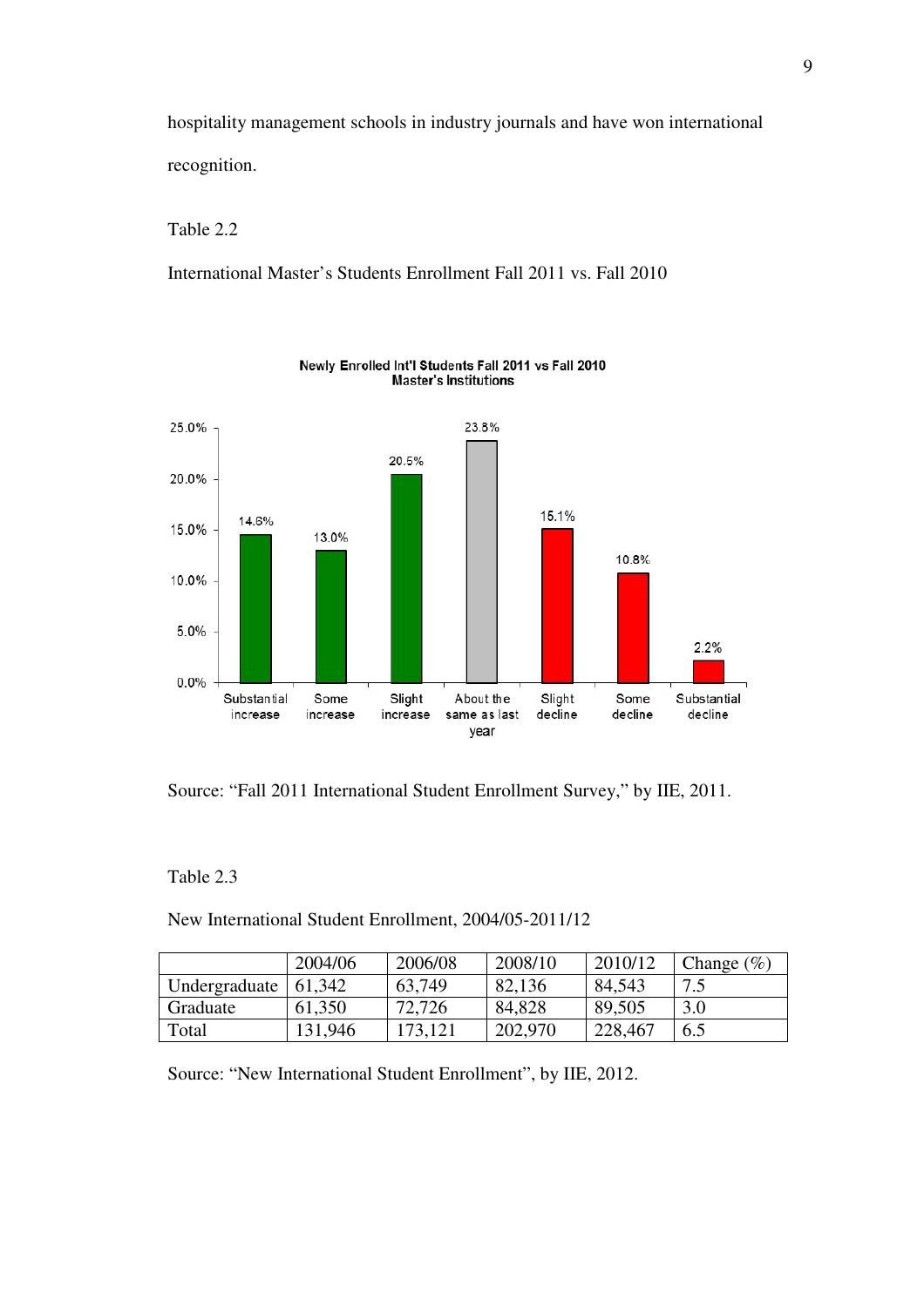hospitality management schools in industry journals and have won international recognition.

Table 2.2

International Master's Students Enrollment Fall 2011 vs. Fall 2010

Newly Enrolled Int'l Students Fall 2011 vs Fall 2010
Master's Institutions

25.0%
20.0%
15.0%
10.0%
5.0%
0.0%

14.6%
13.0%
20.5%
23.8%
15.1%
10.8%
2.2%

Substantial increase
Some increase
Slight increase
About the same as last year
Slight decline
Some decline
Substantial decline

Source: "Fall 2011 International Student Enrollment Survey," by IIE, 2011.

Table 2.3

New International Student Enrollment, 2004/05-2011/12

| | 2004/06 | 2006/08 | 2008/10 | 2010/12 | Change (%) |
|---|---|---|---|---|---|
| Undergraduate | 61,342 | 63,749 | 82,136 | 84,543 | 7.5 |
| Graduate | 61,350 | 72,726 | 84,828 | 89,505 | 3.0 |
| Total | 131,946 | 173,121 | 202,970 | 228,467 | 6.5 |

Source: "New International Student Enrollment", by IIE, 2012.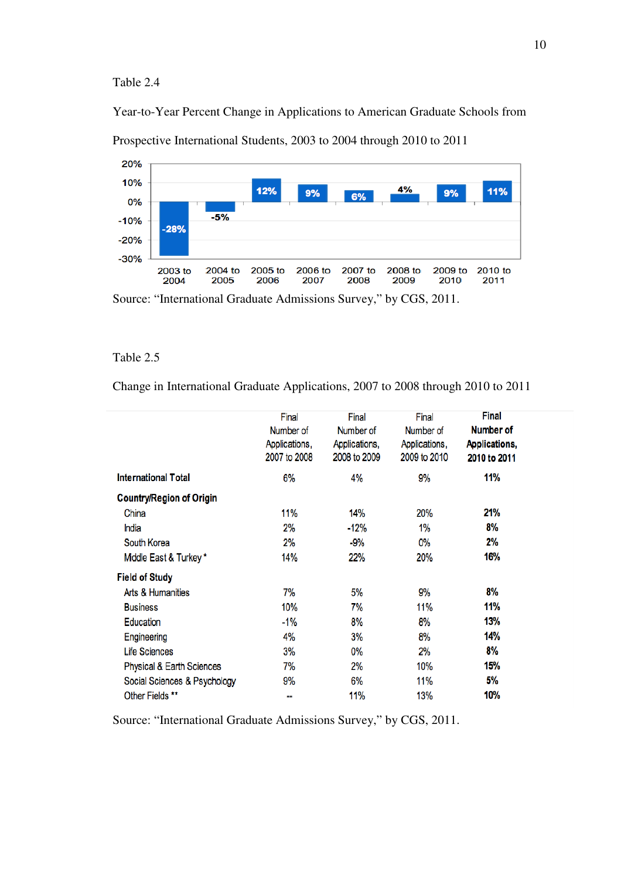Table 2.4

Year-to-Year Percent Change in Applications to American Graduate Schools from Prospective International Students, 2003 to 2004 through 2010 to 2011

20%
10%
0%
-10%
-20%
-30%

-28%
-5%
12%
9%
6%
4%
9%
11%

2003 to 2004
2004 to 2005
2005 to 2006
2006 to 2007
2007 to 2008
2008 to 2009
2009 to 2010
2010 to 2011

Source: "International Graduate Admissions Survey," by CGS, 2011.

Table 2.5

Change in International Graduate Applications, 2007 to 2008 through 2010 to 2011

| | Final Number of Applications, 2007 to 2008 | Final Number of Applications, 2008 to 2009 | Final Number of Applications, 2009 to 2010 | **Final Number of Applications, 2010 to 2011** |
|---|---|---|---|---|
| **International Total** | 6% | 4% | 9% | **11%** |
| **Country/Region of Origin** | | | | |
| China | 11% | 14% | 20% | **21%** |
| India | 2% | -12% | 1% | **8%** |
| South Korea | 2% | -9% | 0% | **2%** |
| Middle East & Turkey * | 14% | 22% | 20% | **16%** |
| **Field of Study** | | | | |
| Arts & Humanities | 7% | 5% | 9% | **8%** |
| Business | 10% | 7% | 11% | **11%** |
| Education | -1% | 8% | 8% | **13%** |
| Engineering | 4% | 3% | 8% | **14%** |
| Life Sciences | 3% | 0% | 2% | **8%** |
| Physical & Earth Sciences | 7% | 2% | 10% | **15%** |
| Social Sciences & Psychology | 9% | 6% | 11% | **5%** |
| Other Fields ** | -- | 11% | 13% | **10%** |

Source: "International Graduate Admissions Survey," by CGS, 2011.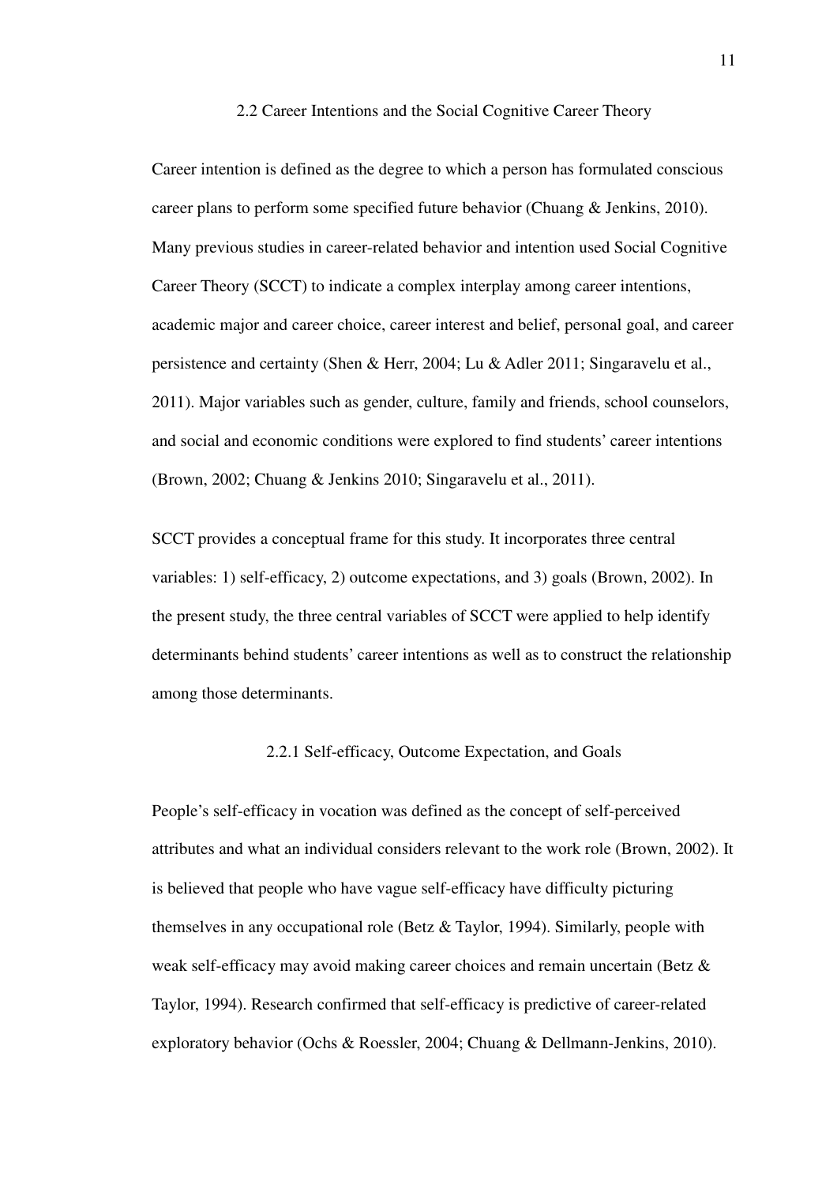## 2.2 Career Intentions and the Social Cognitive Career Theory

Career intention is defined as the degree to which a person has formulated conscious career plans to perform some specified future behavior (Chuang & Jenkins, 2010). Many previous studies in career-related behavior and intention used Social Cognitive Career Theory (SCCT) to indicate a complex interplay among career intentions, academic major and career choice, career interest and belief, personal goal, and career persistence and certainty (Shen & Herr, 2004; Lu & Adler 2011; Singaravelu et al., 2011). Major variables such as gender, culture, family and friends, school counselors, and social and economic conditions were explored to find students' career intentions (Brown, 2002; Chuang & Jenkins 2010; Singaravelu et al., 2011).

SCCT provides a conceptual frame for this study. It incorporates three central variables: 1) self-efficacy, 2) outcome expectations, and 3) goals (Brown, 2002). In the present study, the three central variables of SCCT were applied to help identify determinants behind students' career intentions as well as to construct the relationship among those determinants.

### 2.2.1 Self-efficacy, Outcome Expectation, and Goals

People's self-efficacy in vocation was defined as the concept of self-perceived attributes and what an individual considers relevant to the work role (Brown, 2002). It is believed that people who have vague self-efficacy have difficulty picturing themselves in any occupational role (Betz & Taylor, 1994). Similarly, people with weak self-efficacy may avoid making career choices and remain uncertain (Betz & Taylor, 1994). Research confirmed that self-efficacy is predictive of career-related exploratory behavior (Ochs & Roessler, 2004; Chuang & Dellmann-Jenkins, 2010).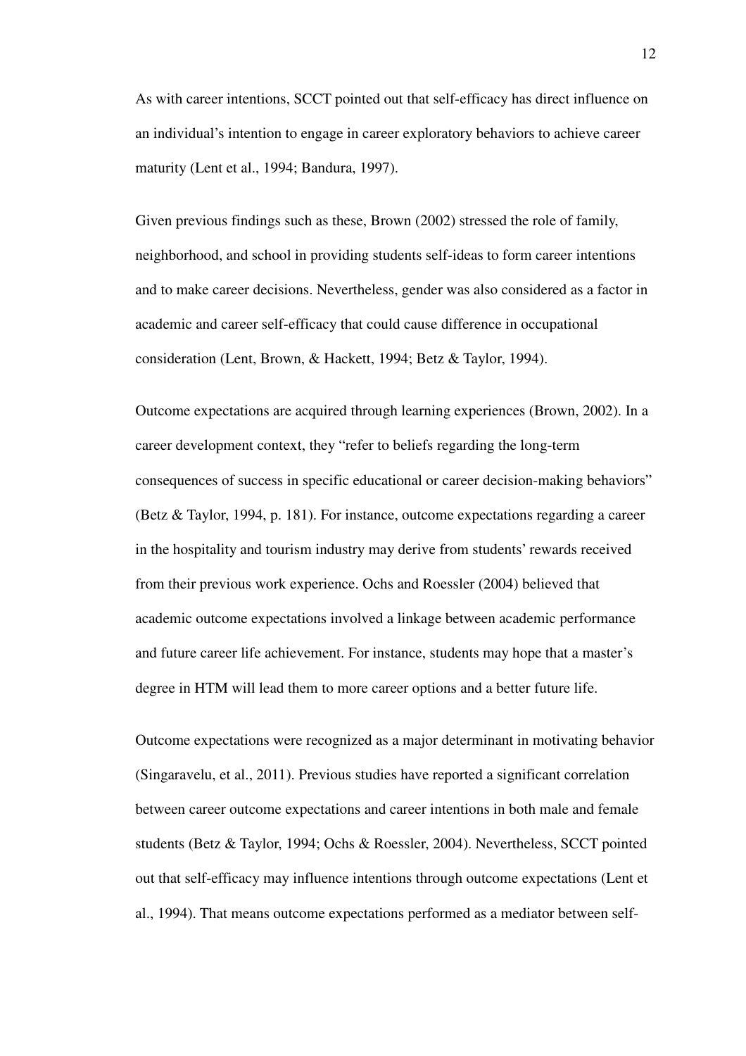As with career intentions, SCCT pointed out that self-efficacy has direct influence on an individual's intention to engage in career exploratory behaviors to achieve career maturity (Lent et al., 1994; Bandura, 1997).

Given previous findings such as these, Brown (2002) stressed the role of family, neighborhood, and school in providing students self-ideas to form career intentions and to make career decisions. Nevertheless, gender was also considered as a factor in academic and career self-efficacy that could cause difference in occupational consideration (Lent, Brown, & Hackett, 1994; Betz & Taylor, 1994).

Outcome expectations are acquired through learning experiences (Brown, 2002). In a career development context, they "refer to beliefs regarding the long-term consequences of success in specific educational or career decision-making behaviors" (Betz & Taylor, 1994, p. 181). For instance, outcome expectations regarding a career in the hospitality and tourism industry may derive from students' rewards received from their previous work experience. Ochs and Roessler (2004) believed that academic outcome expectations involved a linkage between academic performance and future career life achievement. For instance, students may hope that a master's degree in HTM will lead them to more career options and a better future life.

Outcome expectations were recognized as a major determinant in motivating behavior (Singaravelu, et al., 2011). Previous studies have reported a significant correlation between career outcome expectations and career intentions in both male and female students (Betz & Taylor, 1994; Ochs & Roessler, 2004). Nevertheless, SCCT pointed out that self-efficacy may influence intentions through outcome expectations (Lent et al., 1994). That means outcome expectations performed as a mediator between self-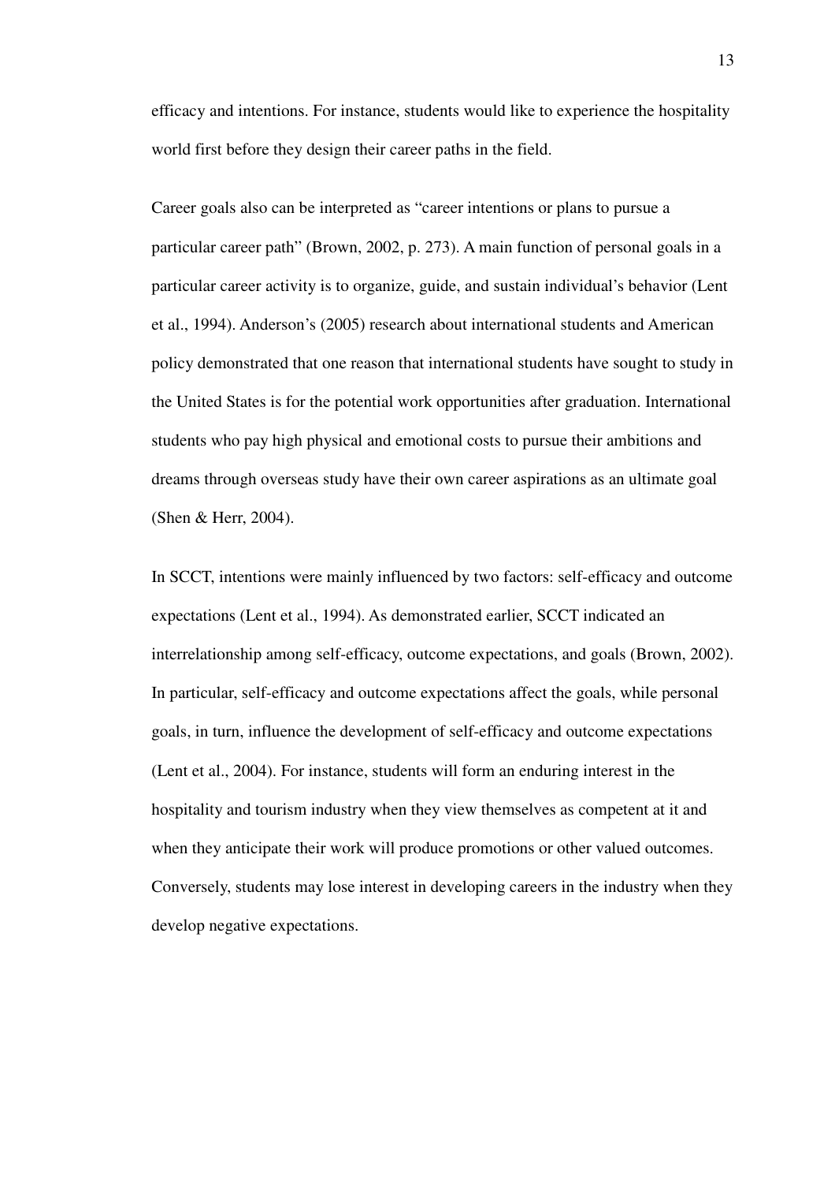efficacy and intentions. For instance, students would like to experience the hospitality world first before they design their career paths in the field.

Career goals also can be interpreted as "career intentions or plans to pursue a particular career path" (Brown, 2002, p. 273). A main function of personal goals in a particular career activity is to organize, guide, and sustain individual's behavior (Lent et al., 1994). Anderson's (2005) research about international students and American policy demonstrated that one reason that international students have sought to study in the United States is for the potential work opportunities after graduation. International students who pay high physical and emotional costs to pursue their ambitions and dreams through overseas study have their own career aspirations as an ultimate goal (Shen & Herr, 2004).

In SCCT, intentions were mainly influenced by two factors: self-efficacy and outcome expectations (Lent et al., 1994). As demonstrated earlier, SCCT indicated an interrelationship among self-efficacy, outcome expectations, and goals (Brown, 2002). In particular, self-efficacy and outcome expectations affect the goals, while personal goals, in turn, influence the development of self-efficacy and outcome expectations (Lent et al., 2004). For instance, students will form an enduring interest in the hospitality and tourism industry when they view themselves as competent at it and when they anticipate their work will produce promotions or other valued outcomes. Conversely, students may lose interest in developing careers in the industry when they develop negative expectations.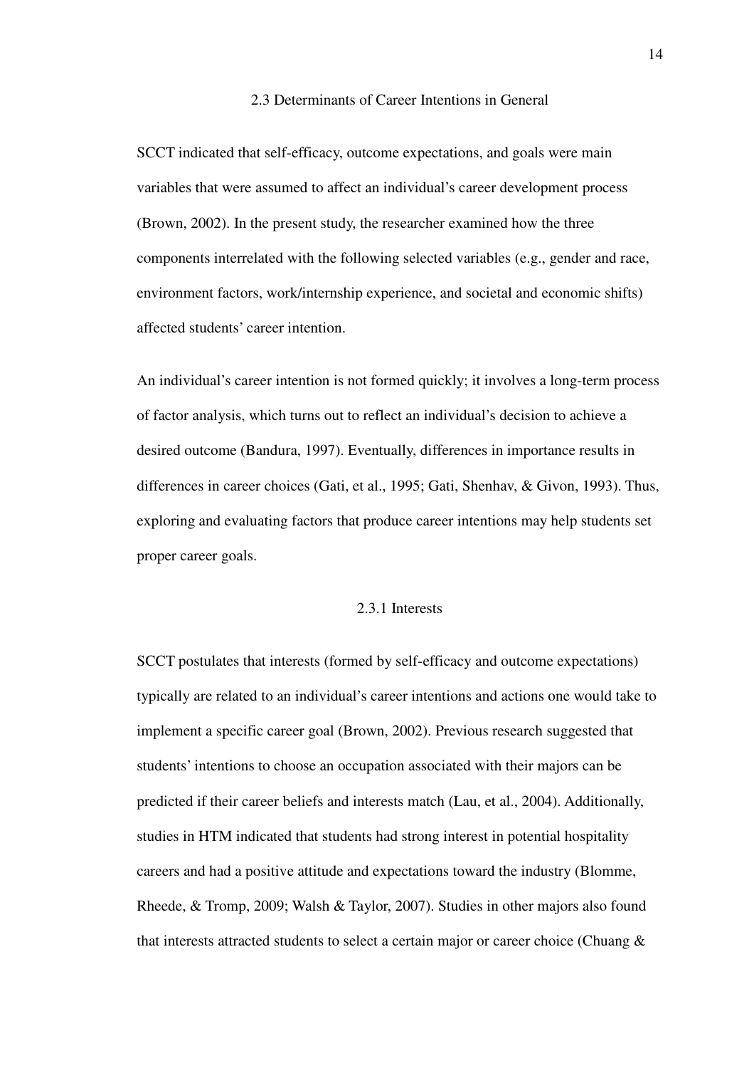## 2.3 Determinants of Career Intentions in General

SCCT indicated that self-efficacy, outcome expectations, and goals were main variables that were assumed to affect an individual's career development process (Brown, 2002). In the present study, the researcher examined how the three components interrelated with the following selected variables (e.g., gender and race, environment factors, work/internship experience, and societal and economic shifts) affected students' career intention.

An individual's career intention is not formed quickly; it involves a long-term process of factor analysis, which turns out to reflect an individual's decision to achieve a desired outcome (Bandura, 1997). Eventually, differences in importance results in differences in career choices (Gati, et al., 1995; Gati, Shenhav, & Givon, 1993). Thus, exploring and evaluating factors that produce career intentions may help students set proper career goals.

### 2.3.1 Interests

SCCT postulates that interests (formed by self-efficacy and outcome expectations) typically are related to an individual's career intentions and actions one would take to implement a specific career goal (Brown, 2002). Previous research suggested that students' intentions to choose an occupation associated with their majors can be predicted if their career beliefs and interests match (Lau, et al., 2004). Additionally, studies in HTM indicated that students had strong interest in potential hospitality careers and had a positive attitude and expectations toward the industry (Blomme, Rheede, & Tromp, 2009; Walsh & Taylor, 2007). Studies in other majors also found that interests attracted students to select a certain major or career choice (Chuang &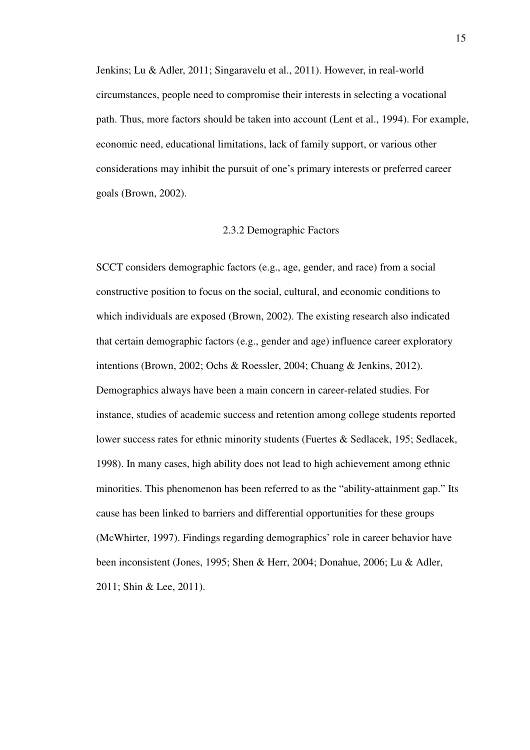Jenkins; Lu & Adler, 2011; Singaravelu et al., 2011). However, in real-world circumstances, people need to compromise their interests in selecting a vocational path. Thus, more factors should be taken into account (Lent et al., 1994). For example, economic need, educational limitations, lack of family support, or various other considerations may inhibit the pursuit of one's primary interests or preferred career goals (Brown, 2002).

### 2.3.2 Demographic Factors

SCCT considers demographic factors (e.g., age, gender, and race) from a social constructive position to focus on the social, cultural, and economic conditions to which individuals are exposed (Brown, 2002). The existing research also indicated that certain demographic factors (e.g., gender and age) influence career exploratory intentions (Brown, 2002; Ochs & Roessler, 2004; Chuang & Jenkins, 2012). Demographics always have been a main concern in career-related studies. For instance, studies of academic success and retention among college students reported lower success rates for ethnic minority students (Fuertes & Sedlacek, 195; Sedlacek, 1998). In many cases, high ability does not lead to high achievement among ethnic minorities. This phenomenon has been referred to as the "ability-attainment gap." Its cause has been linked to barriers and differential opportunities for these groups (McWhirter, 1997). Findings regarding demographics' role in career behavior have been inconsistent (Jones, 1995; Shen & Herr, 2004; Donahue, 2006; Lu & Adler, 2011; Shin & Lee, 2011).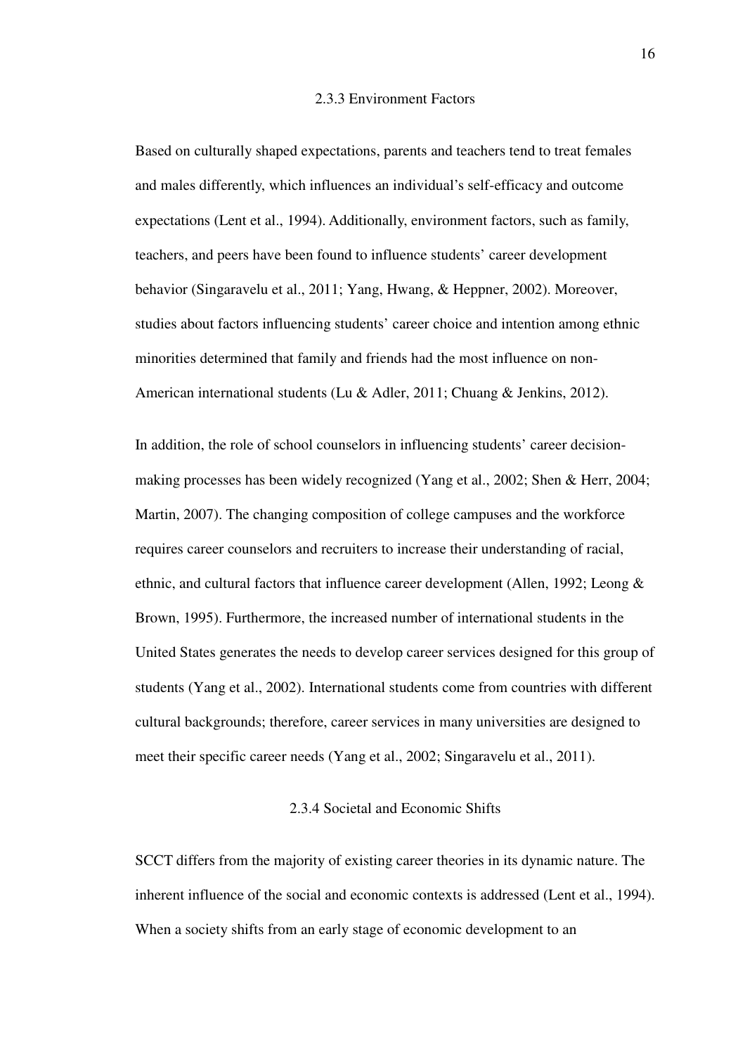### 2.3.3 Environment Factors

Based on culturally shaped expectations, parents and teachers tend to treat females and males differently, which influences an individual's self-efficacy and outcome expectations (Lent et al., 1994). Additionally, environment factors, such as family, teachers, and peers have been found to influence students' career development behavior (Singaravelu et al., 2011; Yang, Hwang, & Heppner, 2002). Moreover, studies about factors influencing students' career choice and intention among ethnic minorities determined that family and friends had the most influence on non-American international students (Lu & Adler, 2011; Chuang & Jenkins, 2012).

In addition, the role of school counselors in influencing students' career decision-making processes has been widely recognized (Yang et al., 2002; Shen & Herr, 2004; Martin, 2007). The changing composition of college campuses and the workforce requires career counselors and recruiters to increase their understanding of racial, ethnic, and cultural factors that influence career development (Allen, 1992; Leong & Brown, 1995). Furthermore, the increased number of international students in the United States generates the needs to develop career services designed for this group of students (Yang et al., 2002). International students come from countries with different cultural backgrounds; therefore, career services in many universities are designed to meet their specific career needs (Yang et al., 2002; Singaravelu et al., 2011).

### 2.3.4 Societal and Economic Shifts

SCCT differs from the majority of existing career theories in its dynamic nature. The inherent influence of the social and economic contexts is addressed (Lent et al., 1994). When a society shifts from an early stage of economic development to an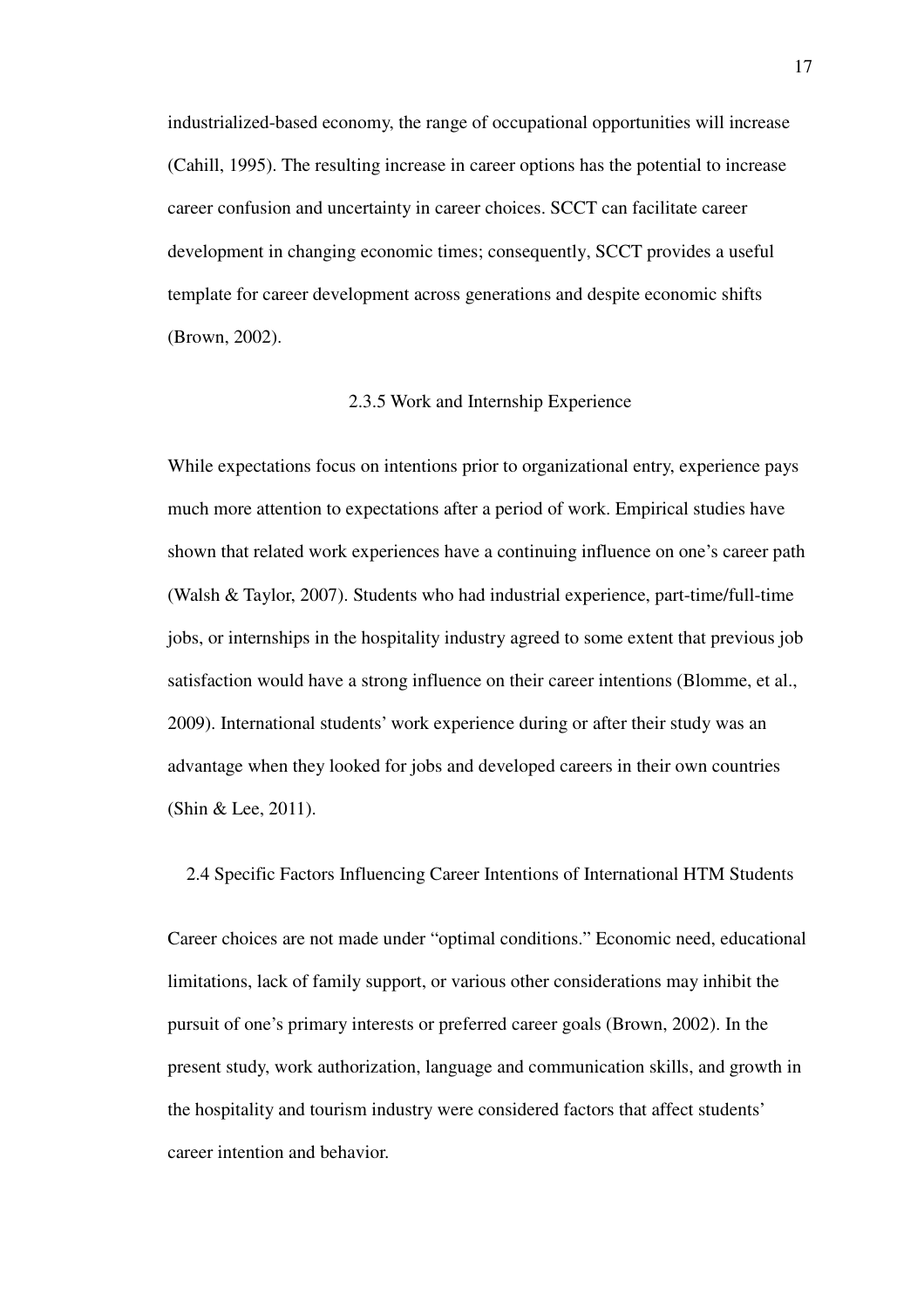industrialized-based economy, the range of occupational opportunities will increase (Cahill, 1995). The resulting increase in career options has the potential to increase career confusion and uncertainty in career choices. SCCT can facilitate career development in changing economic times; consequently, SCCT provides a useful template for career development across generations and despite economic shifts (Brown, 2002).

### 2.3.5 Work and Internship Experience

While expectations focus on intentions prior to organizational entry, experience pays much more attention to expectations after a period of work. Empirical studies have shown that related work experiences have a continuing influence on one's career path (Walsh & Taylor, 2007). Students who had industrial experience, part-time/full-time jobs, or internships in the hospitality industry agreed to some extent that previous job satisfaction would have a strong influence on their career intentions (Blomme, et al., 2009). International students' work experience during or after their study was an advantage when they looked for jobs and developed careers in their own countries (Shin & Lee, 2011).

## 2.4 Specific Factors Influencing Career Intentions of International HTM Students

Career choices are not made under "optimal conditions." Economic need, educational limitations, lack of family support, or various other considerations may inhibit the pursuit of one's primary interests or preferred career goals (Brown, 2002). In the present study, work authorization, language and communication skills, and growth in the hospitality and tourism industry were considered factors that affect students' career intention and behavior.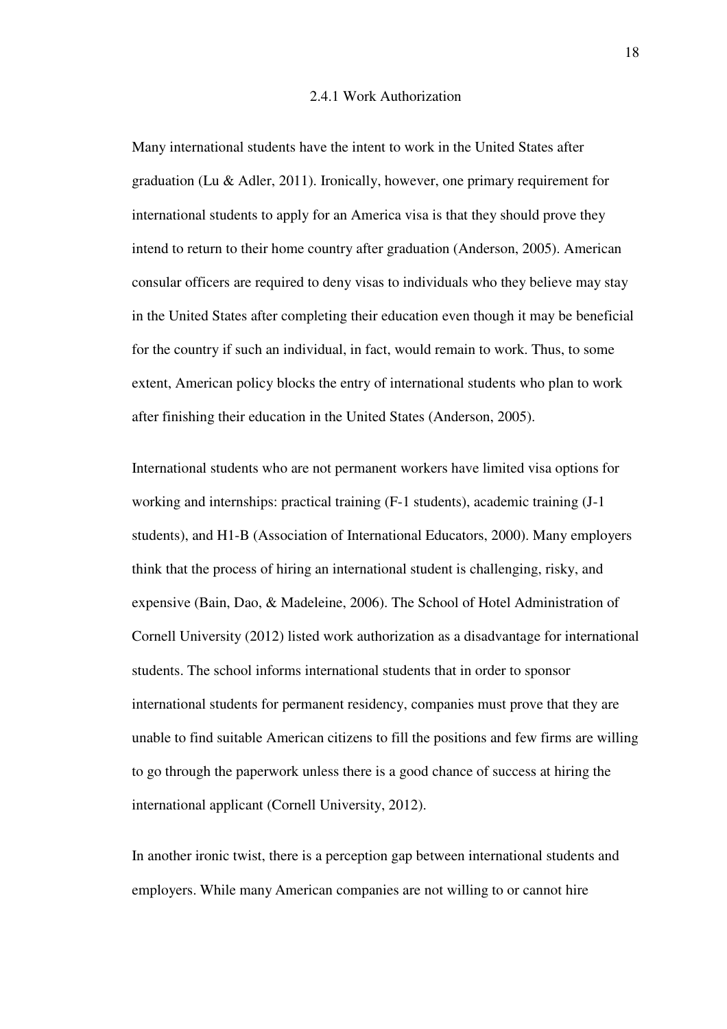### 2.4.1 Work Authorization

Many international students have the intent to work in the United States after graduation (Lu & Adler, 2011). Ironically, however, one primary requirement for international students to apply for an America visa is that they should prove they intend to return to their home country after graduation (Anderson, 2005). American consular officers are required to deny visas to individuals who they believe may stay in the United States after completing their education even though it may be beneficial for the country if such an individual, in fact, would remain to work. Thus, to some extent, American policy blocks the entry of international students who plan to work after finishing their education in the United States (Anderson, 2005).

International students who are not permanent workers have limited visa options for working and internships: practical training (F-1 students), academic training (J-1 students), and H1-B (Association of International Educators, 2000). Many employers think that the process of hiring an international student is challenging, risky, and expensive (Bain, Dao, & Madeleine, 2006). The School of Hotel Administration of Cornell University (2012) listed work authorization as a disadvantage for international students. The school informs international students that in order to sponsor international students for permanent residency, companies must prove that they are unable to find suitable American citizens to fill the positions and few firms are willing to go through the paperwork unless there is a good chance of success at hiring the international applicant (Cornell University, 2012).

In another ironic twist, there is a perception gap between international students and employers. While many American companies are not willing to or cannot hire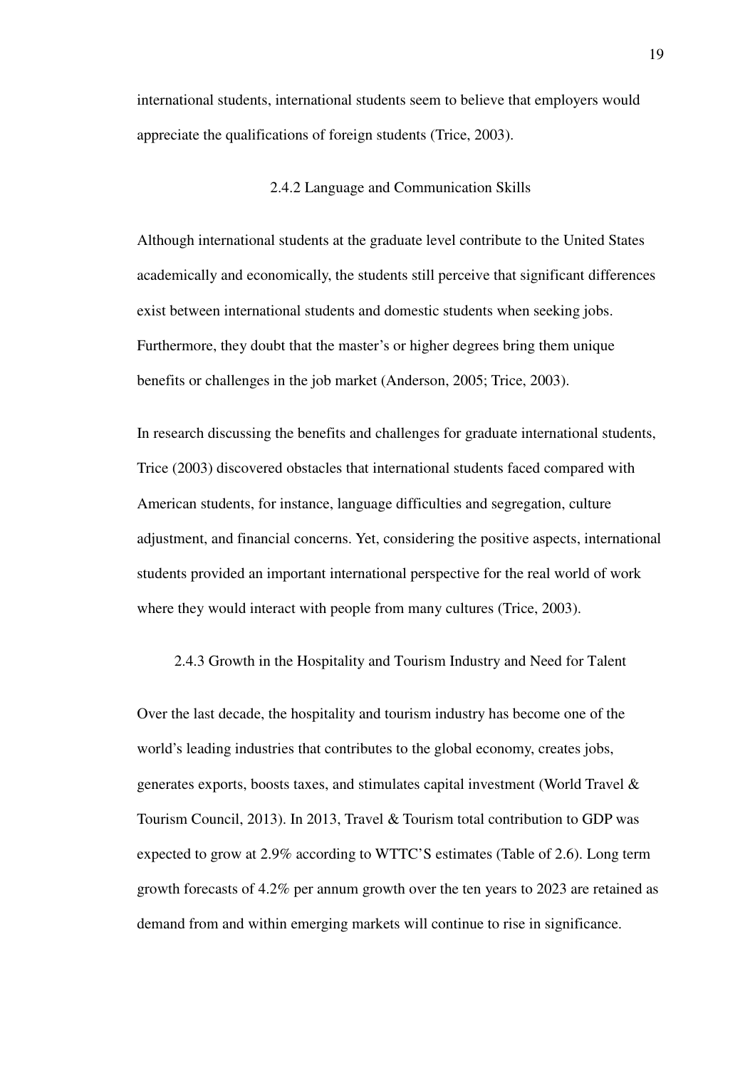international students, international students seem to believe that employers would appreciate the qualifications of foreign students (Trice, 2003).

### 2.4.2 Language and Communication Skills

Although international students at the graduate level contribute to the United States academically and economically, the students still perceive that significant differences exist between international students and domestic students when seeking jobs. Furthermore, they doubt that the master's or higher degrees bring them unique benefits or challenges in the job market (Anderson, 2005; Trice, 2003).

In research discussing the benefits and challenges for graduate international students, Trice (2003) discovered obstacles that international students faced compared with American students, for instance, language difficulties and segregation, culture adjustment, and financial concerns. Yet, considering the positive aspects, international students provided an important international perspective for the real world of work where they would interact with people from many cultures (Trice, 2003).

### 2.4.3 Growth in the Hospitality and Tourism Industry and Need for Talent

Over the last decade, the hospitality and tourism industry has become one of the world's leading industries that contributes to the global economy, creates jobs, generates exports, boosts taxes, and stimulates capital investment (World Travel & Tourism Council, 2013). In 2013, Travel & Tourism total contribution to GDP was expected to grow at 2.9% according to WTTC'S estimates (Table of 2.6). Long term growth forecasts of 4.2% per annum growth over the ten years to 2023 are retained as demand from and within emerging markets will continue to rise in significance.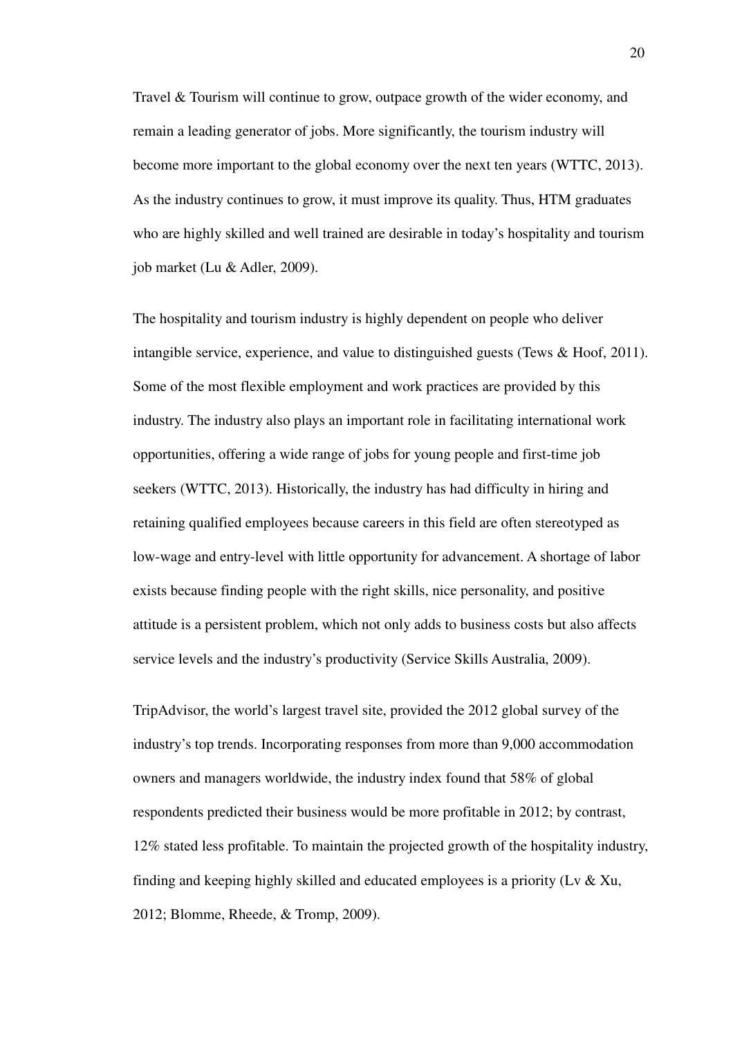Travel & Tourism will continue to grow, outpace growth of the wider economy, and remain a leading generator of jobs. More significantly, the tourism industry will become more important to the global economy over the next ten years (WTTC, 2013). As the industry continues to grow, it must improve its quality. Thus, HTM graduates who are highly skilled and well trained are desirable in today's hospitality and tourism job market (Lu & Adler, 2009).

The hospitality and tourism industry is highly dependent on people who deliver intangible service, experience, and value to distinguished guests (Tews & Hoof, 2011). Some of the most flexible employment and work practices are provided by this industry. The industry also plays an important role in facilitating international work opportunities, offering a wide range of jobs for young people and first-time job seekers (WTTC, 2013). Historically, the industry has had difficulty in hiring and retaining qualified employees because careers in this field are often stereotyped as low-wage and entry-level with little opportunity for advancement. A shortage of labor exists because finding people with the right skills, nice personality, and positive attitude is a persistent problem, which not only adds to business costs but also affects service levels and the industry's productivity (Service Skills Australia, 2009).

TripAdvisor, the world's largest travel site, provided the 2012 global survey of the industry's top trends. Incorporating responses from more than 9,000 accommodation owners and managers worldwide, the industry index found that 58% of global respondents predicted their business would be more profitable in 2012; by contrast, 12% stated less profitable. To maintain the projected growth of the hospitality industry, finding and keeping highly skilled and educated employees is a priority (Lv & Xu, 2012; Blomme, Rheede, & Tromp, 2009).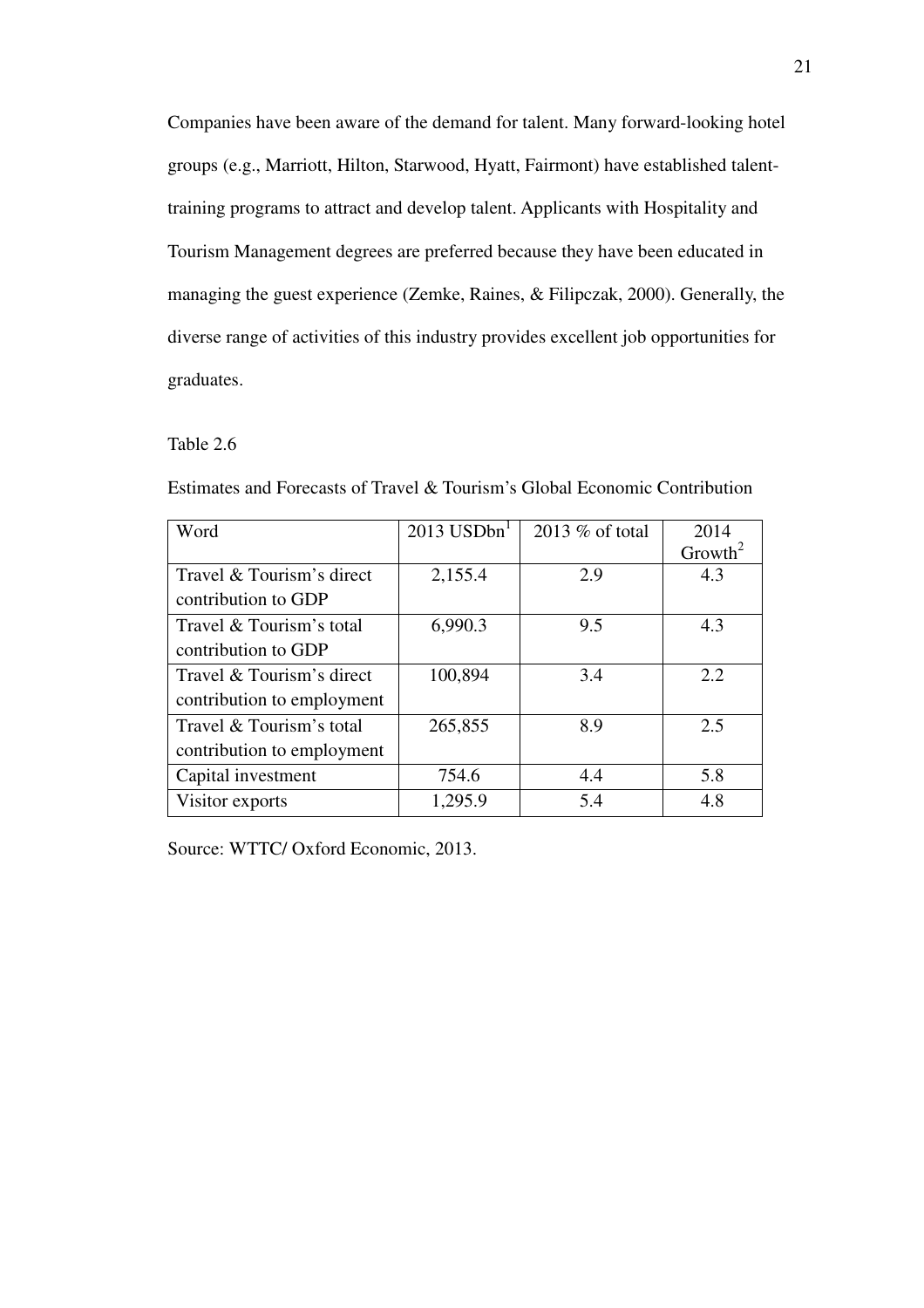Companies have been aware of the demand for talent. Many forward-looking hotel groups (e.g., Marriott, Hilton, Starwood, Hyatt, Fairmont) have established talent-training programs to attract and develop talent. Applicants with Hospitality and Tourism Management degrees are preferred because they have been educated in managing the guest experience (Zemke, Raines, & Filipczak, 2000). Generally, the diverse range of activities of this industry provides excellent job opportunities for graduates.

Table 2.6

Estimates and Forecasts of Travel & Tourism's Global Economic Contribution

| Word | 2013 USDbn[1] | 2013 % of total | 2014 Growth[2] |
|---|---|---|---|
| Travel & Tourism's direct contribution to GDP | 2,155.4 | 2.9 | 4.3 |
| Travel & Tourism's total contribution to GDP | 6,990.3 | 9.5 | 4.3 |
| Travel & Tourism's direct contribution to employment | 100,894 | 3.4 | 2.2 |
| Travel & Tourism's total contribution to employment | 265,855 | 8.9 | 2.5 |
| Capital investment | 754.6 | 4.4 | 5.8 |
| Visitor exports | 1,295.9 | 5.4 | 4.8 |

Source: WTTC/ Oxford Economic, 2013.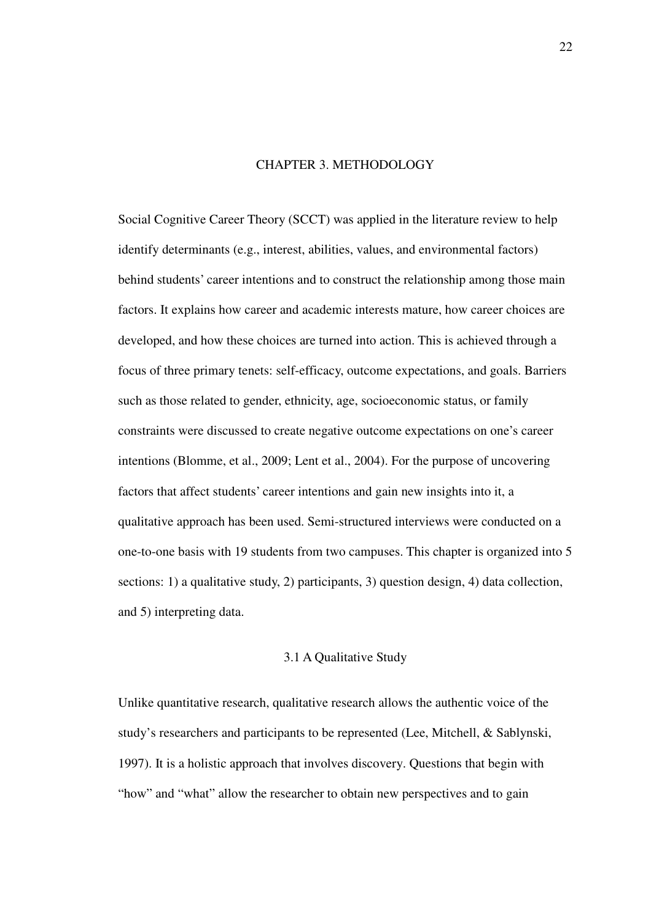# CHAPTER 3. METHODOLOGY

Social Cognitive Career Theory (SCCT) was applied in the literature review to help identify determinants (e.g., interest, abilities, values, and environmental factors) behind students' career intentions and to construct the relationship among those main factors. It explains how career and academic interests mature, how career choices are developed, and how these choices are turned into action. This is achieved through a focus of three primary tenets: self-efficacy, outcome expectations, and goals. Barriers such as those related to gender, ethnicity, age, socioeconomic status, or family constraints were discussed to create negative outcome expectations on one's career intentions (Blomme, et al., 2009; Lent et al., 2004). For the purpose of uncovering factors that affect students' career intentions and gain new insights into it, a qualitative approach has been used. Semi-structured interviews were conducted on a one-to-one basis with 19 students from two campuses. This chapter is organized into 5 sections: 1) a qualitative study, 2) participants, 3) question design, 4) data collection, and 5) interpreting data.

## 3.1 A Qualitative Study

Unlike quantitative research, qualitative research allows the authentic voice of the study's researchers and participants to be represented (Lee, Mitchell, & Sablynski, 1997). It is a holistic approach that involves discovery. Questions that begin with "how" and "what" allow the researcher to obtain new perspectives and to gain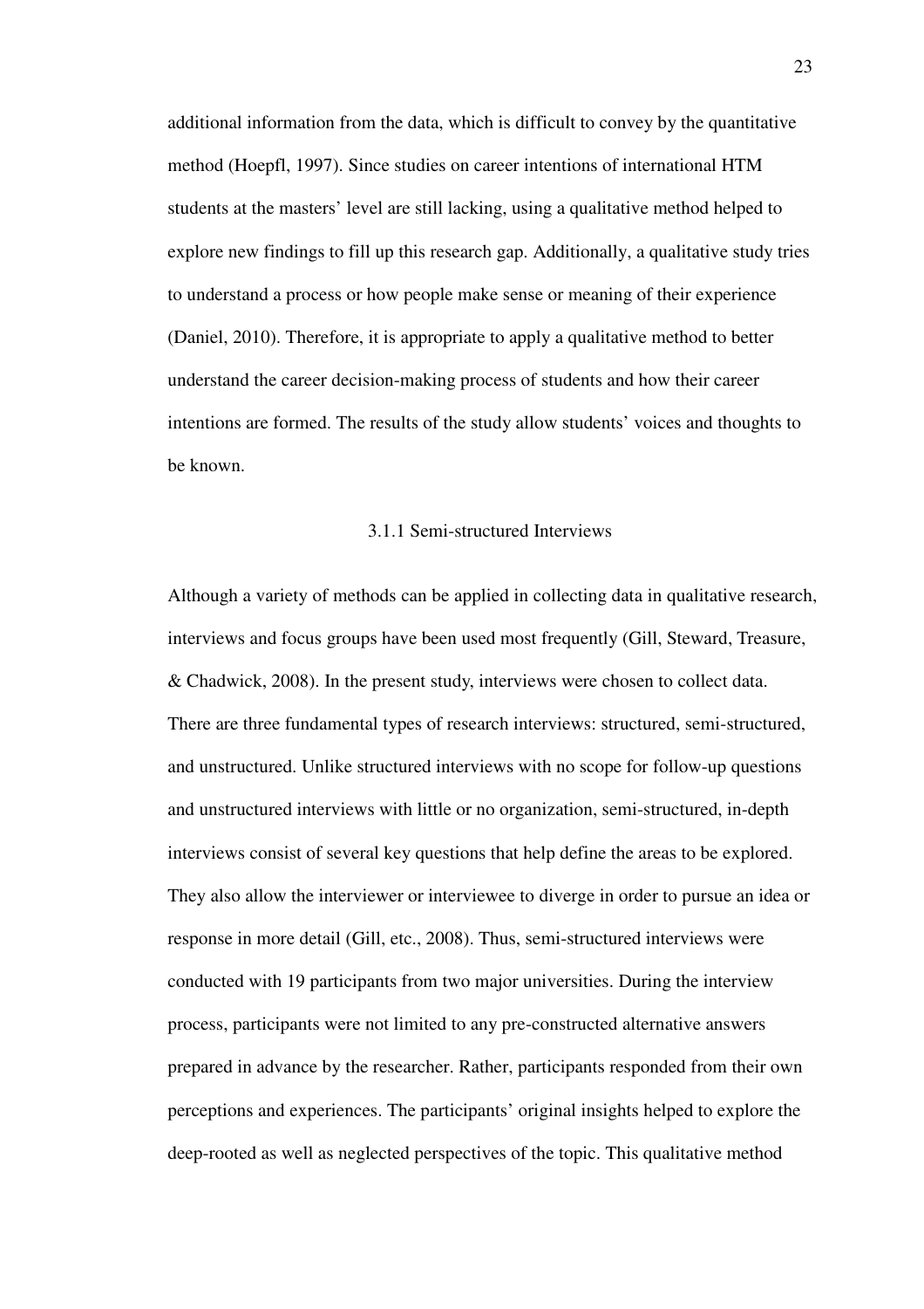additional information from the data, which is difficult to convey by the quantitative method (Hoepfl, 1997). Since studies on career intentions of international HTM students at the masters' level are still lacking, using a qualitative method helped to explore new findings to fill up this research gap. Additionally, a qualitative study tries to understand a process or how people make sense or meaning of their experience (Daniel, 2010). Therefore, it is appropriate to apply a qualitative method to better understand the career decision-making process of students and how their career intentions are formed. The results of the study allow students' voices and thoughts to be known.

### 3.1.1 Semi-structured Interviews

Although a variety of methods can be applied in collecting data in qualitative research, interviews and focus groups have been used most frequently (Gill, Steward, Treasure, & Chadwick, 2008). In the present study, interviews were chosen to collect data. There are three fundamental types of research interviews: structured, semi-structured, and unstructured. Unlike structured interviews with no scope for follow-up questions and unstructured interviews with little or no organization, semi-structured, in-depth interviews consist of several key questions that help define the areas to be explored. They also allow the interviewer or interviewee to diverge in order to pursue an idea or response in more detail (Gill, etc., 2008). Thus, semi-structured interviews were conducted with 19 participants from two major universities. During the interview process, participants were not limited to any pre-constructed alternative answers prepared in advance by the researcher. Rather, participants responded from their own perceptions and experiences. The participants' original insights helped to explore the deep-rooted as well as neglected perspectives of the topic. This qualitative method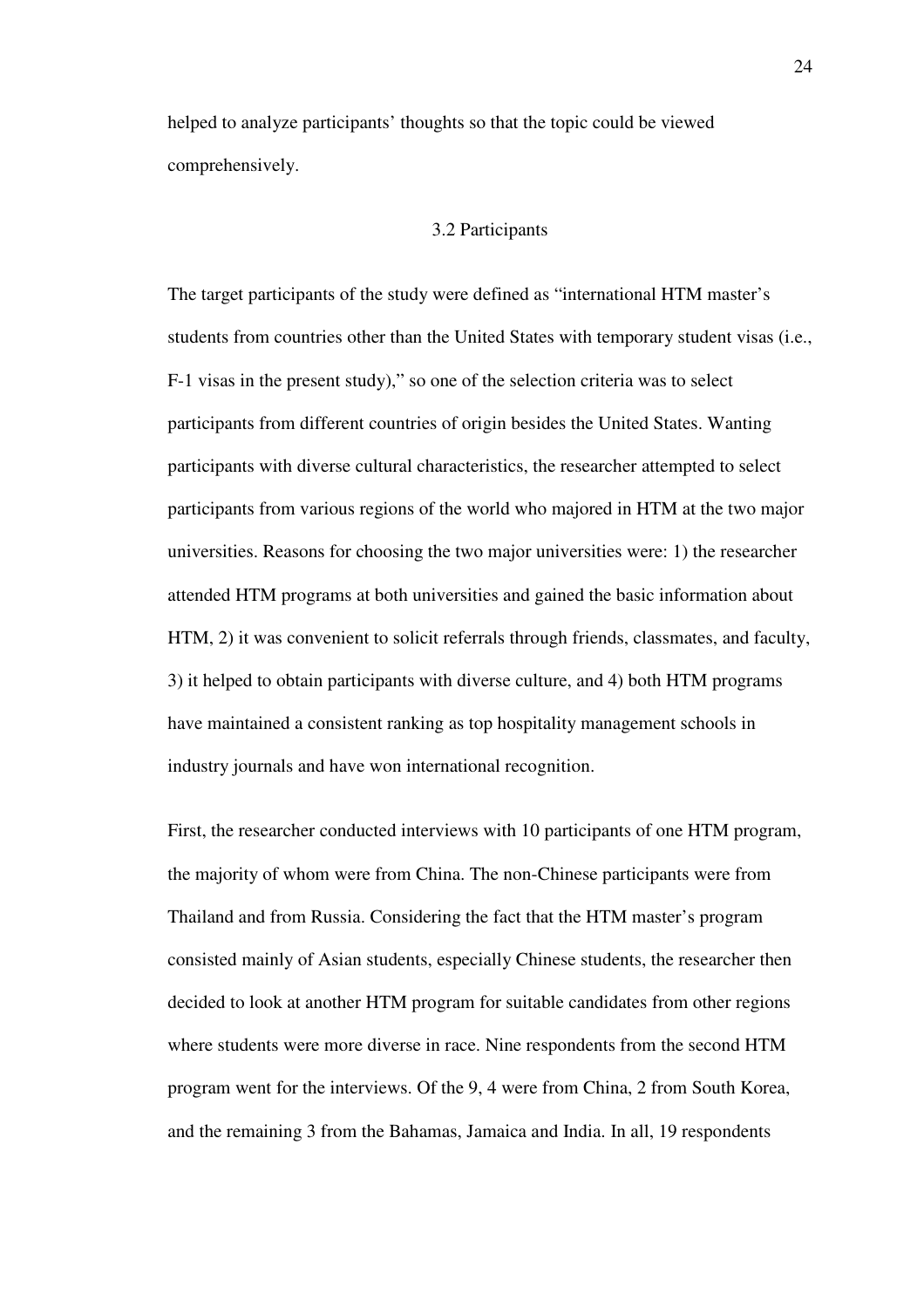helped to analyze participants' thoughts so that the topic could be viewed comprehensively.

## 3.2 Participants

The target participants of the study were defined as "international HTM master's students from countries other than the United States with temporary student visas (i.e., F-1 visas in the present study)," so one of the selection criteria was to select participants from different countries of origin besides the United States. Wanting participants with diverse cultural characteristics, the researcher attempted to select participants from various regions of the world who majored in HTM at the two major universities. Reasons for choosing the two major universities were: 1) the researcher attended HTM programs at both universities and gained the basic information about HTM, 2) it was convenient to solicit referrals through friends, classmates, and faculty, 3) it helped to obtain participants with diverse culture, and 4) both HTM programs have maintained a consistent ranking as top hospitality management schools in industry journals and have won international recognition.

First, the researcher conducted interviews with 10 participants of one HTM program, the majority of whom were from China. The non-Chinese participants were from Thailand and from Russia. Considering the fact that the HTM master's program consisted mainly of Asian students, especially Chinese students, the researcher then decided to look at another HTM program for suitable candidates from other regions where students were more diverse in race. Nine respondents from the second HTM program went for the interviews. Of the 9, 4 were from China, 2 from South Korea, and the remaining 3 from the Bahamas, Jamaica and India. In all, 19 respondents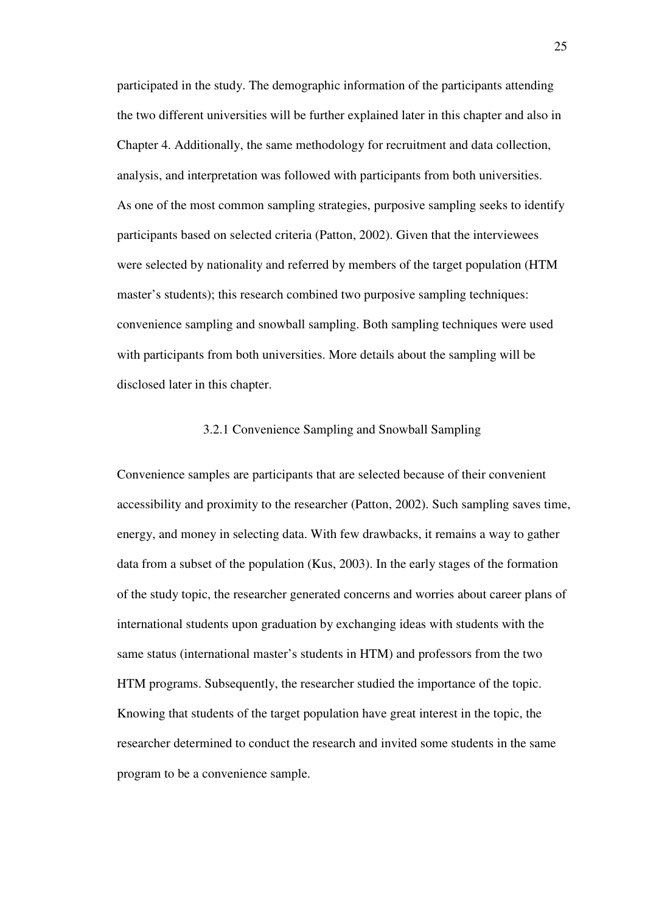participated in the study. The demographic information of the participants attending the two different universities will be further explained later in this chapter and also in Chapter 4. Additionally, the same methodology for recruitment and data collection, analysis, and interpretation was followed with participants from both universities.

As one of the most common sampling strategies, purposive sampling seeks to identify participants based on selected criteria (Patton, 2002). Given that the interviewees were selected by nationality and referred by members of the target population (HTM master's students); this research combined two purposive sampling techniques: convenience sampling and snowball sampling. Both sampling techniques were used with participants from both universities. More details about the sampling will be disclosed later in this chapter.

### 3.2.1 Convenience Sampling and Snowball Sampling

Convenience samples are participants that are selected because of their convenient accessibility and proximity to the researcher (Patton, 2002). Such sampling saves time, energy, and money in selecting data. With few drawbacks, it remains a way to gather data from a subset of the population (Kus, 2003). In the early stages of the formation of the study topic, the researcher generated concerns and worries about career plans of international students upon graduation by exchanging ideas with students with the same status (international master's students in HTM) and professors from the two HTM programs. Subsequently, the researcher studied the importance of the topic. Knowing that students of the target population have great interest in the topic, the researcher determined to conduct the research and invited some students in the same program to be a convenience sample.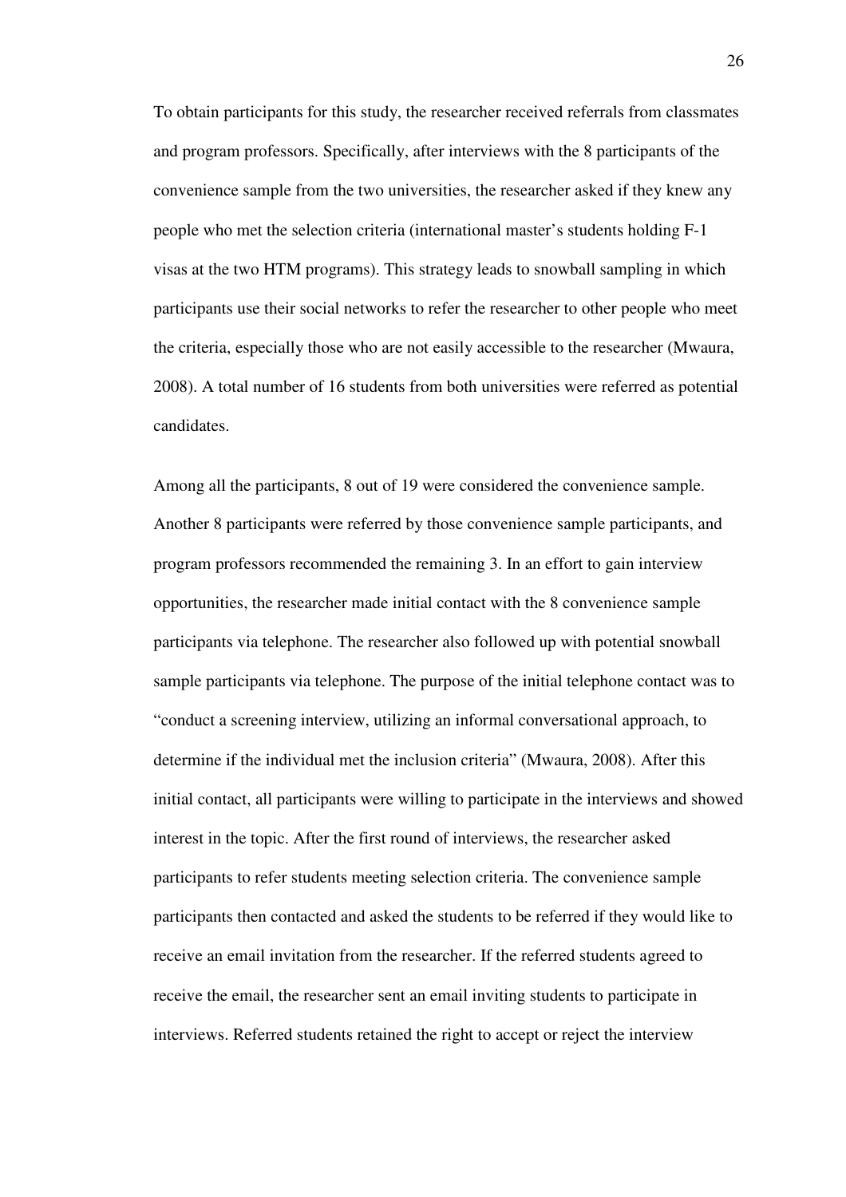To obtain participants for this study, the researcher received referrals from classmates and program professors. Specifically, after interviews with the 8 participants of the convenience sample from the two universities, the researcher asked if they knew any people who met the selection criteria (international master's students holding F-1 visas at the two HTM programs). This strategy leads to snowball sampling in which participants use their social networks to refer the researcher to other people who meet the criteria, especially those who are not easily accessible to the researcher (Mwaura, 2008). A total number of 16 students from both universities were referred as potential candidates.

Among all the participants, 8 out of 19 were considered the convenience sample. Another 8 participants were referred by those convenience sample participants, and program professors recommended the remaining 3. In an effort to gain interview opportunities, the researcher made initial contact with the 8 convenience sample participants via telephone. The researcher also followed up with potential snowball sample participants via telephone. The purpose of the initial telephone contact was to "conduct a screening interview, utilizing an informal conversational approach, to determine if the individual met the inclusion criteria" (Mwaura, 2008). After this initial contact, all participants were willing to participate in the interviews and showed interest in the topic. After the first round of interviews, the researcher asked participants to refer students meeting selection criteria. The convenience sample participants then contacted and asked the students to be referred if they would like to receive an email invitation from the researcher. If the referred students agreed to receive the email, the researcher sent an email inviting students to participate in interviews. Referred students retained the right to accept or reject the interview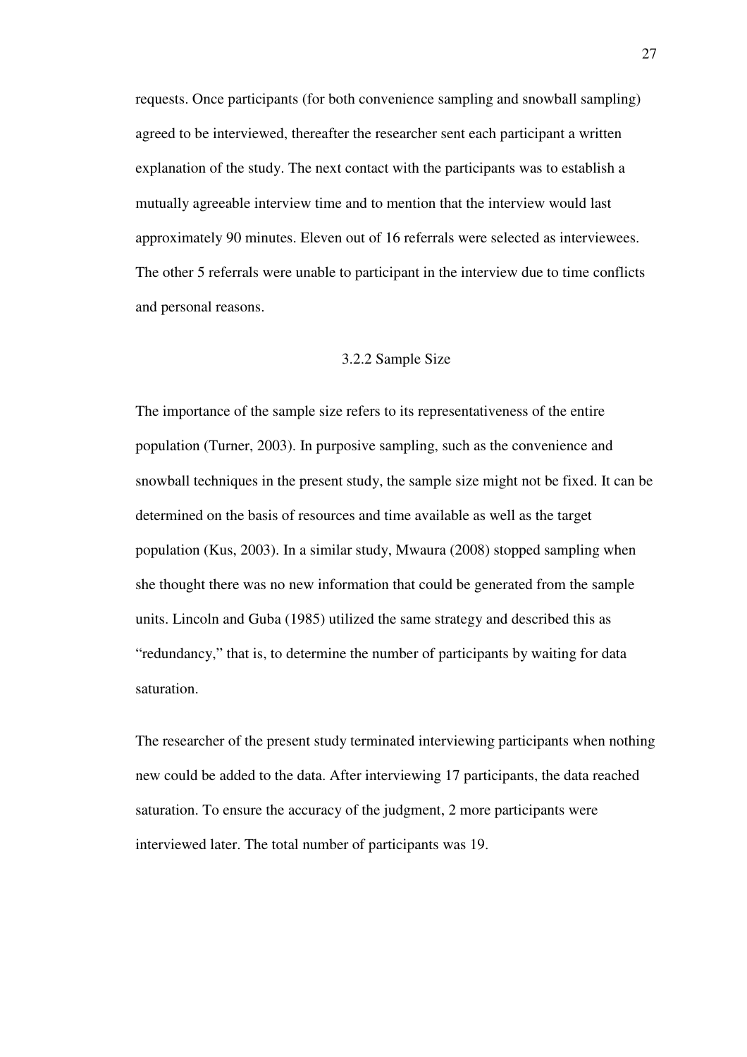requests. Once participants (for both convenience sampling and snowball sampling) agreed to be interviewed, thereafter the researcher sent each participant a written explanation of the study. The next contact with the participants was to establish a mutually agreeable interview time and to mention that the interview would last approximately 90 minutes. Eleven out of 16 referrals were selected as interviewees. The other 5 referrals were unable to participant in the interview due to time conflicts and personal reasons.

### 3.2.2 Sample Size

The importance of the sample size refers to its representativeness of the entire population (Turner, 2003). In purposive sampling, such as the convenience and snowball techniques in the present study, the sample size might not be fixed. It can be determined on the basis of resources and time available as well as the target population (Kus, 2003). In a similar study, Mwaura (2008) stopped sampling when she thought there was no new information that could be generated from the sample units. Lincoln and Guba (1985) utilized the same strategy and described this as "redundancy," that is, to determine the number of participants by waiting for data saturation.

The researcher of the present study terminated interviewing participants when nothing new could be added to the data. After interviewing 17 participants, the data reached saturation. To ensure the accuracy of the judgment, 2 more participants were interviewed later. The total number of participants was 19.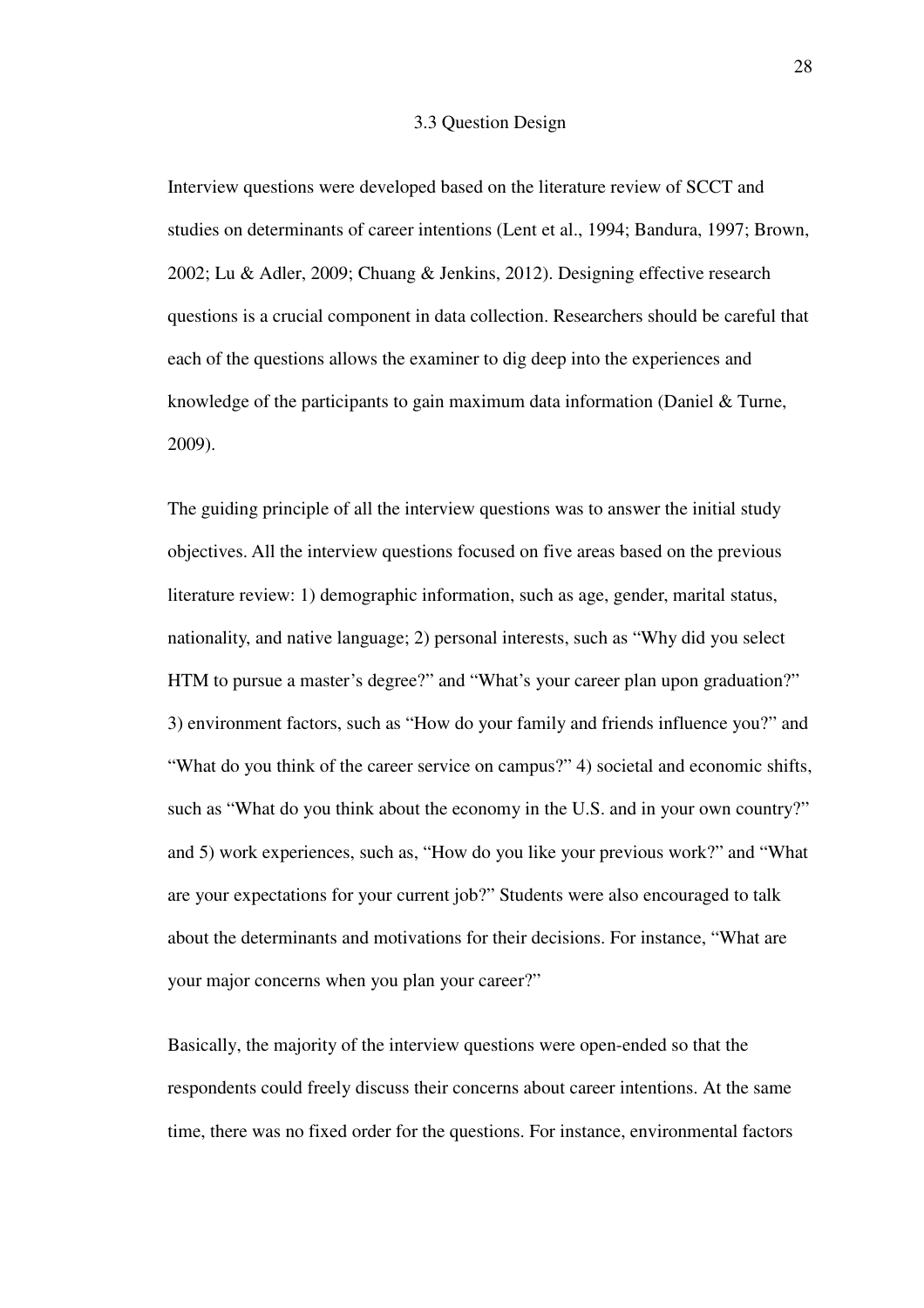### 3.3 Question Design

Interview questions were developed based on the literature review of SCCT and studies on determinants of career intentions (Lent et al., 1994; Bandura, 1997; Brown, 2002; Lu & Adler, 2009; Chuang & Jenkins, 2012). Designing effective research questions is a crucial component in data collection. Researchers should be careful that each of the questions allows the examiner to dig deep into the experiences and knowledge of the participants to gain maximum data information (Daniel & Turne, 2009).

The guiding principle of all the interview questions was to answer the initial study objectives. All the interview questions focused on five areas based on the previous literature review: 1) demographic information, such as age, gender, marital status, nationality, and native language; 2) personal interests, such as "Why did you select HTM to pursue a master's degree?" and "What's your career plan upon graduation?" 3) environment factors, such as "How do your family and friends influence you?" and "What do you think of the career service on campus?" 4) societal and economic shifts, such as "What do you think about the economy in the U.S. and in your own country?" and 5) work experiences, such as, "How do you like your previous work?" and "What are your expectations for your current job?" Students were also encouraged to talk about the determinants and motivations for their decisions. For instance, "What are your major concerns when you plan your career?"

Basically, the majority of the interview questions were open-ended so that the respondents could freely discuss their concerns about career intentions. At the same time, there was no fixed order for the questions. For instance, environmental factors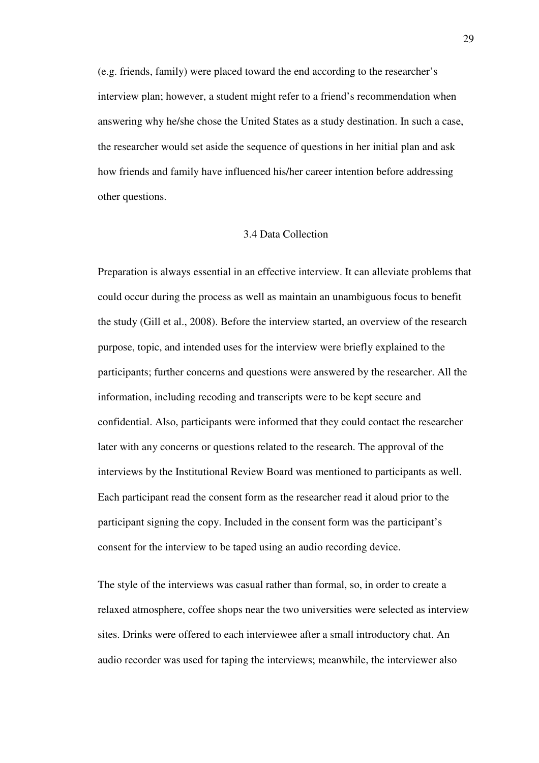(e.g. friends, family) were placed toward the end according to the researcher's interview plan; however, a student might refer to a friend's recommendation when answering why he/she chose the United States as a study destination. In such a case, the researcher would set aside the sequence of questions in her initial plan and ask how friends and family have influenced his/her career intention before addressing other questions.

### 3.4 Data Collection

Preparation is always essential in an effective interview. It can alleviate problems that could occur during the process as well as maintain an unambiguous focus to benefit the study (Gill et al., 2008). Before the interview started, an overview of the research purpose, topic, and intended uses for the interview were briefly explained to the participants; further concerns and questions were answered by the researcher. All the information, including recoding and transcripts were to be kept secure and confidential. Also, participants were informed that they could contact the researcher later with any concerns or questions related to the research. The approval of the interviews by the Institutional Review Board was mentioned to participants as well. Each participant read the consent form as the researcher read it aloud prior to the participant signing the copy. Included in the consent form was the participant's consent for the interview to be taped using an audio recording device.

The style of the interviews was casual rather than formal, so, in order to create a relaxed atmosphere, coffee shops near the two universities were selected as interview sites. Drinks were offered to each interviewee after a small introductory chat. An audio recorder was used for taping the interviews; meanwhile, the interviewer also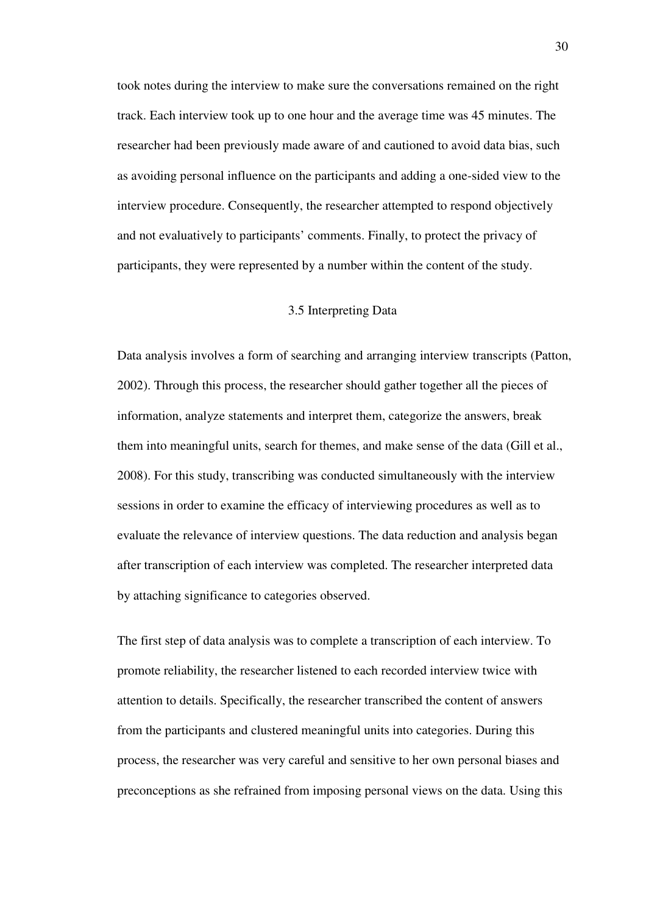took notes during the interview to make sure the conversations remained on the right track. Each interview took up to one hour and the average time was 45 minutes. The researcher had been previously made aware of and cautioned to avoid data bias, such as avoiding personal influence on the participants and adding a one-sided view to the interview procedure. Consequently, the researcher attempted to respond objectively and not evaluatively to participants' comments. Finally, to protect the privacy of participants, they were represented by a number within the content of the study.

## 3.5 Interpreting Data

Data analysis involves a form of searching and arranging interview transcripts (Patton, 2002). Through this process, the researcher should gather together all the pieces of information, analyze statements and interpret them, categorize the answers, break them into meaningful units, search for themes, and make sense of the data (Gill et al., 2008). For this study, transcribing was conducted simultaneously with the interview sessions in order to examine the efficacy of interviewing procedures as well as to evaluate the relevance of interview questions. The data reduction and analysis began after transcription of each interview was completed. The researcher interpreted data by attaching significance to categories observed.

The first step of data analysis was to complete a transcription of each interview. To promote reliability, the researcher listened to each recorded interview twice with attention to details. Specifically, the researcher transcribed the content of answers from the participants and clustered meaningful units into categories. During this process, the researcher was very careful and sensitive to her own personal biases and preconceptions as she refrained from imposing personal views on the data. Using this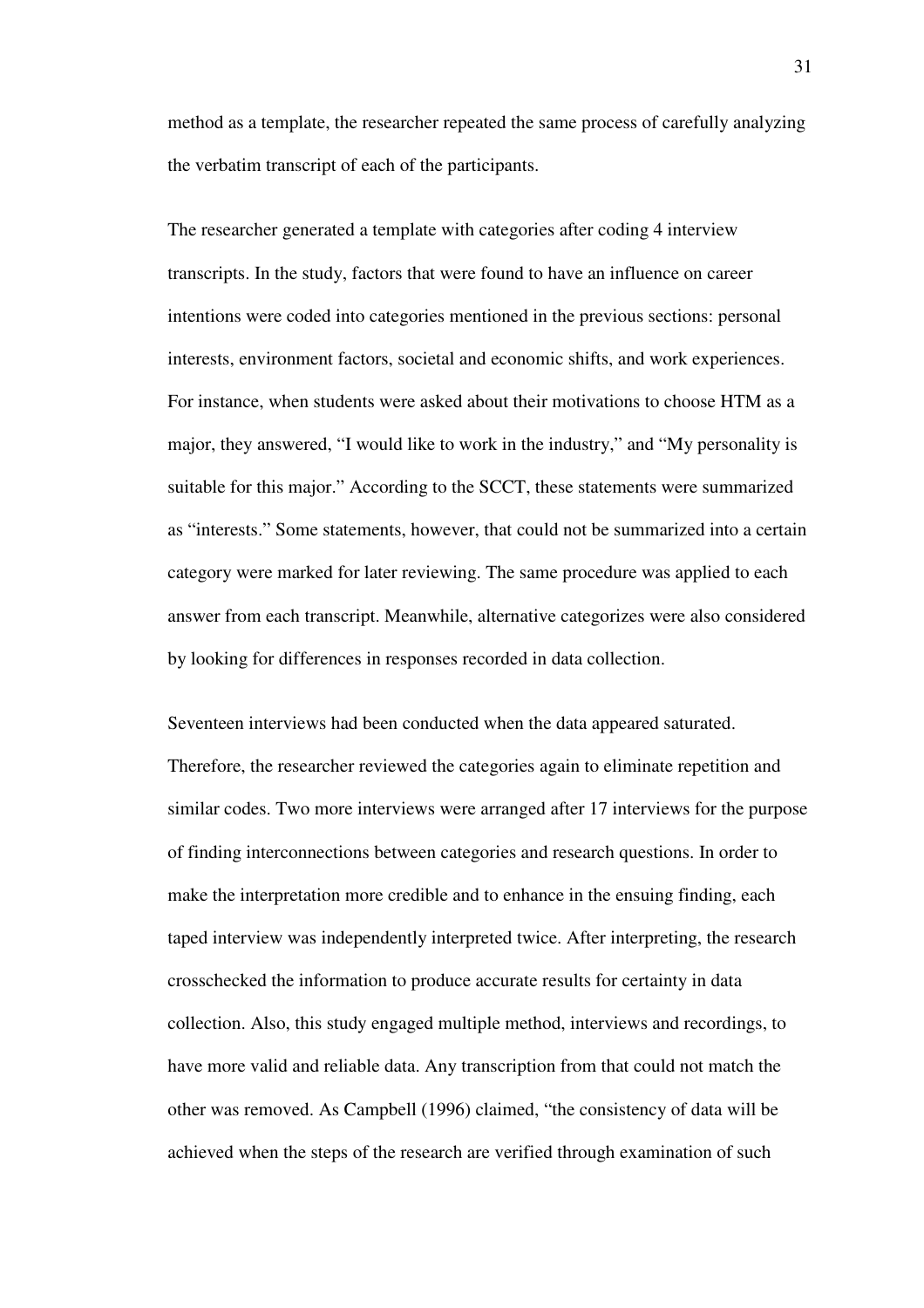method as a template, the researcher repeated the same process of carefully analyzing the verbatim transcript of each of the participants.

The researcher generated a template with categories after coding 4 interview transcripts. In the study, factors that were found to have an influence on career intentions were coded into categories mentioned in the previous sections: personal interests, environment factors, societal and economic shifts, and work experiences. For instance, when students were asked about their motivations to choose HTM as a major, they answered, "I would like to work in the industry," and "My personality is suitable for this major." According to the SCCT, these statements were summarized as "interests." Some statements, however, that could not be summarized into a certain category were marked for later reviewing. The same procedure was applied to each answer from each transcript. Meanwhile, alternative categorizes were also considered by looking for differences in responses recorded in data collection.

Seventeen interviews had been conducted when the data appeared saturated. Therefore, the researcher reviewed the categories again to eliminate repetition and similar codes. Two more interviews were arranged after 17 interviews for the purpose of finding interconnections between categories and research questions. In order to make the interpretation more credible and to enhance in the ensuing finding, each taped interview was independently interpreted twice. After interpreting, the research crosschecked the information to produce accurate results for certainty in data collection. Also, this study engaged multiple method, interviews and recordings, to have more valid and reliable data. Any transcription from that could not match the other was removed. As Campbell (1996) claimed, "the consistency of data will be achieved when the steps of the research are verified through examination of such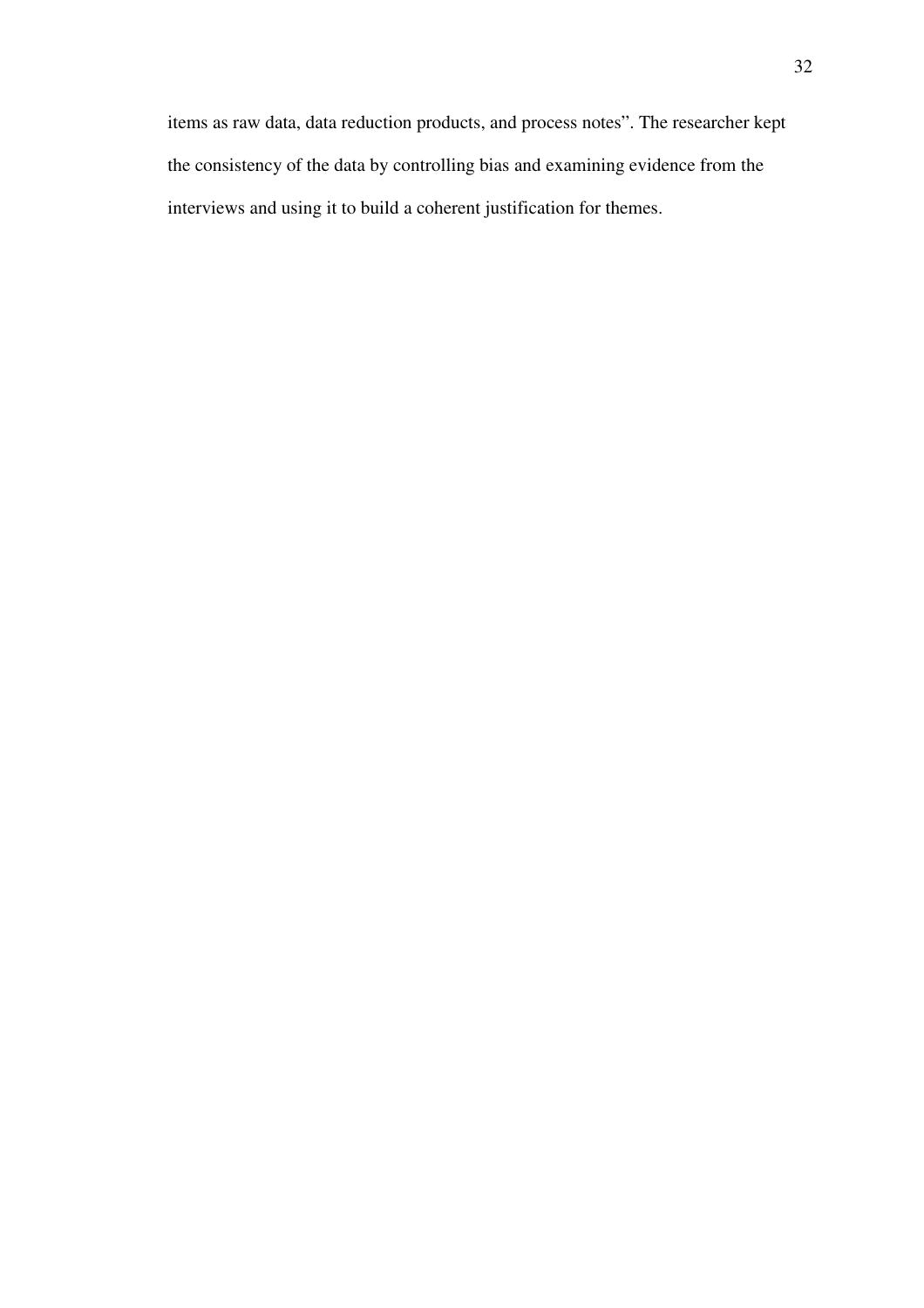items as raw data, data reduction products, and process notes”. The researcher kept the consistency of the data by controlling bias and examining evidence from the interviews and using it to build a coherent justification for themes.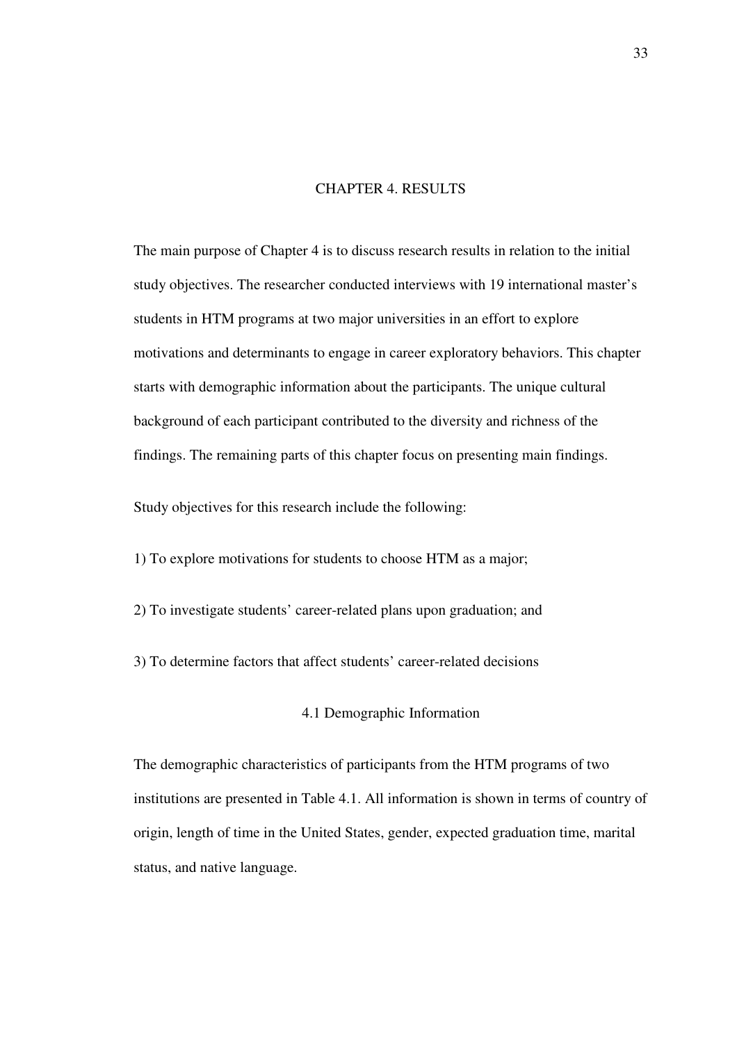# CHAPTER 4. RESULTS

The main purpose of Chapter 4 is to discuss research results in relation to the initial study objectives. The researcher conducted interviews with 19 international master's students in HTM programs at two major universities in an effort to explore motivations and determinants to engage in career exploratory behaviors. This chapter starts with demographic information about the participants. The unique cultural background of each participant contributed to the diversity and richness of the findings. The remaining parts of this chapter focus on presenting main findings.

Study objectives for this research include the following:

1) To explore motivations for students to choose HTM as a major;

2) To investigate students' career-related plans upon graduation; and

3) To determine factors that affect students' career-related decisions

## 4.1 Demographic Information

The demographic characteristics of participants from the HTM programs of two institutions are presented in Table 4.1. All information is shown in terms of country of origin, length of time in the United States, gender, expected graduation time, marital status, and native language.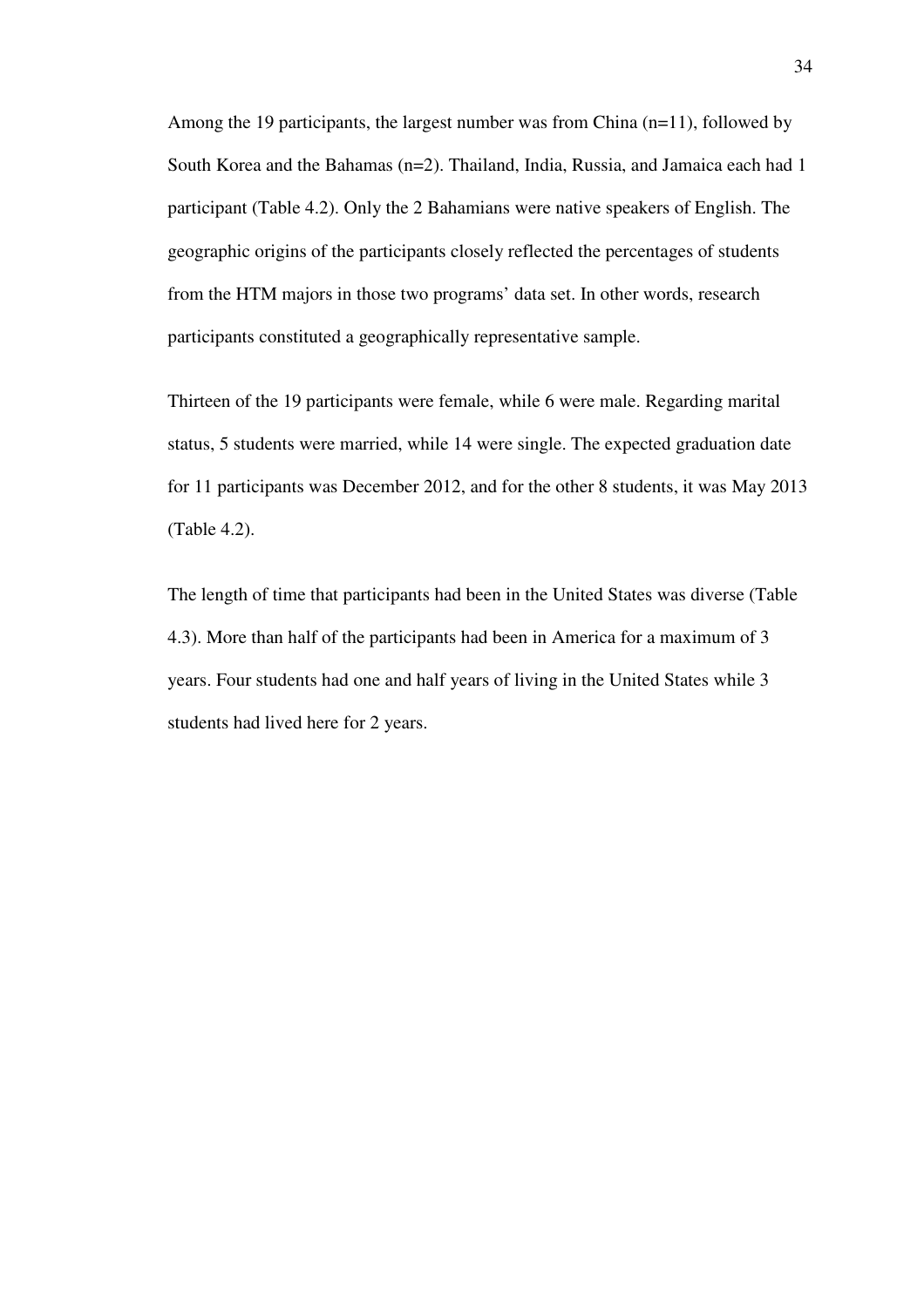Among the 19 participants, the largest number was from China (n=11), followed by South Korea and the Bahamas (n=2). Thailand, India, Russia, and Jamaica each had 1 participant (Table 4.2). Only the 2 Bahamians were native speakers of English. The geographic origins of the participants closely reflected the percentages of students from the HTM majors in those two programs' data set. In other words, research participants constituted a geographically representative sample.

Thirteen of the 19 participants were female, while 6 were male. Regarding marital status, 5 students were married, while 14 were single. The expected graduation date for 11 participants was December 2012, and for the other 8 students, it was May 2013 (Table 4.2).

The length of time that participants had been in the United States was diverse (Table 4.3). More than half of the participants had been in America for a maximum of 3 years. Four students had one and half years of living in the United States while 3 students had lived here for 2 years.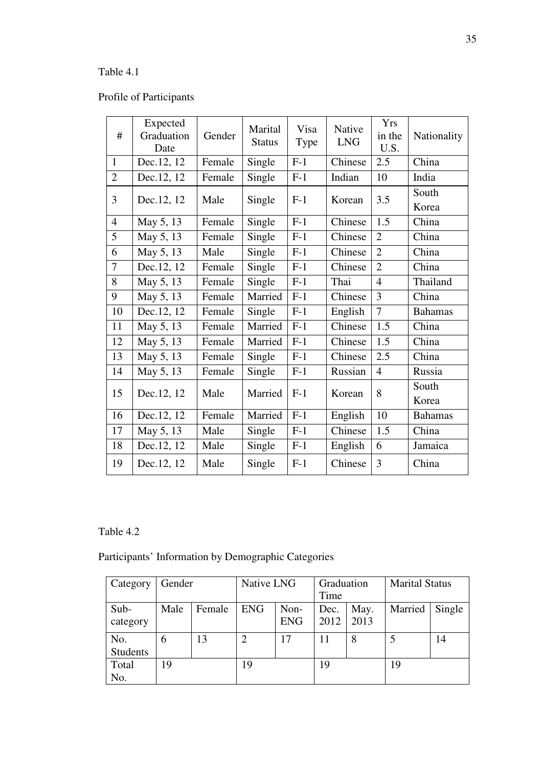Table 4.1

Profile of Participants

| # | Expected Graduation Date | Gender | Marital Status | Visa Type | Native LNG | Yrs in the U.S. | Nationality |
|---|---|---|---|---|---|---|---|
| 1 | Dec.12, 12 | Female | Single | F-1 | Chinese | 2.5 | China |
| 2 | Dec.12, 12 | Female | Single | F-1 | Indian | 10 | India |
| 3 | Dec.12, 12 | Male | Single | F-1 | Korean | 3.5 | South Korea |
| 4 | May 5, 13 | Female | Single | F-1 | Chinese | 1.5 | China |
| 5 | May 5, 13 | Female | Single | F-1 | Chinese | 2 | China |
| 6 | May 5, 13 | Male | Single | F-1 | Chinese | 2 | China |
| 7 | Dec.12, 12 | Female | Single | F-1 | Chinese | 2 | China |
| 8 | May 5, 13 | Female | Single | F-1 | Thai | 4 | Thailand |
| 9 | May 5, 13 | Female | Married | F-1 | Chinese | 3 | China |
| 10 | Dec.12, 12 | Female | Single | F-1 | English | 7 | Bahamas |
| 11 | May 5, 13 | Female | Married | F-1 | Chinese | 1.5 | China |
| 12 | May 5, 13 | Female | Married | F-1 | Chinese | 1.5 | China |
| 13 | May 5, 13 | Female | Single | F-1 | Chinese | 2.5 | China |
| 14 | May 5, 13 | Female | Single | F-1 | Russian | 4 | Russia |
| 15 | Dec.12, 12 | Male | Married | F-1 | Korean | 8 | South Korea |
| 16 | Dec.12, 12 | Female | Married | F-1 | English | 10 | Bahamas |
| 17 | May 5, 13 | Male | Single | F-1 | Chinese | 1.5 | China |
| 18 | Dec.12, 12 | Male | Single | F-1 | English | 6 | Jamaica |
| 19 | Dec.12, 12 | Male | Single | F-1 | Chinese | 3 | China |

Table 4.2

Participants' Information by Demographic Categories

| Category | Gender | | Native LNG | | Graduation Time | | Marital Status | |
|---|---|---|---|---|---|---|---|---|
| Sub-category | Male | Female | ENG | Non-ENG | Dec. 2012 | May. 2013 | Married | Single |
| No. Students | 6 | 13 | 2 | 17 | 11 | 8 | 5 | 14 |
| Total No. | 19 | | 19 | | 19 | | 19 | |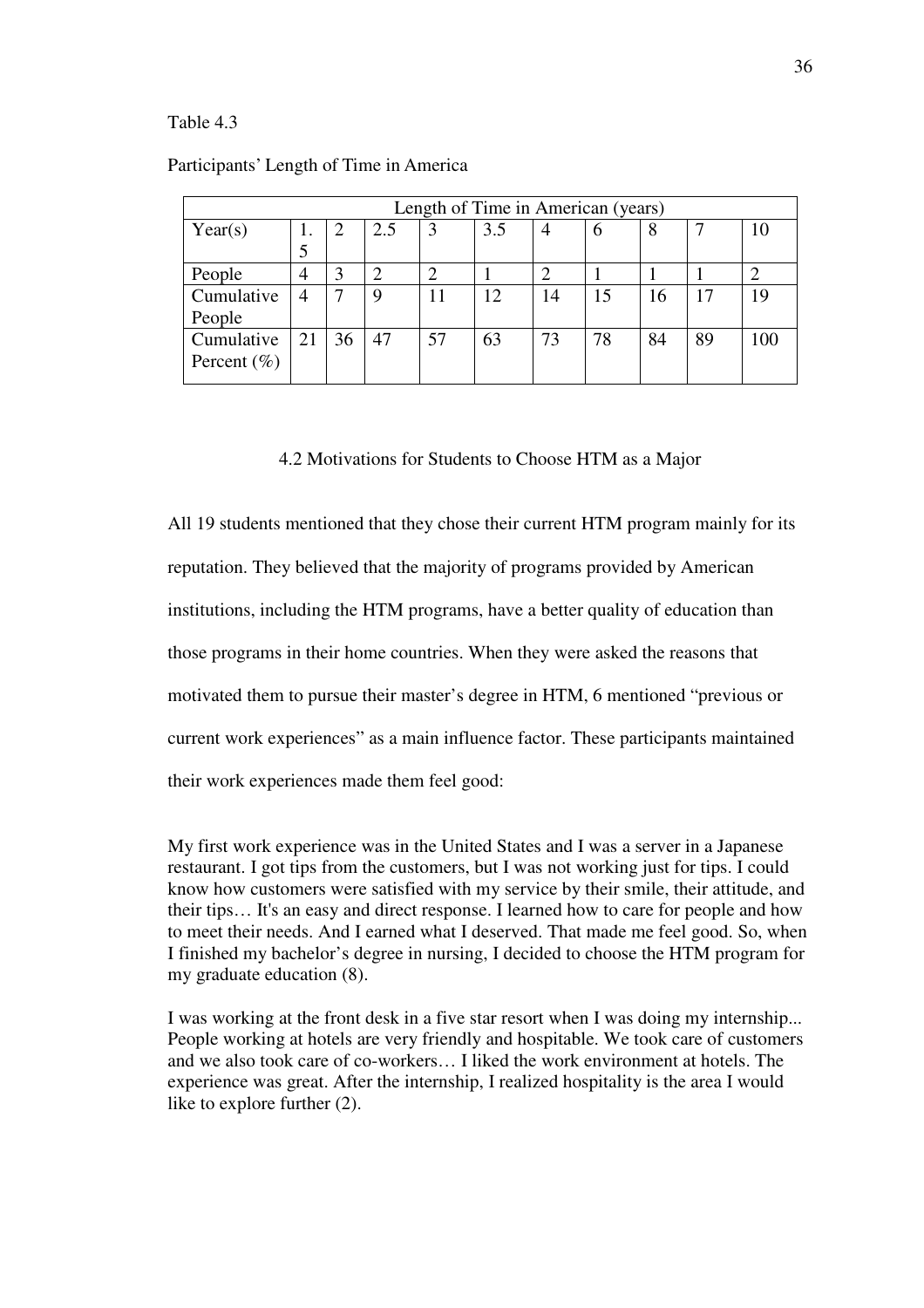Table 4.3

Participants' Length of Time in America

| Length of Time in American (years) | | | | | | | | | | |
|---|---|---|---|---|---|---|---|---|---|---|
| Year(s) | 1.5 | 2 | 2.5 | 3 | 3.5 | 4 | 6 | 8 | 7 | 10 |
| People | 4 | 3 | 2 | 2 | 1 | 2 | 1 | 1 | 1 | 2 |
| Cumulative People | 4 | 7 | 9 | 11 | 12 | 14 | 15 | 16 | 17 | 19 |
| Cumulative Percent (%) | 21 | 36 | 47 | 57 | 63 | 73 | 78 | 84 | 89 | 100 |

## 4.2 Motivations for Students to Choose HTM as a Major

All 19 students mentioned that they chose their current HTM program mainly for its reputation. They believed that the majority of programs provided by American institutions, including the HTM programs, have a better quality of education than those programs in their home countries. When they were asked the reasons that motivated them to pursue their master's degree in HTM, 6 mentioned "previous or current work experiences" as a main influence factor. These participants maintained their work experiences made them feel good:

My first work experience was in the United States and I was a server in a Japanese restaurant. I got tips from the customers, but I was not working just for tips. I could know how customers were satisfied with my service by their smile, their attitude, and their tips… It's an easy and direct response. I learned how to care for people and how to meet their needs. And I earned what I deserved. That made me feel good. So, when I finished my bachelor's degree in nursing, I decided to choose the HTM program for my graduate education (8).

I was working at the front desk in a five star resort when I was doing my internship... People working at hotels are very friendly and hospitable. We took care of customers and we also took care of co-workers… I liked the work environment at hotels. The experience was great. After the internship, I realized hospitality is the area I would like to explore further (2).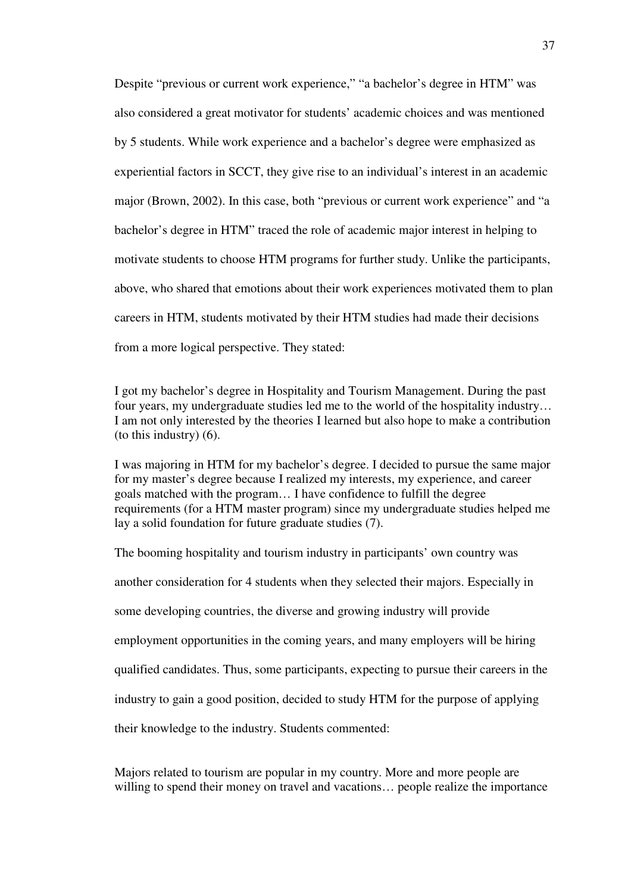Despite "previous or current work experience," "a bachelor's degree in HTM" was also considered a great motivator for students' academic choices and was mentioned by 5 students. While work experience and a bachelor's degree were emphasized as experiential factors in SCCT, they give rise to an individual's interest in an academic major (Brown, 2002). In this case, both "previous or current work experience" and "a bachelor's degree in HTM" traced the role of academic major interest in helping to motivate students to choose HTM programs for further study. Unlike the participants, above, who shared that emotions about their work experiences motivated them to plan careers in HTM, students motivated by their HTM studies had made their decisions from a more logical perspective. They stated:

> I got my bachelor's degree in Hospitality and Tourism Management. During the past four years, my undergraduate studies led me to the world of the hospitality industry… I am not only interested by the theories I learned but also hope to make a contribution (to this industry) (6).

> I was majoring in HTM for my bachelor's degree. I decided to pursue the same major for my master's degree because I realized my interests, my experience, and career goals matched with the program… I have confidence to fulfill the degree requirements (for a HTM master program) since my undergraduate studies helped me lay a solid foundation for future graduate studies (7).

The booming hospitality and tourism industry in participants' own country was another consideration for 4 students when they selected their majors. Especially in some developing countries, the diverse and growing industry will provide employment opportunities in the coming years, and many employers will be hiring qualified candidates. Thus, some participants, expecting to pursue their careers in the industry to gain a good position, decided to study HTM for the purpose of applying their knowledge to the industry. Students commented:

> Majors related to tourism are popular in my country. More and more people are willing to spend their money on travel and vacations… people realize the importance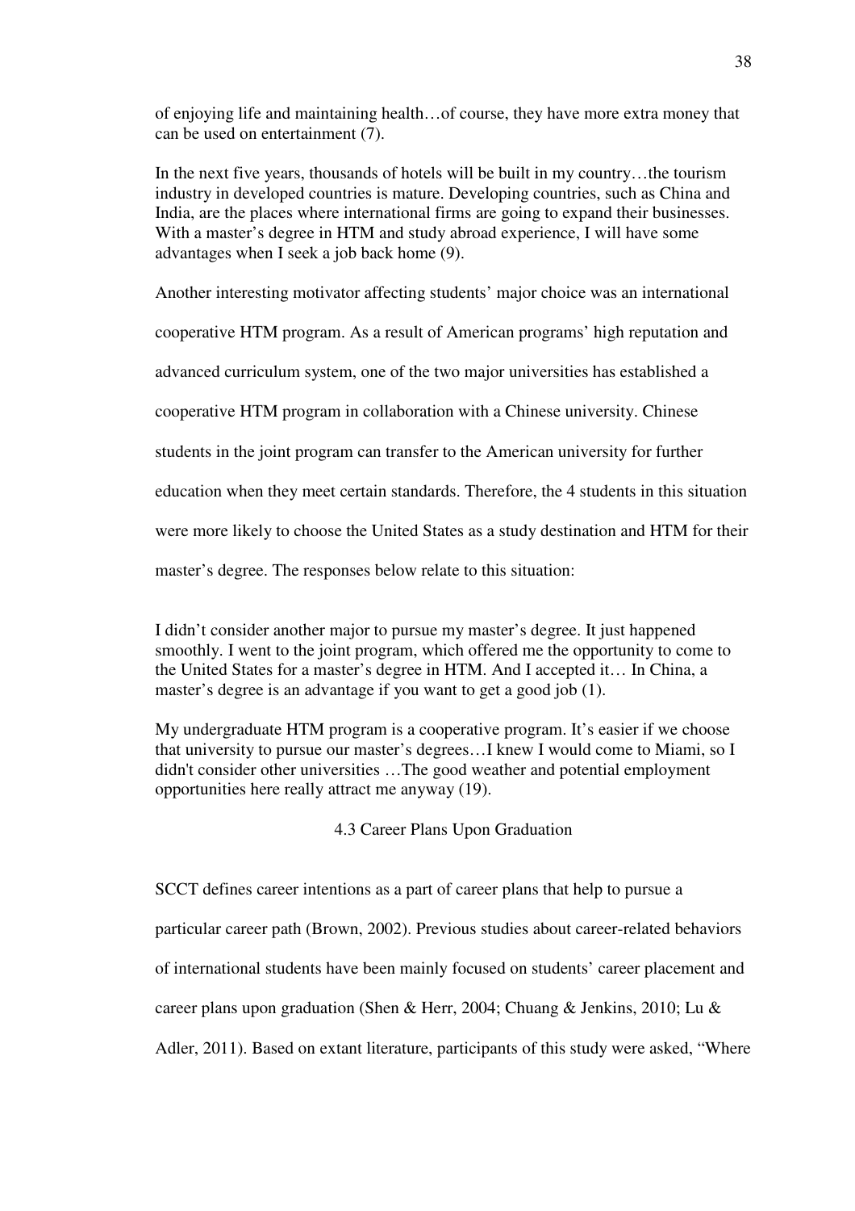of enjoying life and maintaining health…of course, they have more extra money that can be used on entertainment (7).

In the next five years, thousands of hotels will be built in my country…the tourism industry in developed countries is mature. Developing countries, such as China and India, are the places where international firms are going to expand their businesses. With a master's degree in HTM and study abroad experience, I will have some advantages when I seek a job back home (9).

Another interesting motivator affecting students' major choice was an international cooperative HTM program. As a result of American programs' high reputation and advanced curriculum system, one of the two major universities has established a cooperative HTM program in collaboration with a Chinese university. Chinese students in the joint program can transfer to the American university for further education when they meet certain standards. Therefore, the 4 students in this situation were more likely to choose the United States as a study destination and HTM for their master's degree. The responses below relate to this situation:

I didn't consider another major to pursue my master's degree. It just happened smoothly. I went to the joint program, which offered me the opportunity to come to the United States for a master's degree in HTM. And I accepted it… In China, a master's degree is an advantage if you want to get a good job (1).

My undergraduate HTM program is a cooperative program. It's easier if we choose that university to pursue our master's degrees…I knew I would come to Miami, so I didn't consider other universities …The good weather and potential employment opportunities here really attract me anyway (19).

### 4.3 Career Plans Upon Graduation

SCCT defines career intentions as a part of career plans that help to pursue a particular career path (Brown, 2002). Previous studies about career-related behaviors of international students have been mainly focused on students' career placement and career plans upon graduation (Shen & Herr, 2004; Chuang & Jenkins, 2010; Lu & Adler, 2011). Based on extant literature, participants of this study were asked, "Where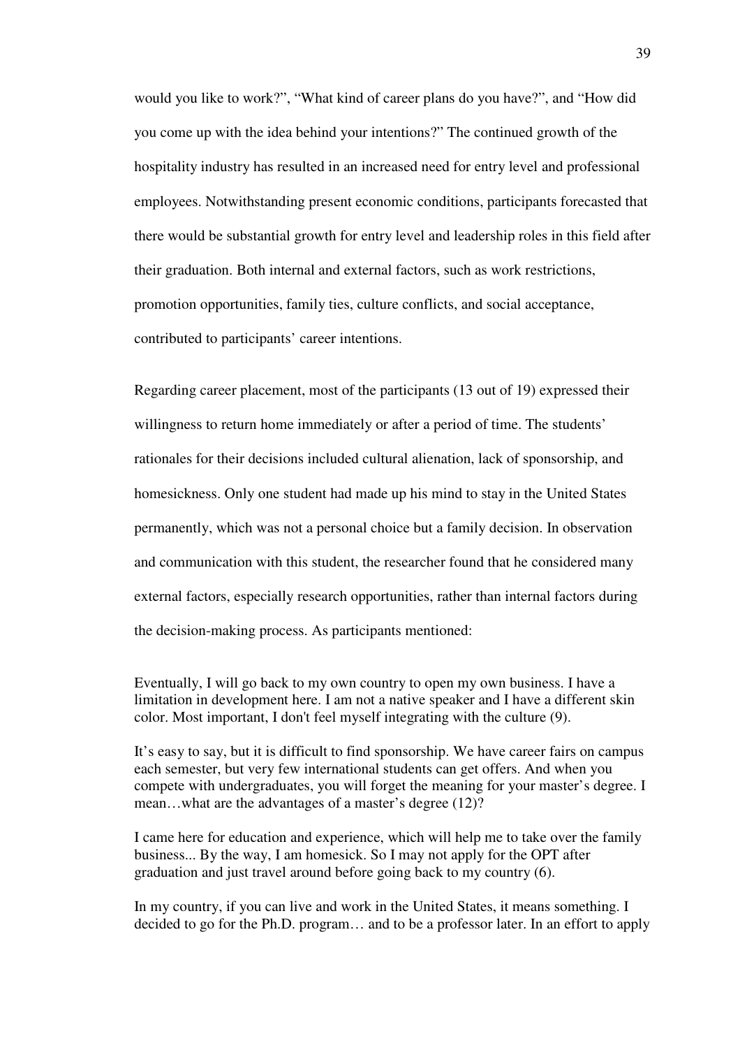would you like to work?", "What kind of career plans do you have?", and "How did you come up with the idea behind your intentions?" The continued growth of the hospitality industry has resulted in an increased need for entry level and professional employees. Notwithstanding present economic conditions, participants forecasted that there would be substantial growth for entry level and leadership roles in this field after their graduation. Both internal and external factors, such as work restrictions, promotion opportunities, family ties, culture conflicts, and social acceptance, contributed to participants' career intentions.

Regarding career placement, most of the participants (13 out of 19) expressed their willingness to return home immediately or after a period of time. The students' rationales for their decisions included cultural alienation, lack of sponsorship, and homesickness. Only one student had made up his mind to stay in the United States permanently, which was not a personal choice but a family decision. In observation and communication with this student, the researcher found that he considered many external factors, especially research opportunities, rather than internal factors during the decision-making process. As participants mentioned:

Eventually, I will go back to my own country to open my own business. I have a limitation in development here. I am not a native speaker and I have a different skin color. Most important, I don't feel myself integrating with the culture (9).

It's easy to say, but it is difficult to find sponsorship. We have career fairs on campus each semester, but very few international students can get offers. And when you compete with undergraduates, you will forget the meaning for your master's degree. I mean…what are the advantages of a master's degree (12)?

I came here for education and experience, which will help me to take over the family business... By the way, I am homesick. So I may not apply for the OPT after graduation and just travel around before going back to my country (6).

In my country, if you can live and work in the United States, it means something. I decided to go for the Ph.D. program… and to be a professor later. In an effort to apply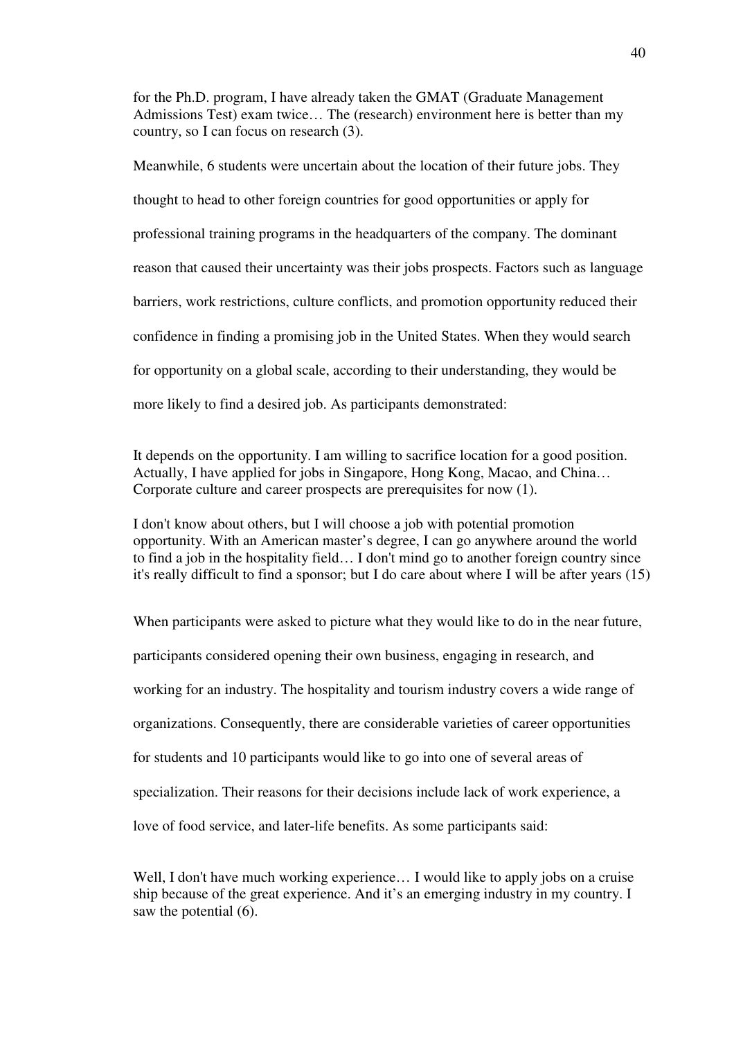for the Ph.D. program, I have already taken the GMAT (Graduate Management Admissions Test) exam twice… The (research) environment here is better than my country, so I can focus on research (3).

Meanwhile, 6 students were uncertain about the location of their future jobs. They thought to head to other foreign countries for good opportunities or apply for professional training programs in the headquarters of the company. The dominant reason that caused their uncertainty was their jobs prospects. Factors such as language barriers, work restrictions, culture conflicts, and promotion opportunity reduced their confidence in finding a promising job in the United States. When they would search for opportunity on a global scale, according to their understanding, they would be more likely to find a desired job. As participants demonstrated:

It depends on the opportunity. I am willing to sacrifice location for a good position. Actually, I have applied for jobs in Singapore, Hong Kong, Macao, and China… Corporate culture and career prospects are prerequisites for now (1).

I don't know about others, but I will choose a job with potential promotion opportunity. With an American master's degree, I can go anywhere around the world to find a job in the hospitality field… I don't mind go to another foreign country since it's really difficult to find a sponsor; but I do care about where I will be after years (15)

When participants were asked to picture what they would like to do in the near future, participants considered opening their own business, engaging in research, and working for an industry. The hospitality and tourism industry covers a wide range of organizations. Consequently, there are considerable varieties of career opportunities for students and 10 participants would like to go into one of several areas of specialization. Their reasons for their decisions include lack of work experience, a love of food service, and later-life benefits. As some participants said:

Well, I don't have much working experience… I would like to apply jobs on a cruise ship because of the great experience. And it's an emerging industry in my country. I saw the potential (6).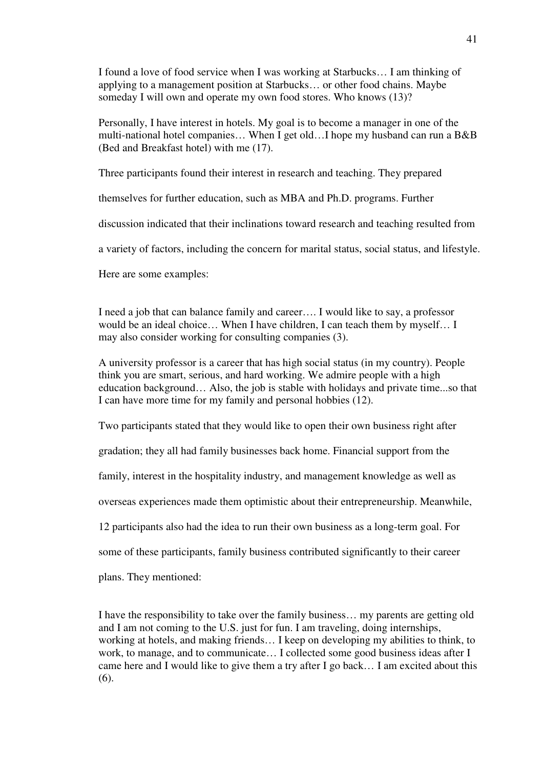I found a love of food service when I was working at Starbucks… I am thinking of applying to a management position at Starbucks… or other food chains. Maybe someday I will own and operate my own food stores. Who knows (13)?

Personally, I have interest in hotels. My goal is to become a manager in one of the multi-national hotel companies… When I get old…I hope my husband can run a B&B (Bed and Breakfast hotel) with me (17).

Three participants found their interest in research and teaching. They prepared themselves for further education, such as MBA and Ph.D. programs. Further discussion indicated that their inclinations toward research and teaching resulted from a variety of factors, including the concern for marital status, social status, and lifestyle. Here are some examples:

I need a job that can balance family and career…. I would like to say, a professor would be an ideal choice… When I have children, I can teach them by myself… I may also consider working for consulting companies (3).

A university professor is a career that has high social status (in my country). People think you are smart, serious, and hard working. We admire people with a high education background… Also, the job is stable with holidays and private time...so that I can have more time for my family and personal hobbies (12).

Two participants stated that they would like to open their own business right after gradation; they all had family businesses back home. Financial support from the family, interest in the hospitality industry, and management knowledge as well as overseas experiences made them optimistic about their entrepreneurship. Meanwhile, 12 participants also had the idea to run their own business as a long-term goal. For some of these participants, family business contributed significantly to their career plans. They mentioned:

I have the responsibility to take over the family business… my parents are getting old and I am not coming to the U.S. just for fun. I am traveling, doing internships, working at hotels, and making friends… I keep on developing my abilities to think, to work, to manage, and to communicate… I collected some good business ideas after I came here and I would like to give them a try after I go back… I am excited about this (6).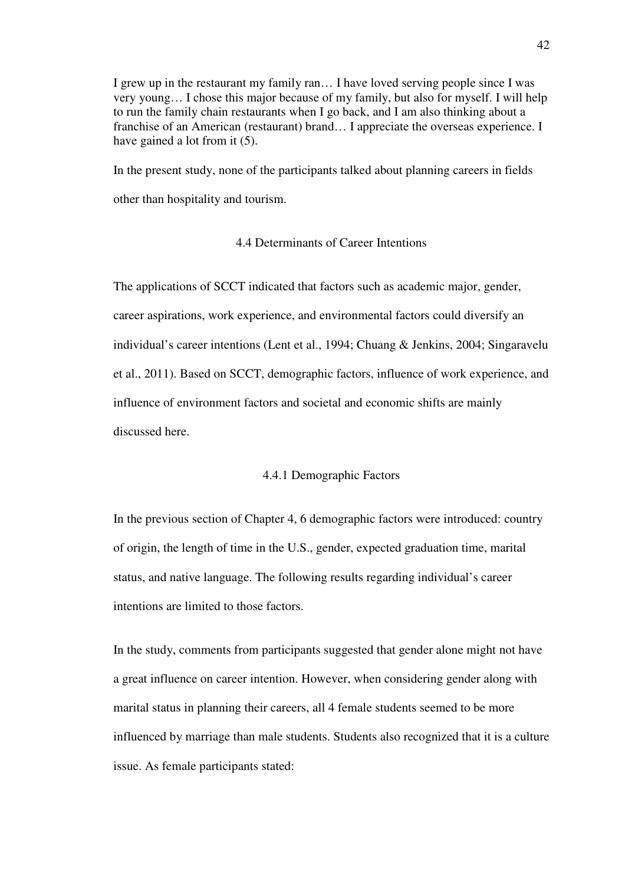I grew up in the restaurant my family ran… I have loved serving people since I was very young… I chose this major because of my family, but also for myself. I will help to run the family chain restaurants when I go back, and I am also thinking about a franchise of an American (restaurant) brand… I appreciate the overseas experience. I have gained a lot from it (5).

In the present study, none of the participants talked about planning careers in fields other than hospitality and tourism.

## 4.4 Determinants of Career Intentions

The applications of SCCT indicated that factors such as academic major, gender, career aspirations, work experience, and environmental factors could diversify an individual's career intentions (Lent et al., 1994; Chuang & Jenkins, 2004; Singaravelu et al., 2011). Based on SCCT, demographic factors, influence of work experience, and influence of environment factors and societal and economic shifts are mainly discussed here.

### 4.4.1 Demographic Factors

In the previous section of Chapter 4, 6 demographic factors were introduced: country of origin, the length of time in the U.S., gender, expected graduation time, marital status, and native language. The following results regarding individual's career intentions are limited to those factors.

In the study, comments from participants suggested that gender alone might not have a great influence on career intention. However, when considering gender along with marital status in planning their careers, all 4 female students seemed to be more influenced by marriage than male students. Students also recognized that it is a culture issue. As female participants stated: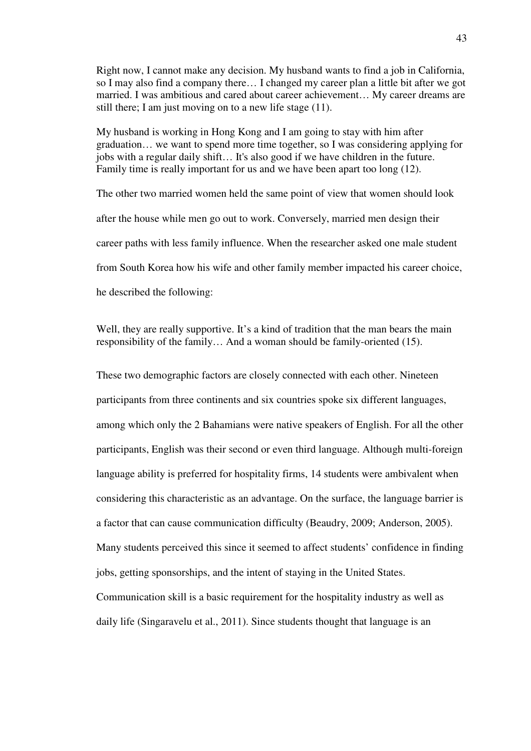> Right now, I cannot make any decision. My husband wants to find a job in California, so I may also find a company there… I changed my career plan a little bit after we got married. I was ambitious and cared about career achievement… My career dreams are still there; I am just moving on to a new life stage (11).

> My husband is working in Hong Kong and I am going to stay with him after graduation… we want to spend more time together, so I was considering applying for jobs with a regular daily shift… It's also good if we have children in the future. Family time is really important for us and we have been apart too long (12).

The other two married women held the same point of view that women should look after the house while men go out to work. Conversely, married men design their career paths with less family influence. When the researcher asked one male student from South Korea how his wife and other family member impacted his career choice, he described the following:

> Well, they are really supportive. It's a kind of tradition that the man bears the main responsibility of the family… And a woman should be family-oriented (15).

These two demographic factors are closely connected with each other. Nineteen participants from three continents and six countries spoke six different languages, among which only the 2 Bahamians were native speakers of English. For all the other participants, English was their second or even third language. Although multi-foreign language ability is preferred for hospitality firms, 14 students were ambivalent when considering this characteristic as an advantage. On the surface, the language barrier is a factor that can cause communication difficulty (Beaudry, 2009; Anderson, 2005). Many students perceived this since it seemed to affect students' confidence in finding jobs, getting sponsorships, and the intent of staying in the United States. Communication skill is a basic requirement for the hospitality industry as well as daily life (Singaravelu et al., 2011). Since students thought that language is an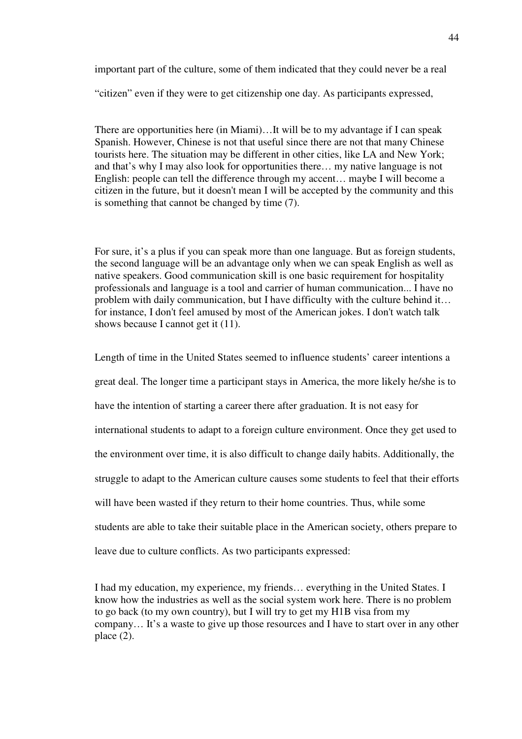important part of the culture, some of them indicated that they could never be a real "citizen" even if they were to get citizenship one day. As participants expressed,

> There are opportunities here (in Miami)…It will be to my advantage if I can speak Spanish. However, Chinese is not that useful since there are not that many Chinese tourists here. The situation may be different in other cities, like LA and New York; and that's why I may also look for opportunities there… my native language is not English: people can tell the difference through my accent… maybe I will become a citizen in the future, but it doesn't mean I will be accepted by the community and this is something that cannot be changed by time (7).

> For sure, it's a plus if you can speak more than one language. But as foreign students, the second language will be an advantage only when we can speak English as well as native speakers. Good communication skill is one basic requirement for hospitality professionals and language is a tool and carrier of human communication... I have no problem with daily communication, but I have difficulty with the culture behind it… for instance, I don't feel amused by most of the American jokes. I don't watch talk shows because I cannot get it (11).

Length of time in the United States seemed to influence students' career intentions a great deal. The longer time a participant stays in America, the more likely he/she is to have the intention of starting a career there after graduation. It is not easy for international students to adapt to a foreign culture environment. Once they get used to the environment over time, it is also difficult to change daily habits. Additionally, the struggle to adapt to the American culture causes some students to feel that their efforts will have been wasted if they return to their home countries. Thus, while some students are able to take their suitable place in the American society, others prepare to leave due to culture conflicts. As two participants expressed:

> I had my education, my experience, my friends… everything in the United States. I know how the industries as well as the social system work here. There is no problem to go back (to my own country), but I will try to get my H1B visa from my company… It's a waste to give up those resources and I have to start over in any other place (2).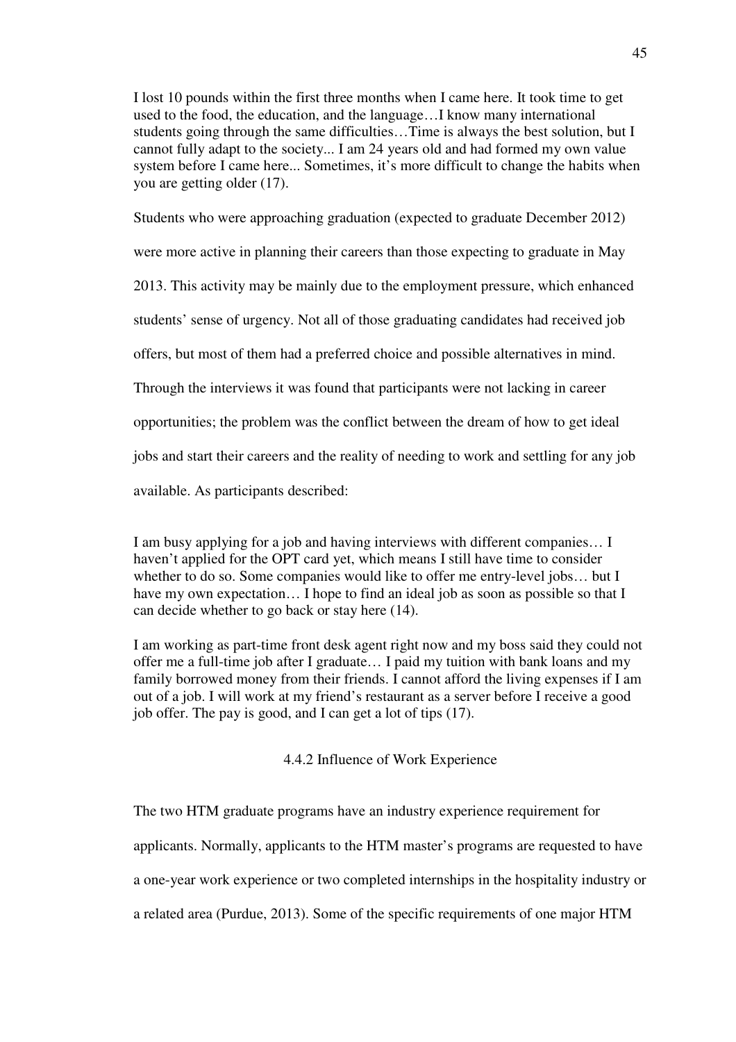I lost 10 pounds within the first three months when I came here. It took time to get used to the food, the education, and the language…I know many international students going through the same difficulties…Time is always the best solution, but I cannot fully adapt to the society... I am 24 years old and had formed my own value system before I came here... Sometimes, it's more difficult to change the habits when you are getting older (17).

Students who were approaching graduation (expected to graduate December 2012) were more active in planning their careers than those expecting to graduate in May 2013. This activity may be mainly due to the employment pressure, which enhanced students' sense of urgency. Not all of those graduating candidates had received job offers, but most of them had a preferred choice and possible alternatives in mind. Through the interviews it was found that participants were not lacking in career opportunities; the problem was the conflict between the dream of how to get ideal jobs and start their careers and the reality of needing to work and settling for any job available. As participants described:

I am busy applying for a job and having interviews with different companies… I haven't applied for the OPT card yet, which means I still have time to consider whether to do so. Some companies would like to offer me entry-level jobs… but I have my own expectation… I hope to find an ideal job as soon as possible so that I can decide whether to go back or stay here (14).

I am working as part-time front desk agent right now and my boss said they could not offer me a full-time job after I graduate… I paid my tuition with bank loans and my family borrowed money from their friends. I cannot afford the living expenses if I am out of a job. I will work at my friend's restaurant as a server before I receive a good job offer. The pay is good, and I can get a lot of tips (17).

### 4.4.2 Influence of Work Experience

The two HTM graduate programs have an industry experience requirement for applicants. Normally, applicants to the HTM master's programs are requested to have a one-year work experience or two completed internships in the hospitality industry or a related area (Purdue, 2013). Some of the specific requirements of one major HTM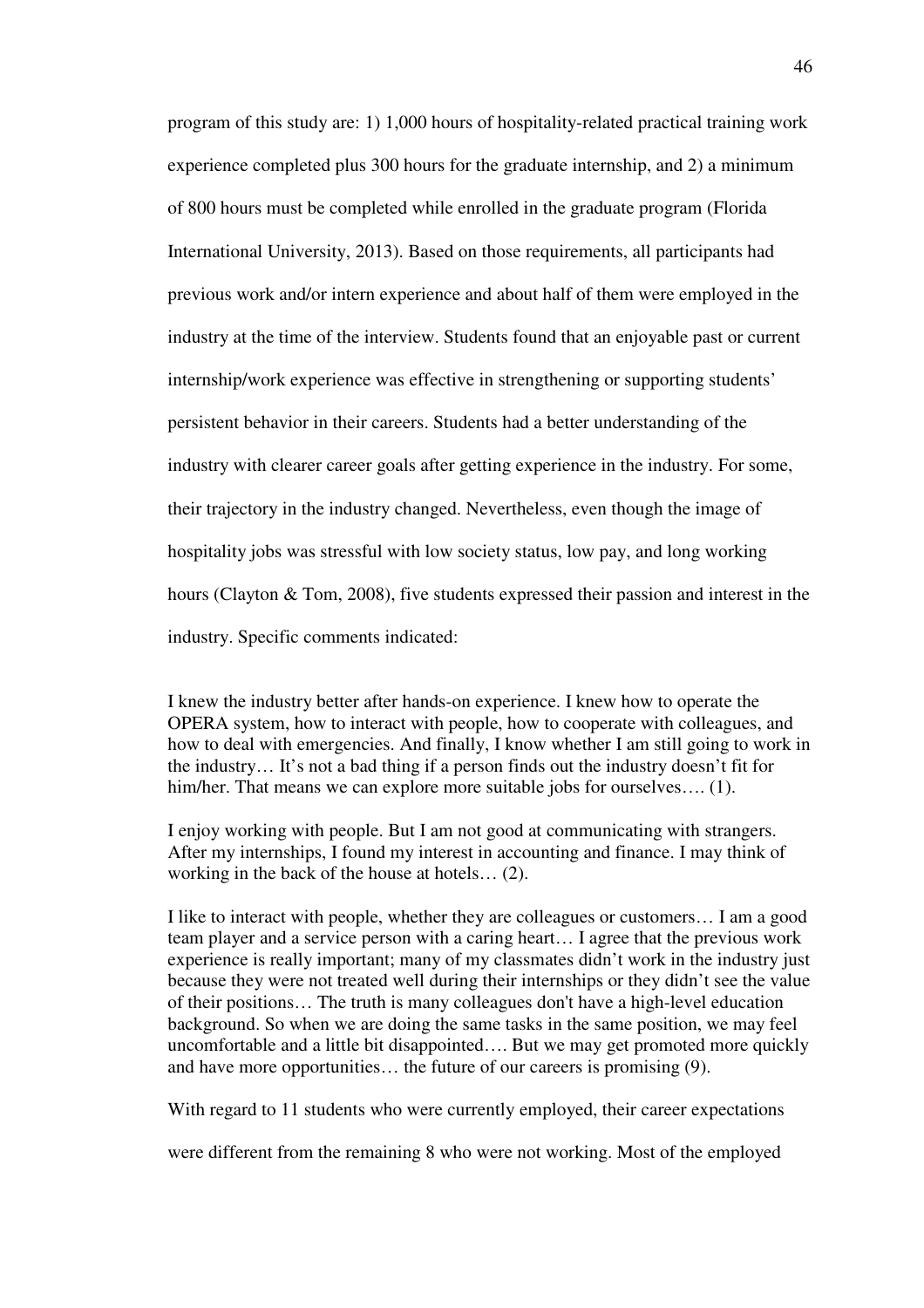program of this study are: 1) 1,000 hours of hospitality-related practical training work experience completed plus 300 hours for the graduate internship, and 2) a minimum of 800 hours must be completed while enrolled in the graduate program (Florida International University, 2013). Based on those requirements, all participants had previous work and/or intern experience and about half of them were employed in the industry at the time of the interview. Students found that an enjoyable past or current internship/work experience was effective in strengthening or supporting students' persistent behavior in their careers. Students had a better understanding of the industry with clearer career goals after getting experience in the industry. For some, their trajectory in the industry changed. Nevertheless, even though the image of hospitality jobs was stressful with low society status, low pay, and long working hours (Clayton & Tom, 2008), five students expressed their passion and interest in the industry. Specific comments indicated:

> I knew the industry better after hands-on experience. I knew how to operate the OPERA system, how to interact with people, how to cooperate with colleagues, and how to deal with emergencies. And finally, I know whether I am still going to work in the industry… It's not a bad thing if a person finds out the industry doesn't fit for him/her. That means we can explore more suitable jobs for ourselves…. (1).

> I enjoy working with people. But I am not good at communicating with strangers. After my internships, I found my interest in accounting and finance. I may think of working in the back of the house at hotels… (2).

> I like to interact with people, whether they are colleagues or customers… I am a good team player and a service person with a caring heart… I agree that the previous work experience is really important; many of my classmates didn't work in the industry just because they were not treated well during their internships or they didn't see the value of their positions… The truth is many colleagues don't have a high-level education background. So when we are doing the same tasks in the same position, we may feel uncomfortable and a little bit disappointed…. But we may get promoted more quickly and have more opportunities… the future of our careers is promising (9).

With regard to 11 students who were currently employed, their career expectations were different from the remaining 8 who were not working. Most of the employed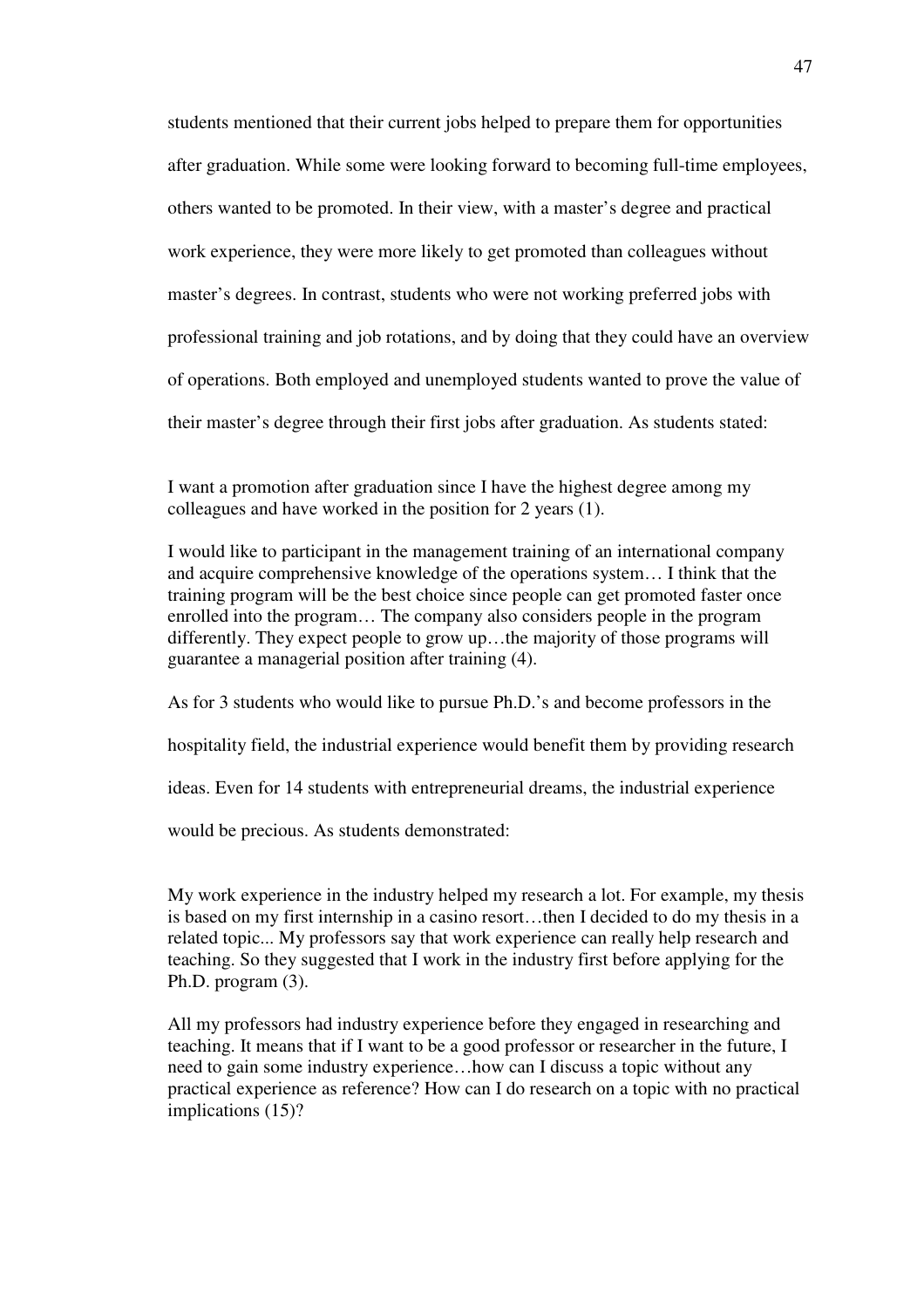students mentioned that their current jobs helped to prepare them for opportunities after graduation. While some were looking forward to becoming full-time employees, others wanted to be promoted. In their view, with a master's degree and practical work experience, they were more likely to get promoted than colleagues without master's degrees. In contrast, students who were not working preferred jobs with professional training and job rotations, and by doing that they could have an overview of operations. Both employed and unemployed students wanted to prove the value of their master's degree through their first jobs after graduation. As students stated:

I want a promotion after graduation since I have the highest degree among my colleagues and have worked in the position for 2 years (1).

I would like to participant in the management training of an international company and acquire comprehensive knowledge of the operations system… I think that the training program will be the best choice since people can get promoted faster once enrolled into the program… The company also considers people in the program differently. They expect people to grow up…the majority of those programs will guarantee a managerial position after training (4).

As for 3 students who would like to pursue Ph.D.'s and become professors in the hospitality field, the industrial experience would benefit them by providing research ideas. Even for 14 students with entrepreneurial dreams, the industrial experience would be precious. As students demonstrated:

My work experience in the industry helped my research a lot. For example, my thesis is based on my first internship in a casino resort…then I decided to do my thesis in a related topic... My professors say that work experience can really help research and teaching. So they suggested that I work in the industry first before applying for the Ph.D. program (3).

All my professors had industry experience before they engaged in researching and teaching. It means that if I want to be a good professor or researcher in the future, I need to gain some industry experience…how can I discuss a topic without any practical experience as reference? How can I do research on a topic with no practical implications (15)?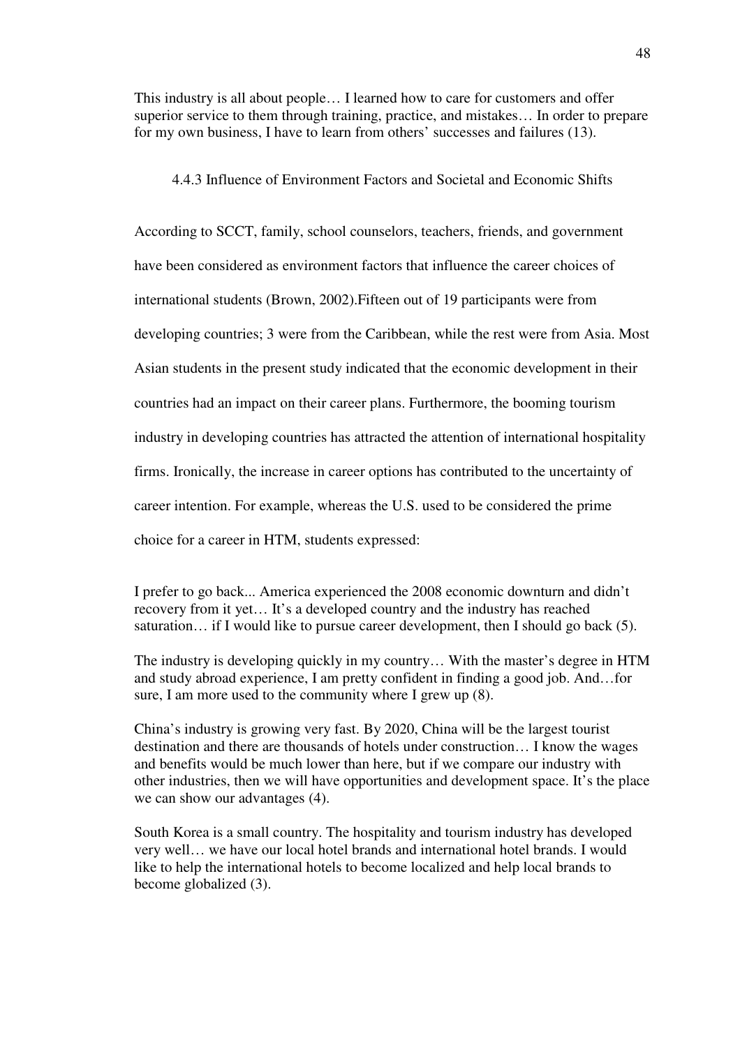This industry is all about people… I learned how to care for customers and offer superior service to them through training, practice, and mistakes… In order to prepare for my own business, I have to learn from others' successes and failures (13).

### 4.4.3 Influence of Environment Factors and Societal and Economic Shifts

According to SCCT, family, school counselors, teachers, friends, and government have been considered as environment factors that influence the career choices of international students (Brown, 2002).Fifteen out of 19 participants were from developing countries; 3 were from the Caribbean, while the rest were from Asia. Most Asian students in the present study indicated that the economic development in their countries had an impact on their career plans. Furthermore, the booming tourism industry in developing countries has attracted the attention of international hospitality firms. Ironically, the increase in career options has contributed to the uncertainty of career intention. For example, whereas the U.S. used to be considered the prime choice for a career in HTM, students expressed:

I prefer to go back... America experienced the 2008 economic downturn and didn't recovery from it yet… It's a developed country and the industry has reached saturation… if I would like to pursue career development, then I should go back (5).

The industry is developing quickly in my country… With the master's degree in HTM and study abroad experience, I am pretty confident in finding a good job. And…for sure, I am more used to the community where I grew up (8).

China's industry is growing very fast. By 2020, China will be the largest tourist destination and there are thousands of hotels under construction… I know the wages and benefits would be much lower than here, but if we compare our industry with other industries, then we will have opportunities and development space. It's the place we can show our advantages (4).

South Korea is a small country. The hospitality and tourism industry has developed very well… we have our local hotel brands and international hotel brands. I would like to help the international hotels to become localized and help local brands to become globalized (3).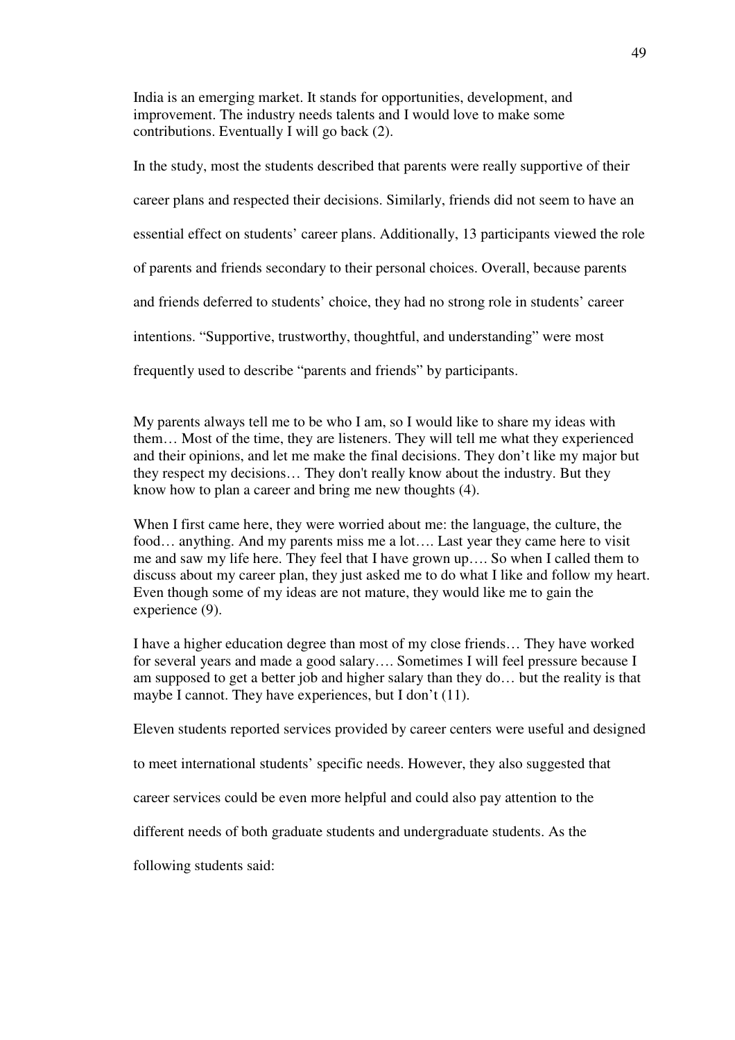India is an emerging market. It stands for opportunities, development, and improvement. The industry needs talents and I would love to make some contributions. Eventually I will go back (2).

In the study, most the students described that parents were really supportive of their career plans and respected their decisions. Similarly, friends did not seem to have an essential effect on students' career plans. Additionally, 13 participants viewed the role of parents and friends secondary to their personal choices. Overall, because parents and friends deferred to students' choice, they had no strong role in students' career intentions. "Supportive, trustworthy, thoughtful, and understanding" were most frequently used to describe "parents and friends" by participants.

My parents always tell me to be who I am, so I would like to share my ideas with them… Most of the time, they are listeners. They will tell me what they experienced and their opinions, and let me make the final decisions. They don't like my major but they respect my decisions… They don't really know about the industry. But they know how to plan a career and bring me new thoughts (4).

When I first came here, they were worried about me: the language, the culture, the food… anything. And my parents miss me a lot…. Last year they came here to visit me and saw my life here. They feel that I have grown up…. So when I called them to discuss about my career plan, they just asked me to do what I like and follow my heart. Even though some of my ideas are not mature, they would like me to gain the experience (9).

I have a higher education degree than most of my close friends… They have worked for several years and made a good salary…. Sometimes I will feel pressure because I am supposed to get a better job and higher salary than they do… but the reality is that maybe I cannot. They have experiences, but I don't (11).

Eleven students reported services provided by career centers were useful and designed to meet international students' specific needs. However, they also suggested that career services could be even more helpful and could also pay attention to the different needs of both graduate students and undergraduate students. As the following students said: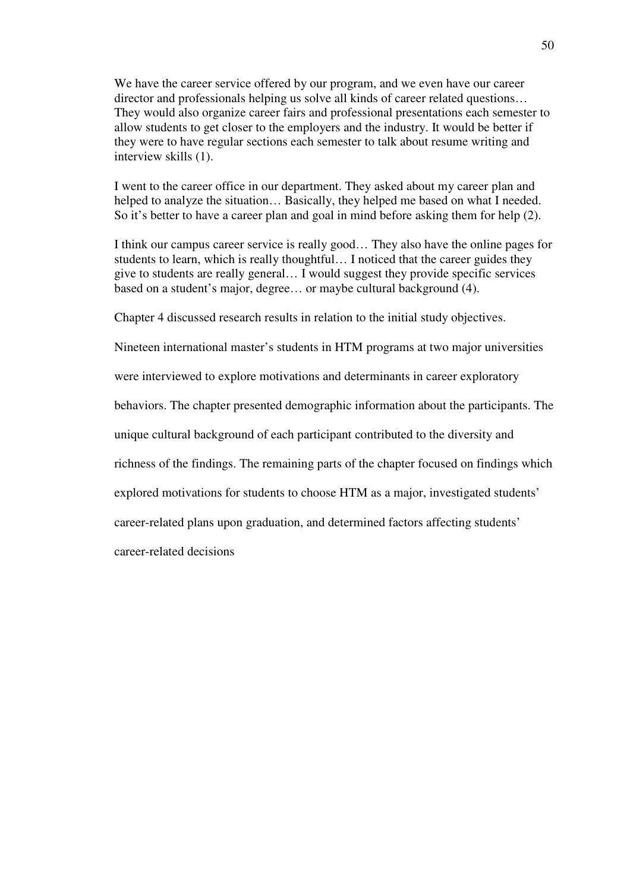> We have the career service offered by our program, and we even have our career director and professionals helping us solve all kinds of career related questions… They would also organize career fairs and professional presentations each semester to allow students to get closer to the employers and the industry. It would be better if they were to have regular sections each semester to talk about resume writing and interview skills (1).

> I went to the career office in our department. They asked about my career plan and helped to analyze the situation… Basically, they helped me based on what I needed. So it's better to have a career plan and goal in mind before asking them for help (2).

> I think our campus career service is really good… They also have the online pages for students to learn, which is really thoughtful… I noticed that the career guides they give to students are really general… I would suggest they provide specific services based on a student's major, degree… or maybe cultural background (4).

Chapter 4 discussed research results in relation to the initial study objectives. Nineteen international master's students in HTM programs at two major universities were interviewed to explore motivations and determinants in career exploratory behaviors. The chapter presented demographic information about the participants. The unique cultural background of each participant contributed to the diversity and richness of the findings. The remaining parts of the chapter focused on findings which explored motivations for students to choose HTM as a major, investigated students' career-related plans upon graduation, and determined factors affecting students' career-related decisions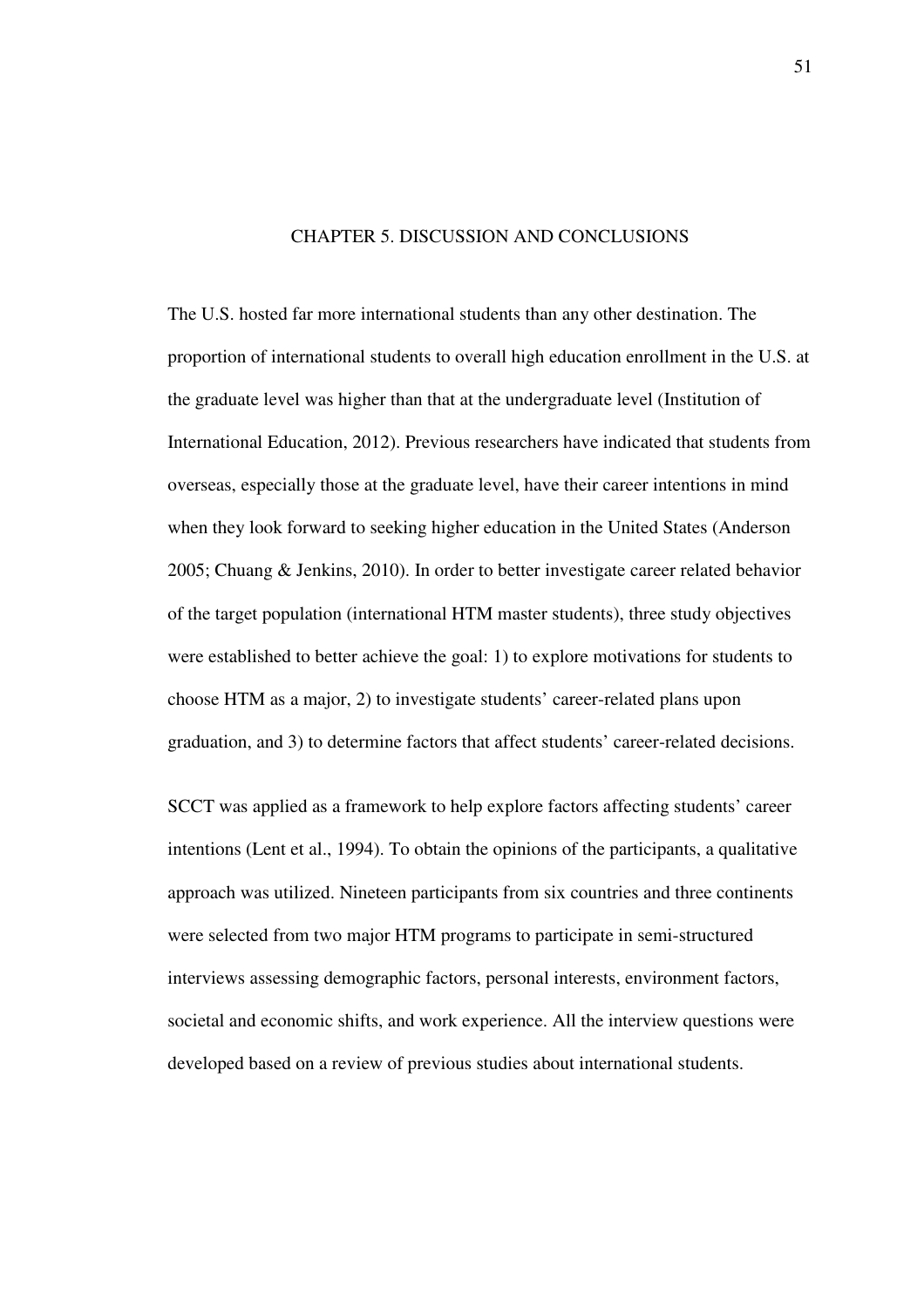# CHAPTER 5. DISCUSSION AND CONCLUSIONS

The U.S. hosted far more international students than any other destination. The proportion of international students to overall high education enrollment in the U.S. at the graduate level was higher than that at the undergraduate level (Institution of International Education, 2012). Previous researchers have indicated that students from overseas, especially those at the graduate level, have their career intentions in mind when they look forward to seeking higher education in the United States (Anderson 2005; Chuang & Jenkins, 2010). In order to better investigate career related behavior of the target population (international HTM master students), three study objectives were established to better achieve the goal: 1) to explore motivations for students to choose HTM as a major, 2) to investigate students' career-related plans upon graduation, and 3) to determine factors that affect students' career-related decisions.

SCCT was applied as a framework to help explore factors affecting students' career intentions (Lent et al., 1994). To obtain the opinions of the participants, a qualitative approach was utilized. Nineteen participants from six countries and three continents were selected from two major HTM programs to participate in semi-structured interviews assessing demographic factors, personal interests, environment factors, societal and economic shifts, and work experience. All the interview questions were developed based on a review of previous studies about international students.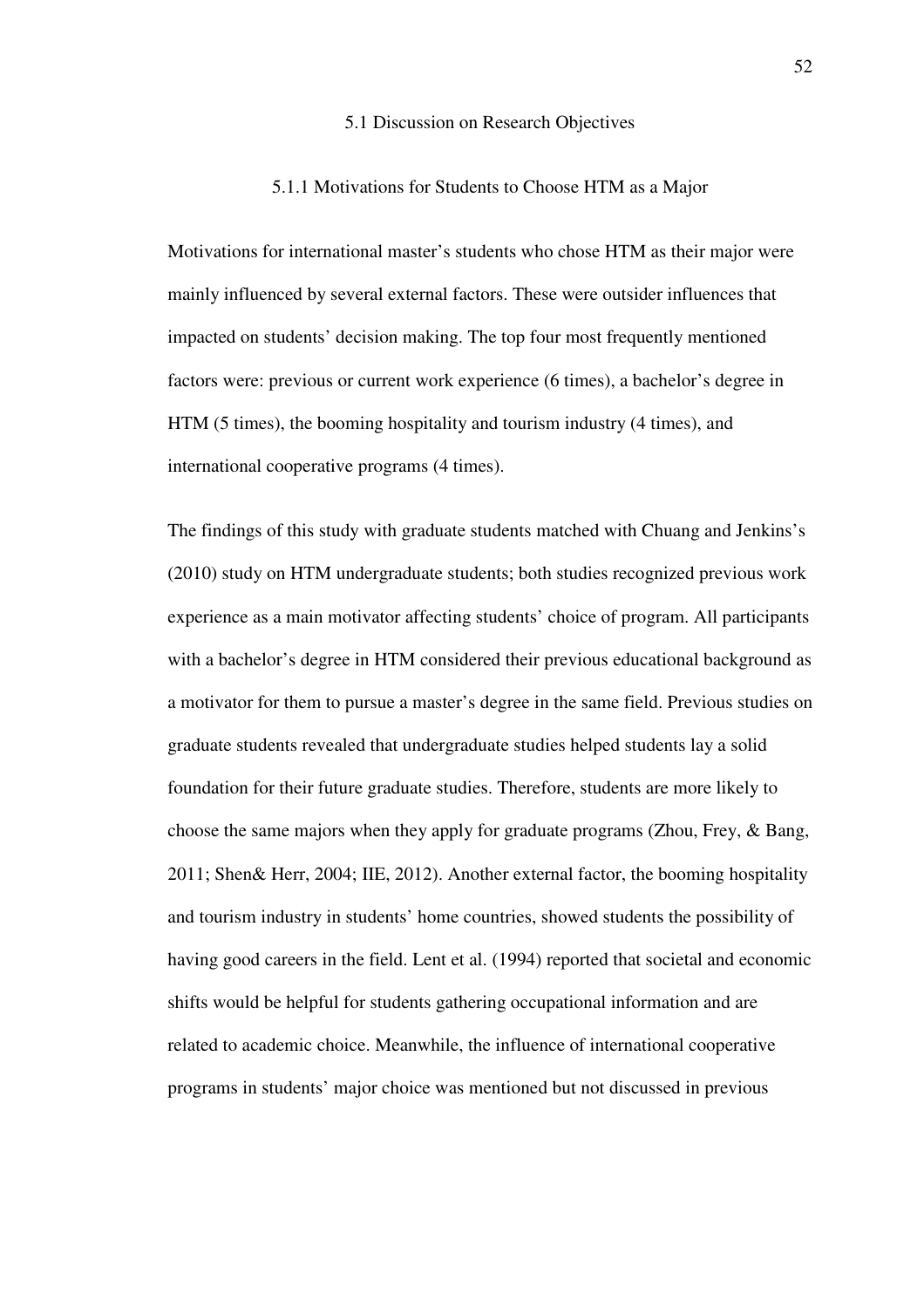## 5.1 Discussion on Research Objectives

### 5.1.1 Motivations for Students to Choose HTM as a Major

Motivations for international master's students who chose HTM as their major were mainly influenced by several external factors. These were outsider influences that impacted on students' decision making. The top four most frequently mentioned factors were: previous or current work experience (6 times), a bachelor's degree in HTM (5 times), the booming hospitality and tourism industry (4 times), and international cooperative programs (4 times).

The findings of this study with graduate students matched with Chuang and Jenkins's (2010) study on HTM undergraduate students; both studies recognized previous work experience as a main motivator affecting students' choice of program. All participants with a bachelor's degree in HTM considered their previous educational background as a motivator for them to pursue a master's degree in the same field. Previous studies on graduate students revealed that undergraduate studies helped students lay a solid foundation for their future graduate studies. Therefore, students are more likely to choose the same majors when they apply for graduate programs (Zhou, Frey, & Bang, 2011; Shen& Herr, 2004; IIE, 2012). Another external factor, the booming hospitality and tourism industry in students' home countries, showed students the possibility of having good careers in the field. Lent et al. (1994) reported that societal and economic shifts would be helpful for students gathering occupational information and are related to academic choice. Meanwhile, the influence of international cooperative programs in students' major choice was mentioned but not discussed in previous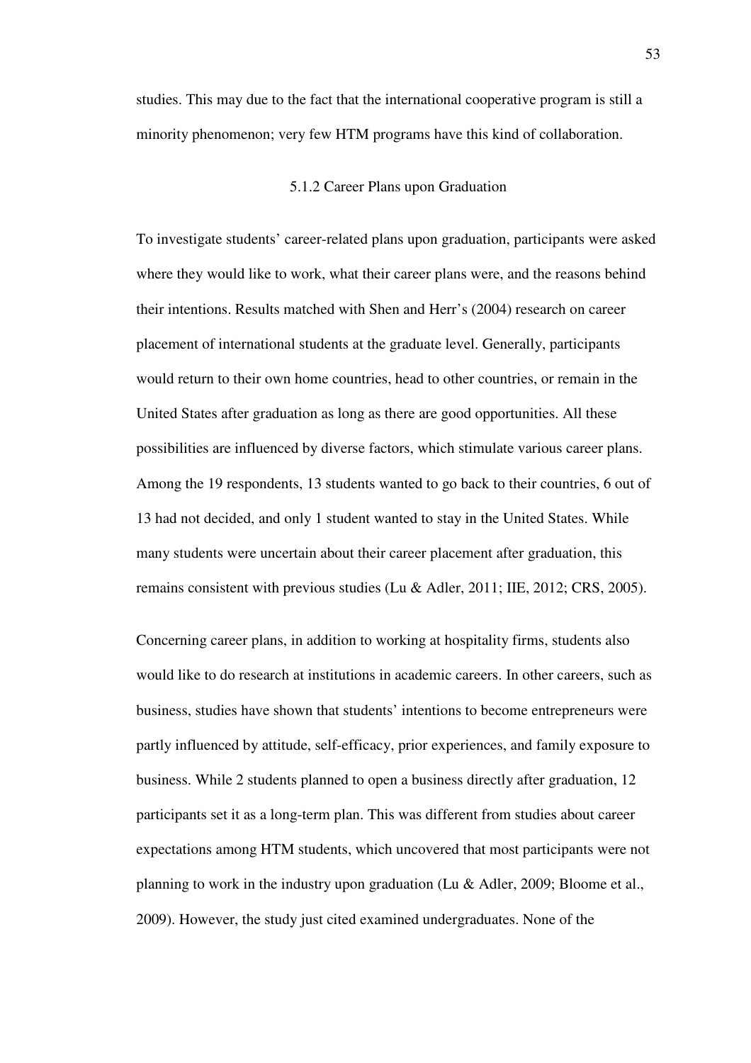studies. This may due to the fact that the international cooperative program is still a minority phenomenon; very few HTM programs have this kind of collaboration.

### 5.1.2 Career Plans upon Graduation

To investigate students' career-related plans upon graduation, participants were asked where they would like to work, what their career plans were, and the reasons behind their intentions. Results matched with Shen and Herr's (2004) research on career placement of international students at the graduate level. Generally, participants would return to their own home countries, head to other countries, or remain in the United States after graduation as long as there are good opportunities. All these possibilities are influenced by diverse factors, which stimulate various career plans. Among the 19 respondents, 13 students wanted to go back to their countries, 6 out of 13 had not decided, and only 1 student wanted to stay in the United States. While many students were uncertain about their career placement after graduation, this remains consistent with previous studies (Lu & Adler, 2011; IIE, 2012; CRS, 2005).

Concerning career plans, in addition to working at hospitality firms, students also would like to do research at institutions in academic careers. In other careers, such as business, studies have shown that students' intentions to become entrepreneurs were partly influenced by attitude, self-efficacy, prior experiences, and family exposure to business. While 2 students planned to open a business directly after graduation, 12 participants set it as a long-term plan. This was different from studies about career expectations among HTM students, which uncovered that most participants were not planning to work in the industry upon graduation (Lu & Adler, 2009; Bloome et al., 2009). However, the study just cited examined undergraduates. None of the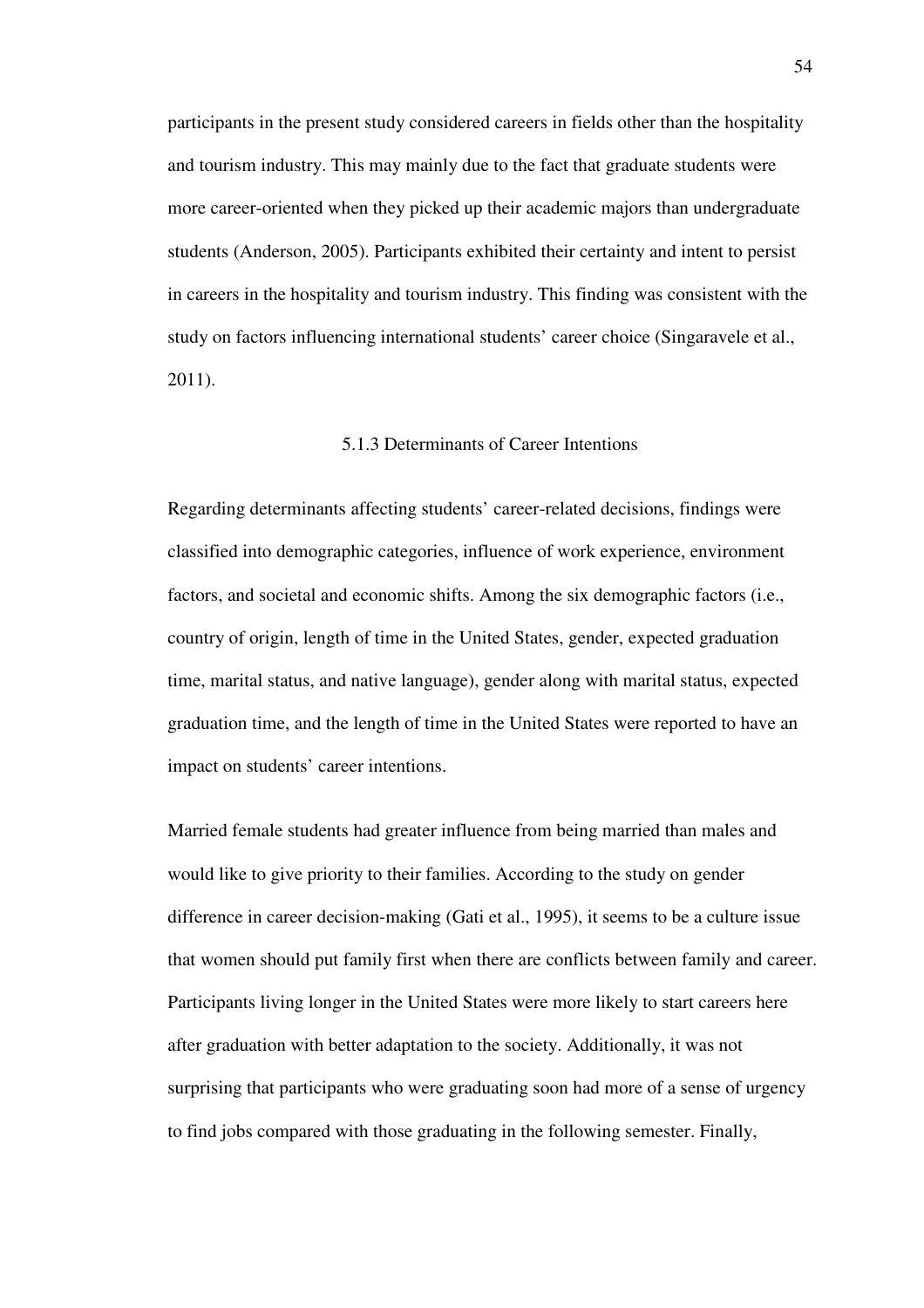participants in the present study considered careers in fields other than the hospitality and tourism industry. This may mainly due to the fact that graduate students were more career-oriented when they picked up their academic majors than undergraduate students (Anderson, 2005). Participants exhibited their certainty and intent to persist in careers in the hospitality and tourism industry. This finding was consistent with the study on factors influencing international students' career choice (Singaravele et al., 2011).

### 5.1.3 Determinants of Career Intentions

Regarding determinants affecting students' career-related decisions, findings were classified into demographic categories, influence of work experience, environment factors, and societal and economic shifts. Among the six demographic factors (i.e., country of origin, length of time in the United States, gender, expected graduation time, marital status, and native language), gender along with marital status, expected graduation time, and the length of time in the United States were reported to have an impact on students' career intentions.

Married female students had greater influence from being married than males and would like to give priority to their families. According to the study on gender difference in career decision-making (Gati et al., 1995), it seems to be a culture issue that women should put family first when there are conflicts between family and career. Participants living longer in the United States were more likely to start careers here after graduation with better adaptation to the society. Additionally, it was not surprising that participants who were graduating soon had more of a sense of urgency to find jobs compared with those graduating in the following semester. Finally,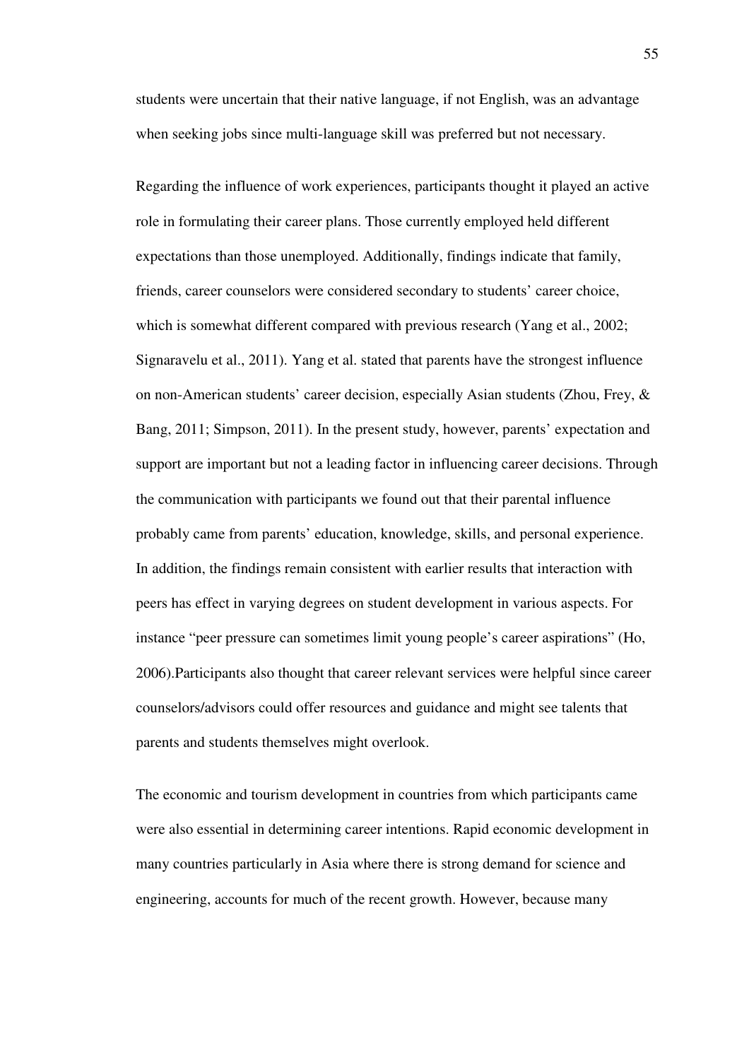students were uncertain that their native language, if not English, was an advantage when seeking jobs since multi-language skill was preferred but not necessary.

Regarding the influence of work experiences, participants thought it played an active role in formulating their career plans. Those currently employed held different expectations than those unemployed. Additionally, findings indicate that family, friends, career counselors were considered secondary to students' career choice, which is somewhat different compared with previous research (Yang et al., 2002; Signaravelu et al., 2011). Yang et al. stated that parents have the strongest influence on non-American students' career decision, especially Asian students (Zhou, Frey, & Bang, 2011; Simpson, 2011). In the present study, however, parents' expectation and support are important but not a leading factor in influencing career decisions. Through the communication with participants we found out that their parental influence probably came from parents' education, knowledge, skills, and personal experience. In addition, the findings remain consistent with earlier results that interaction with peers has effect in varying degrees on student development in various aspects. For instance "peer pressure can sometimes limit young people's career aspirations" (Ho, 2006).Participants also thought that career relevant services were helpful since career counselors/advisors could offer resources and guidance and might see talents that parents and students themselves might overlook.

The economic and tourism development in countries from which participants came were also essential in determining career intentions. Rapid economic development in many countries particularly in Asia where there is strong demand for science and engineering, accounts for much of the recent growth. However, because many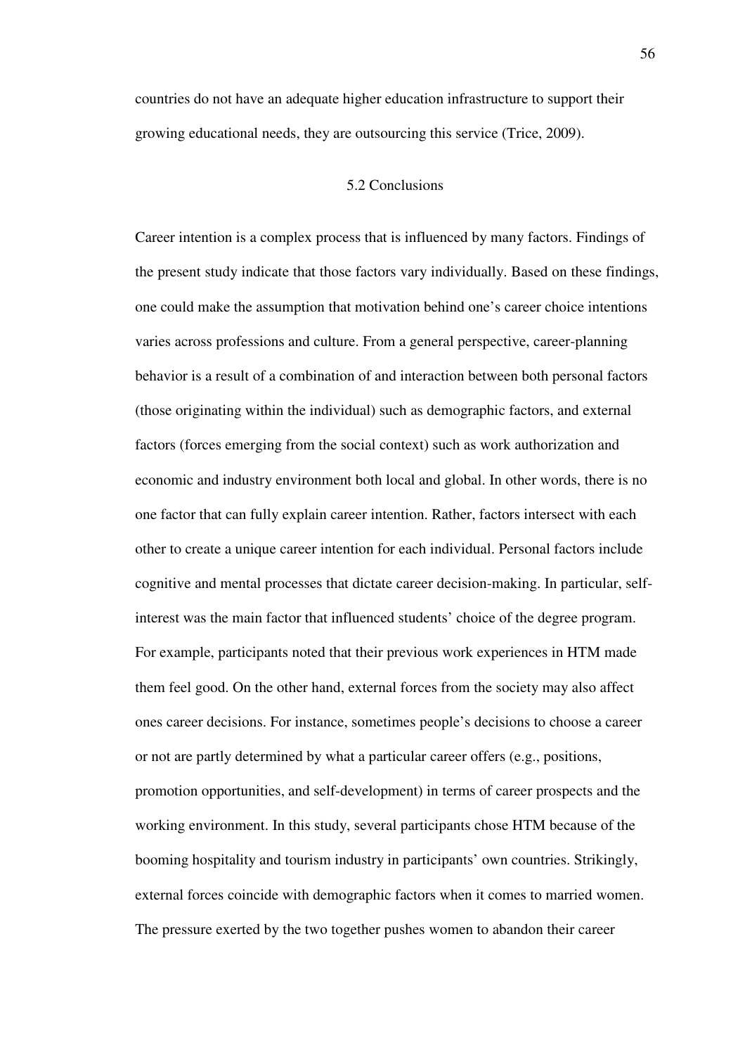countries do not have an adequate higher education infrastructure to support their growing educational needs, they are outsourcing this service (Trice, 2009).

## 5.2 Conclusions

Career intention is a complex process that is influenced by many factors. Findings of the present study indicate that those factors vary individually. Based on these findings, one could make the assumption that motivation behind one's career choice intentions varies across professions and culture. From a general perspective, career-planning behavior is a result of a combination of and interaction between both personal factors (those originating within the individual) such as demographic factors, and external factors (forces emerging from the social context) such as work authorization and economic and industry environment both local and global. In other words, there is no one factor that can fully explain career intention. Rather, factors intersect with each other to create a unique career intention for each individual. Personal factors include cognitive and mental processes that dictate career decision-making. In particular, self-interest was the main factor that influenced students' choice of the degree program. For example, participants noted that their previous work experiences in HTM made them feel good. On the other hand, external forces from the society may also affect ones career decisions. For instance, sometimes people's decisions to choose a career or not are partly determined by what a particular career offers (e.g., positions, promotion opportunities, and self-development) in terms of career prospects and the working environment. In this study, several participants chose HTM because of the booming hospitality and tourism industry in participants' own countries. Strikingly, external forces coincide with demographic factors when it comes to married women. The pressure exerted by the two together pushes women to abandon their career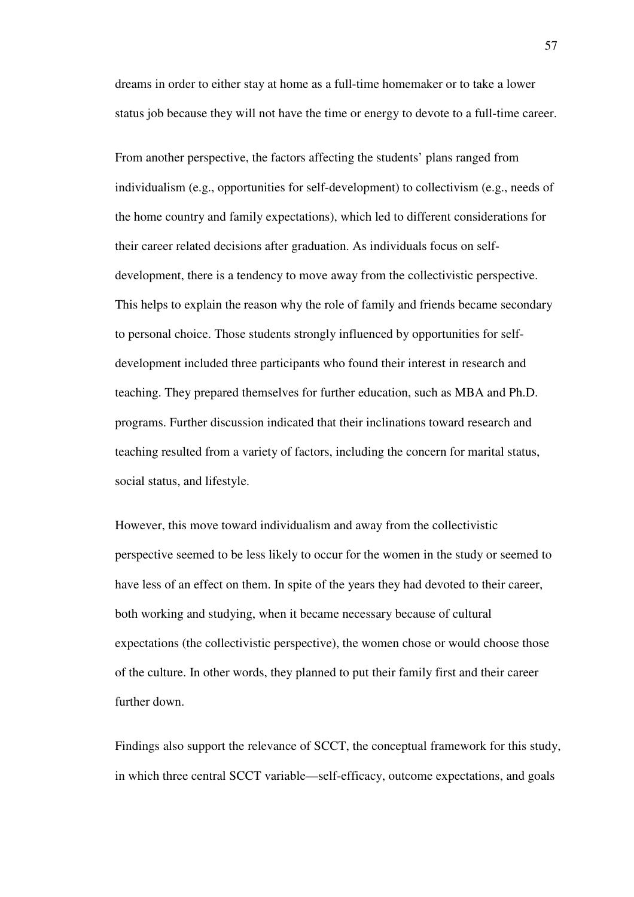dreams in order to either stay at home as a full-time homemaker or to take a lower status job because they will not have the time or energy to devote to a full-time career.

From another perspective, the factors affecting the students' plans ranged from individualism (e.g., opportunities for self-development) to collectivism (e.g., needs of the home country and family expectations), which led to different considerations for their career related decisions after graduation. As individuals focus on self-development, there is a tendency to move away from the collectivistic perspective. This helps to explain the reason why the role of family and friends became secondary to personal choice. Those students strongly influenced by opportunities for self-development included three participants who found their interest in research and teaching. They prepared themselves for further education, such as MBA and Ph.D. programs. Further discussion indicated that their inclinations toward research and teaching resulted from a variety of factors, including the concern for marital status, social status, and lifestyle.

However, this move toward individualism and away from the collectivistic perspective seemed to be less likely to occur for the women in the study or seemed to have less of an effect on them. In spite of the years they had devoted to their career, both working and studying, when it became necessary because of cultural expectations (the collectivistic perspective), the women chose or would choose those of the culture. In other words, they planned to put their family first and their career further down.

Findings also support the relevance of SCCT, the conceptual framework for this study, in which three central SCCT variable—self-efficacy, outcome expectations, and goals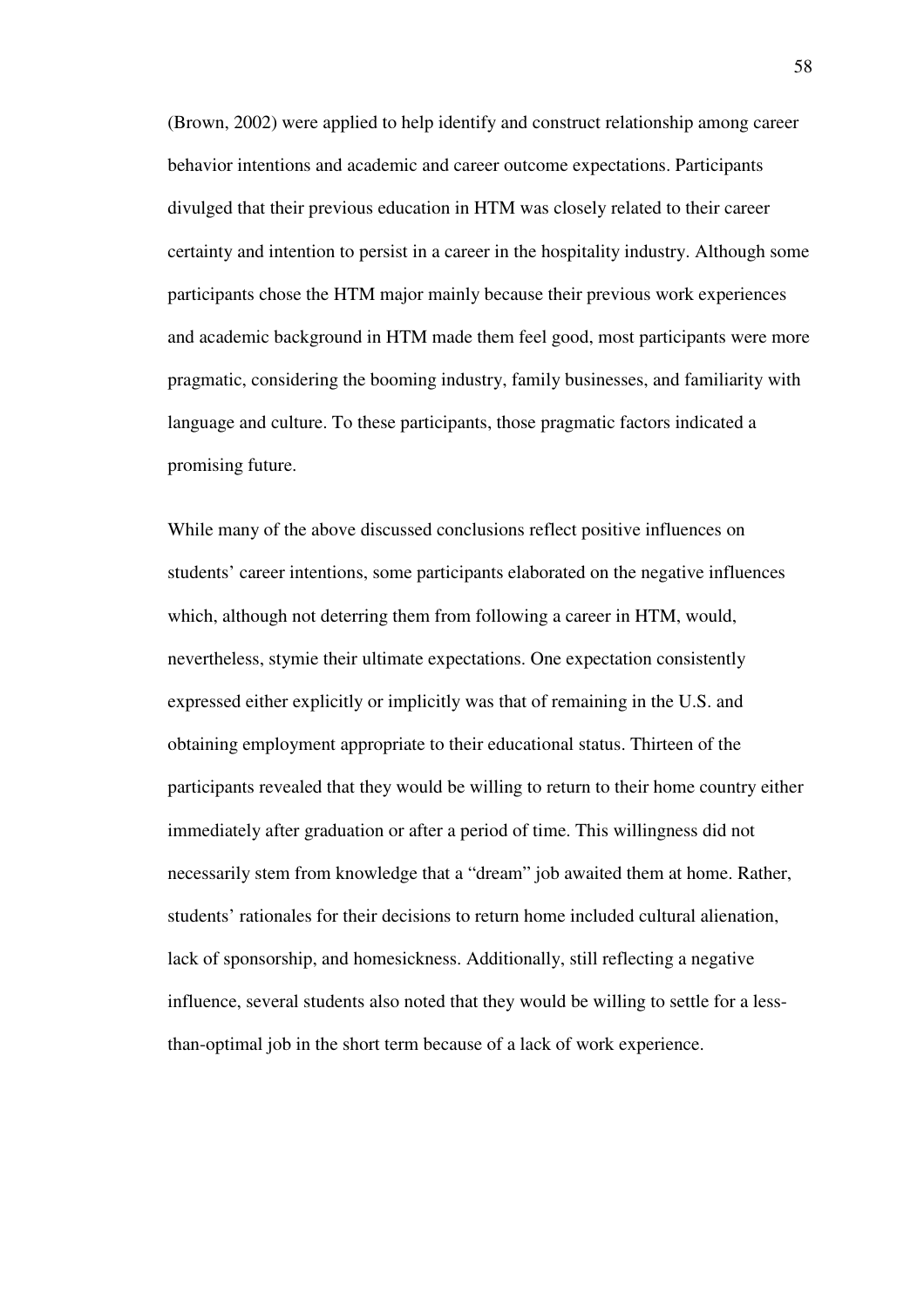(Brown, 2002) were applied to help identify and construct relationship among career behavior intentions and academic and career outcome expectations. Participants divulged that their previous education in HTM was closely related to their career certainty and intention to persist in a career in the hospitality industry. Although some participants chose the HTM major mainly because their previous work experiences and academic background in HTM made them feel good, most participants were more pragmatic, considering the booming industry, family businesses, and familiarity with language and culture. To these participants, those pragmatic factors indicated a promising future.

While many of the above discussed conclusions reflect positive influences on students' career intentions, some participants elaborated on the negative influences which, although not deterring them from following a career in HTM, would, nevertheless, stymie their ultimate expectations. One expectation consistently expressed either explicitly or implicitly was that of remaining in the U.S. and obtaining employment appropriate to their educational status. Thirteen of the participants revealed that they would be willing to return to their home country either immediately after graduation or after a period of time. This willingness did not necessarily stem from knowledge that a "dream" job awaited them at home. Rather, students' rationales for their decisions to return home included cultural alienation, lack of sponsorship, and homesickness. Additionally, still reflecting a negative influence, several students also noted that they would be willing to settle for a less-than-optimal job in the short term because of a lack of work experience.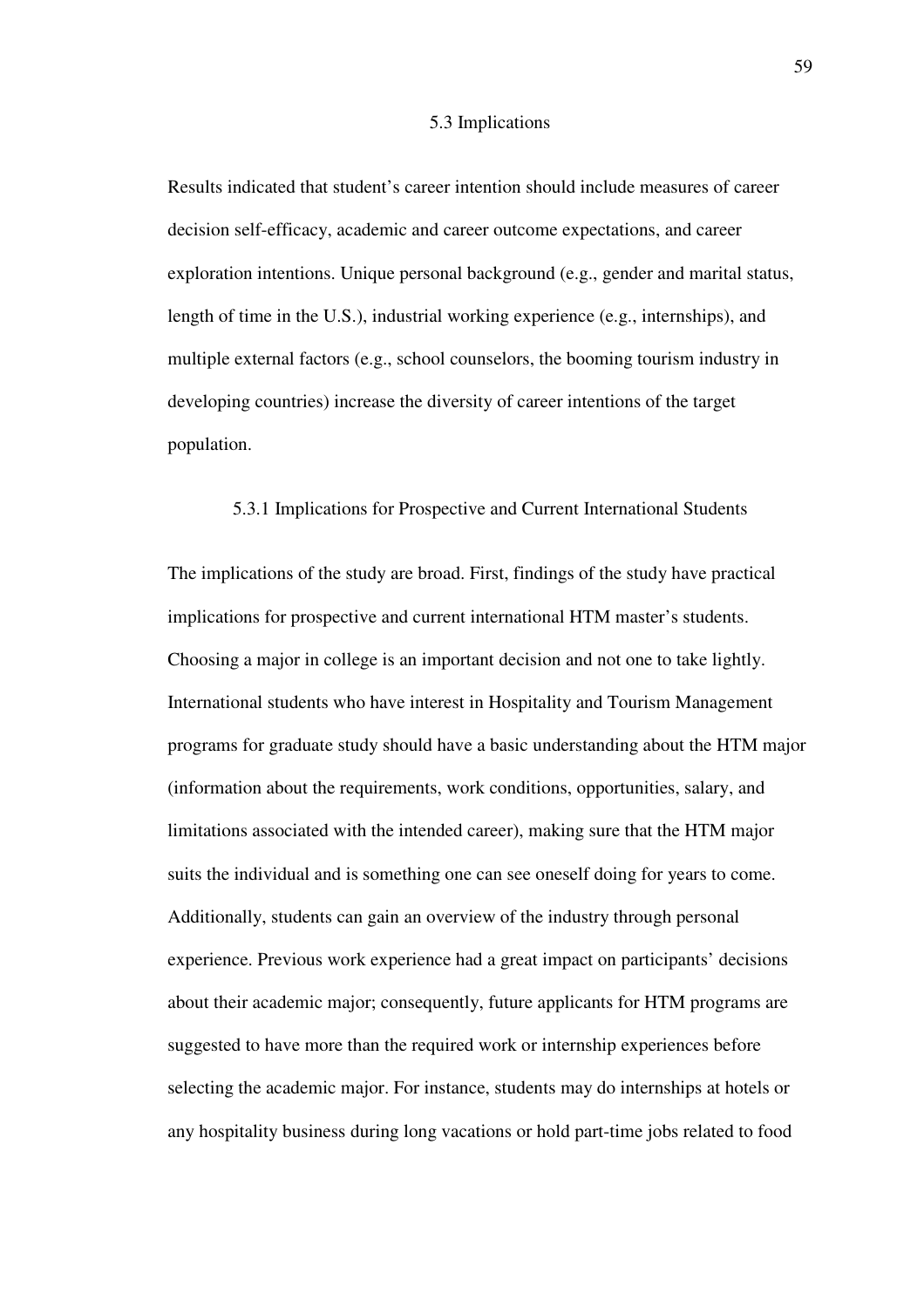## 5.3 Implications

Results indicated that student's career intention should include measures of career decision self-efficacy, academic and career outcome expectations, and career exploration intentions. Unique personal background (e.g., gender and marital status, length of time in the U.S.), industrial working experience (e.g., internships), and multiple external factors (e.g., school counselors, the booming tourism industry in developing countries) increase the diversity of career intentions of the target population.

### 5.3.1 Implications for Prospective and Current International Students

The implications of the study are broad. First, findings of the study have practical implications for prospective and current international HTM master's students. Choosing a major in college is an important decision and not one to take lightly. International students who have interest in Hospitality and Tourism Management programs for graduate study should have a basic understanding about the HTM major (information about the requirements, work conditions, opportunities, salary, and limitations associated with the intended career), making sure that the HTM major suits the individual and is something one can see oneself doing for years to come. Additionally, students can gain an overview of the industry through personal experience. Previous work experience had a great impact on participants' decisions about their academic major; consequently, future applicants for HTM programs are suggested to have more than the required work or internship experiences before selecting the academic major. For instance, students may do internships at hotels or any hospitality business during long vacations or hold part-time jobs related to food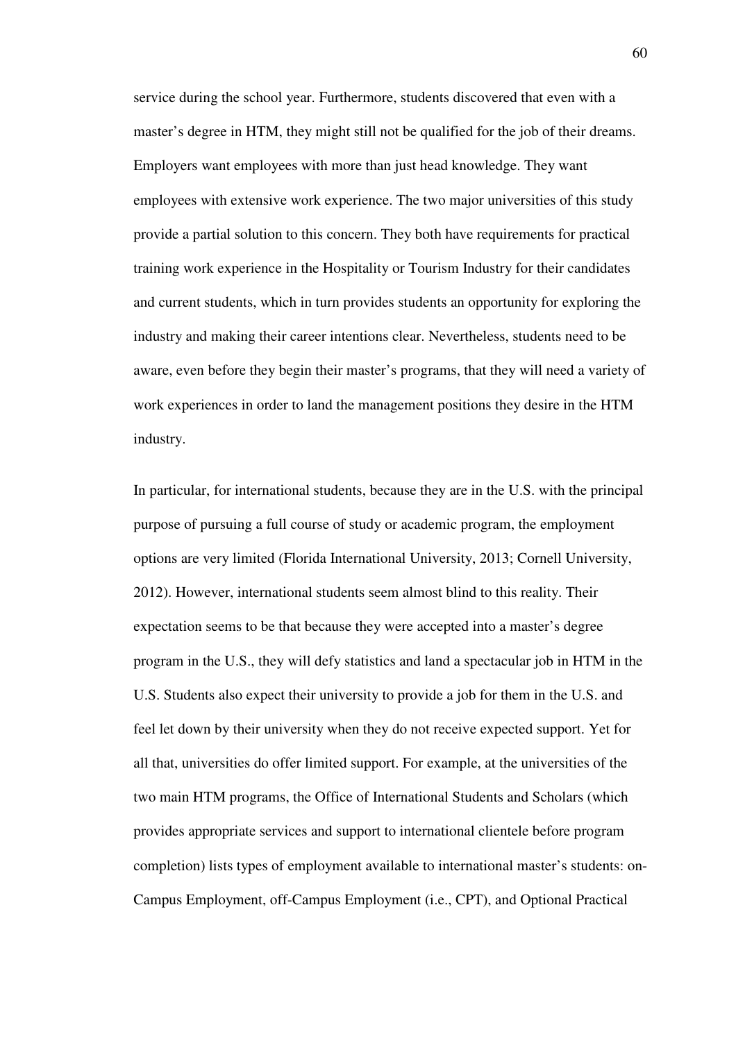service during the school year. Furthermore, students discovered that even with a master's degree in HTM, they might still not be qualified for the job of their dreams. Employers want employees with more than just head knowledge. They want employees with extensive work experience. The two major universities of this study provide a partial solution to this concern. They both have requirements for practical training work experience in the Hospitality or Tourism Industry for their candidates and current students, which in turn provides students an opportunity for exploring the industry and making their career intentions clear. Nevertheless, students need to be aware, even before they begin their master's programs, that they will need a variety of work experiences in order to land the management positions they desire in the HTM industry.

In particular, for international students, because they are in the U.S. with the principal purpose of pursuing a full course of study or academic program, the employment options are very limited (Florida International University, 2013; Cornell University, 2012). However, international students seem almost blind to this reality. Their expectation seems to be that because they were accepted into a master's degree program in the U.S., they will defy statistics and land a spectacular job in HTM in the U.S. Students also expect their university to provide a job for them in the U.S. and feel let down by their university when they do not receive expected support. Yet for all that, universities do offer limited support. For example, at the universities of the two main HTM programs, the Office of International Students and Scholars (which provides appropriate services and support to international clientele before program completion) lists types of employment available to international master's students: on-Campus Employment, off-Campus Employment (i.e., CPT), and Optional Practical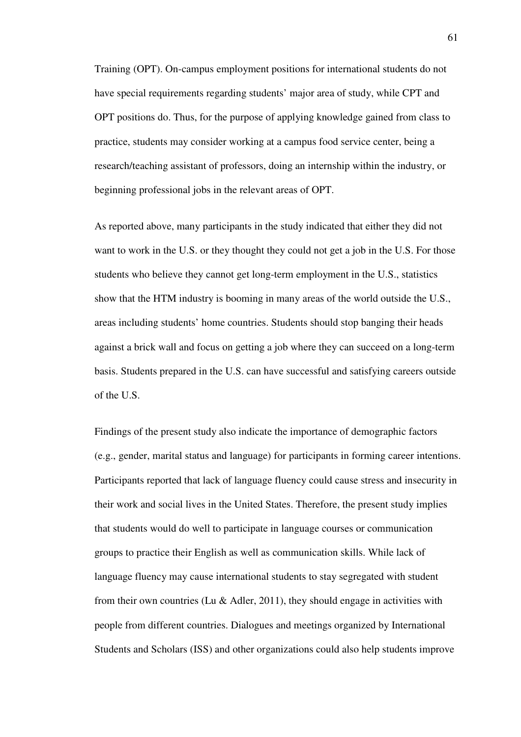Training (OPT). On-campus employment positions for international students do not have special requirements regarding students' major area of study, while CPT and OPT positions do. Thus, for the purpose of applying knowledge gained from class to practice, students may consider working at a campus food service center, being a research/teaching assistant of professors, doing an internship within the industry, or beginning professional jobs in the relevant areas of OPT.

As reported above, many participants in the study indicated that either they did not want to work in the U.S. or they thought they could not get a job in the U.S. For those students who believe they cannot get long-term employment in the U.S., statistics show that the HTM industry is booming in many areas of the world outside the U.S., areas including students' home countries. Students should stop banging their heads against a brick wall and focus on getting a job where they can succeed on a long-term basis. Students prepared in the U.S. can have successful and satisfying careers outside of the U.S.

Findings of the present study also indicate the importance of demographic factors (e.g., gender, marital status and language) for participants in forming career intentions. Participants reported that lack of language fluency could cause stress and insecurity in their work and social lives in the United States. Therefore, the present study implies that students would do well to participate in language courses or communication groups to practice their English as well as communication skills. While lack of language fluency may cause international students to stay segregated with student from their own countries (Lu & Adler, 2011), they should engage in activities with people from different countries. Dialogues and meetings organized by International Students and Scholars (ISS) and other organizations could also help students improve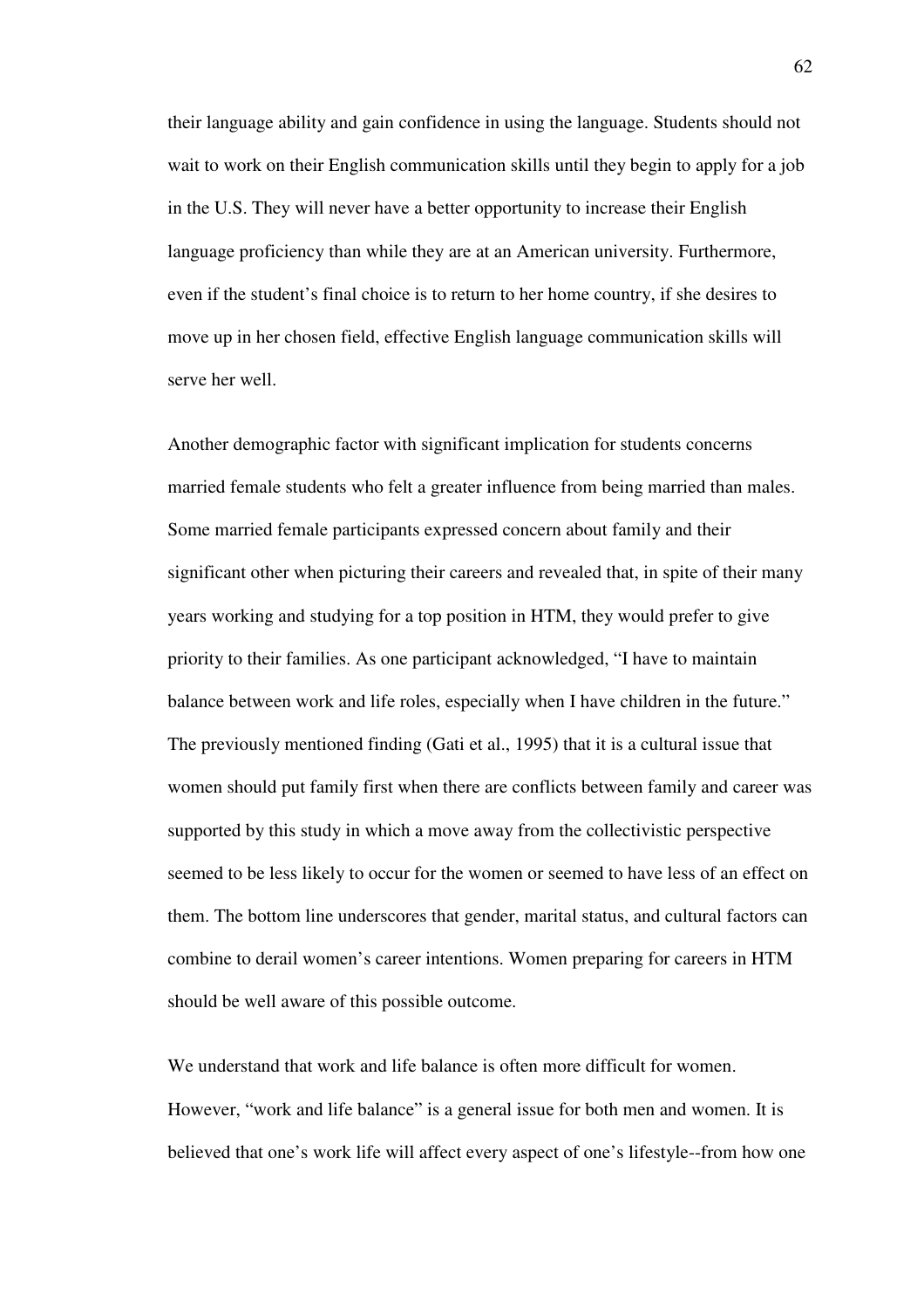their language ability and gain confidence in using the language. Students should not wait to work on their English communication skills until they begin to apply for a job in the U.S. They will never have a better opportunity to increase their English language proficiency than while they are at an American university. Furthermore, even if the student's final choice is to return to her home country, if she desires to move up in her chosen field, effective English language communication skills will serve her well.

Another demographic factor with significant implication for students concerns married female students who felt a greater influence from being married than males. Some married female participants expressed concern about family and their significant other when picturing their careers and revealed that, in spite of their many years working and studying for a top position in HTM, they would prefer to give priority to their families. As one participant acknowledged, "I have to maintain balance between work and life roles, especially when I have children in the future." The previously mentioned finding (Gati et al., 1995) that it is a cultural issue that women should put family first when there are conflicts between family and career was supported by this study in which a move away from the collectivistic perspective seemed to be less likely to occur for the women or seemed to have less of an effect on them. The bottom line underscores that gender, marital status, and cultural factors can combine to derail women's career intentions. Women preparing for careers in HTM should be well aware of this possible outcome.

We understand that work and life balance is often more difficult for women. However, "work and life balance" is a general issue for both men and women. It is believed that one's work life will affect every aspect of one's lifestyle--from how one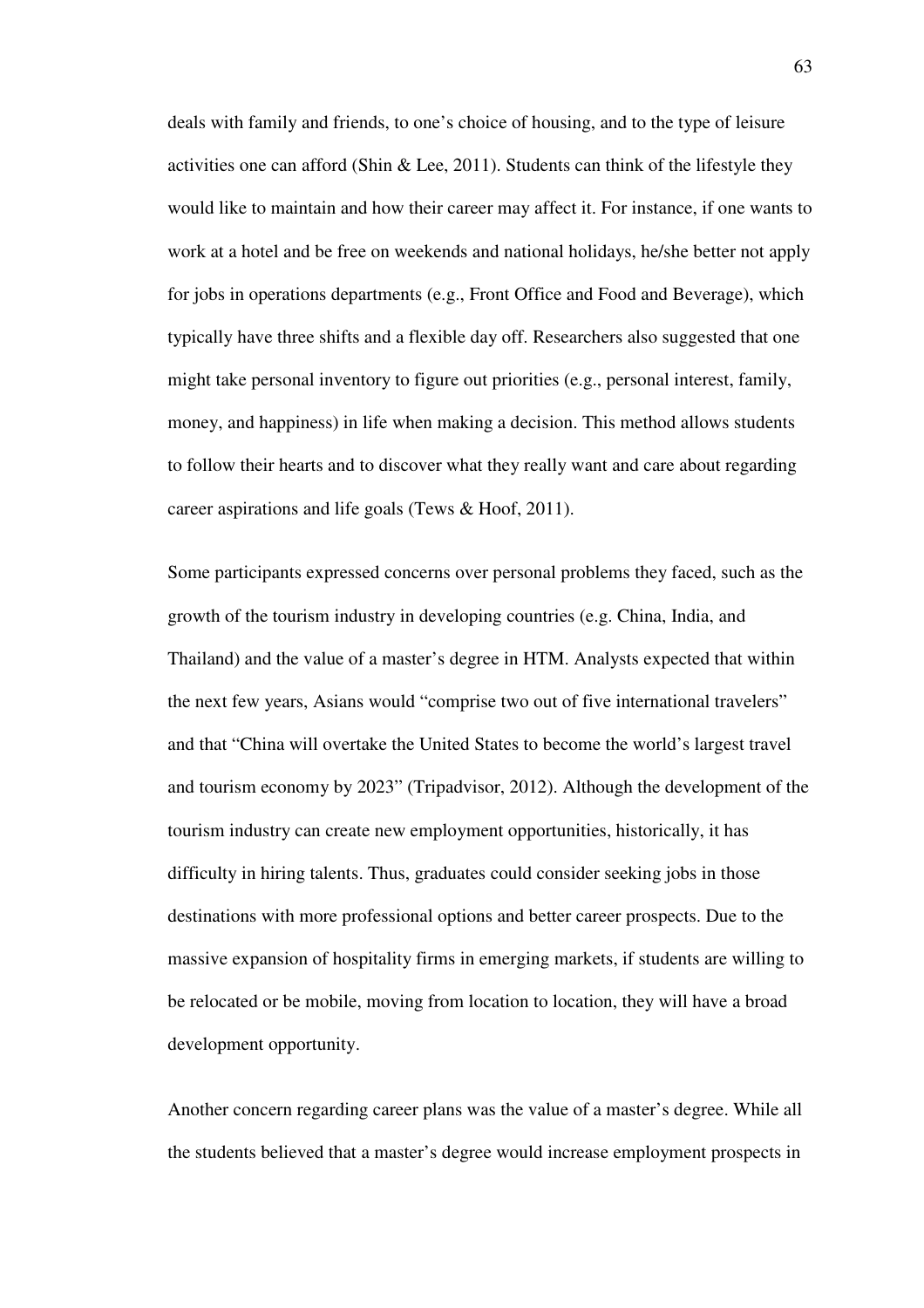deals with family and friends, to one's choice of housing, and to the type of leisure activities one can afford (Shin & Lee, 2011). Students can think of the lifestyle they would like to maintain and how their career may affect it. For instance, if one wants to work at a hotel and be free on weekends and national holidays, he/she better not apply for jobs in operations departments (e.g., Front Office and Food and Beverage), which typically have three shifts and a flexible day off. Researchers also suggested that one might take personal inventory to figure out priorities (e.g., personal interest, family, money, and happiness) in life when making a decision. This method allows students to follow their hearts and to discover what they really want and care about regarding career aspirations and life goals (Tews & Hoof, 2011).

Some participants expressed concerns over personal problems they faced, such as the growth of the tourism industry in developing countries (e.g. China, India, and Thailand) and the value of a master's degree in HTM. Analysts expected that within the next few years, Asians would "comprise two out of five international travelers" and that "China will overtake the United States to become the world's largest travel and tourism economy by 2023" (Tripadvisor, 2012). Although the development of the tourism industry can create new employment opportunities, historically, it has difficulty in hiring talents. Thus, graduates could consider seeking jobs in those destinations with more professional options and better career prospects. Due to the massive expansion of hospitality firms in emerging markets, if students are willing to be relocated or be mobile, moving from location to location, they will have a broad development opportunity.

Another concern regarding career plans was the value of a master's degree. While all the students believed that a master's degree would increase employment prospects in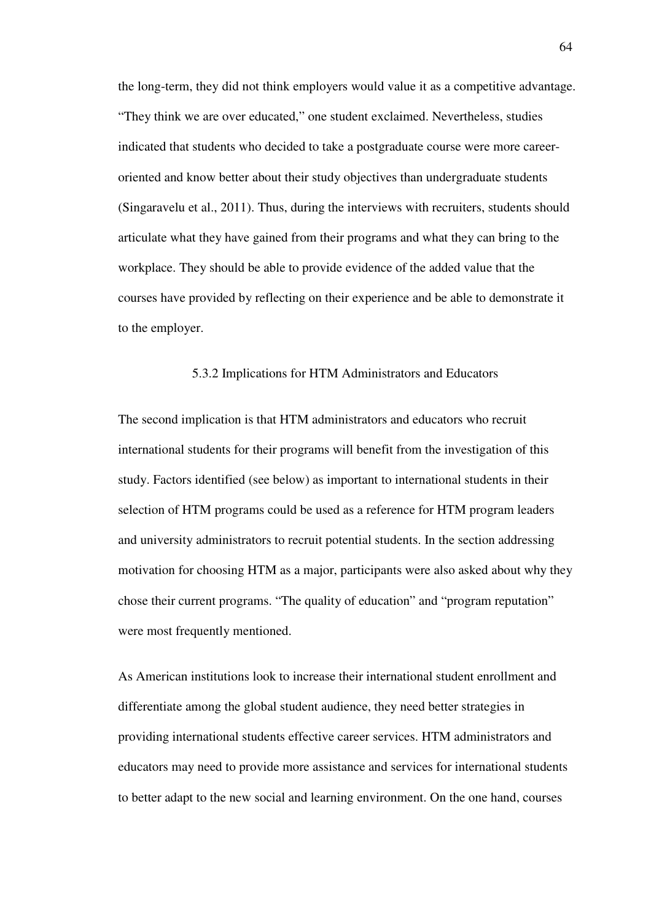the long-term, they did not think employers would value it as a competitive advantage. "They think we are over educated," one student exclaimed. Nevertheless, studies indicated that students who decided to take a postgraduate course were more career-oriented and know better about their study objectives than undergraduate students (Singaravelu et al., 2011). Thus, during the interviews with recruiters, students should articulate what they have gained from their programs and what they can bring to the workplace. They should be able to provide evidence of the added value that the courses have provided by reflecting on their experience and be able to demonstrate it to the employer.

### 5.3.2 Implications for HTM Administrators and Educators

The second implication is that HTM administrators and educators who recruit international students for their programs will benefit from the investigation of this study. Factors identified (see below) as important to international students in their selection of HTM programs could be used as a reference for HTM program leaders and university administrators to recruit potential students. In the section addressing motivation for choosing HTM as a major, participants were also asked about why they chose their current programs. "The quality of education" and "program reputation" were most frequently mentioned.

As American institutions look to increase their international student enrollment and differentiate among the global student audience, they need better strategies in providing international students effective career services. HTM administrators and educators may need to provide more assistance and services for international students to better adapt to the new social and learning environment. On the one hand, courses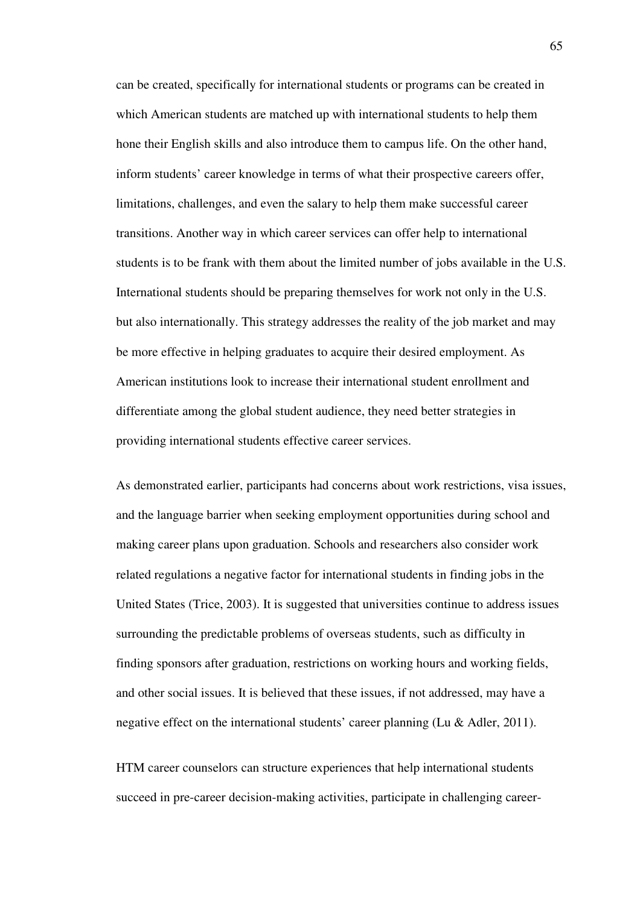can be created, specifically for international students or programs can be created in which American students are matched up with international students to help them hone their English skills and also introduce them to campus life. On the other hand, inform students' career knowledge in terms of what their prospective careers offer, limitations, challenges, and even the salary to help them make successful career transitions. Another way in which career services can offer help to international students is to be frank with them about the limited number of jobs available in the U.S. International students should be preparing themselves for work not only in the U.S. but also internationally. This strategy addresses the reality of the job market and may be more effective in helping graduates to acquire their desired employment. As American institutions look to increase their international student enrollment and differentiate among the global student audience, they need better strategies in providing international students effective career services.

As demonstrated earlier, participants had concerns about work restrictions, visa issues, and the language barrier when seeking employment opportunities during school and making career plans upon graduation. Schools and researchers also consider work related regulations a negative factor for international students in finding jobs in the United States (Trice, 2003). It is suggested that universities continue to address issues surrounding the predictable problems of overseas students, such as difficulty in finding sponsors after graduation, restrictions on working hours and working fields, and other social issues. It is believed that these issues, if not addressed, may have a negative effect on the international students' career planning (Lu & Adler, 2011).

HTM career counselors can structure experiences that help international students succeed in pre-career decision-making activities, participate in challenging career-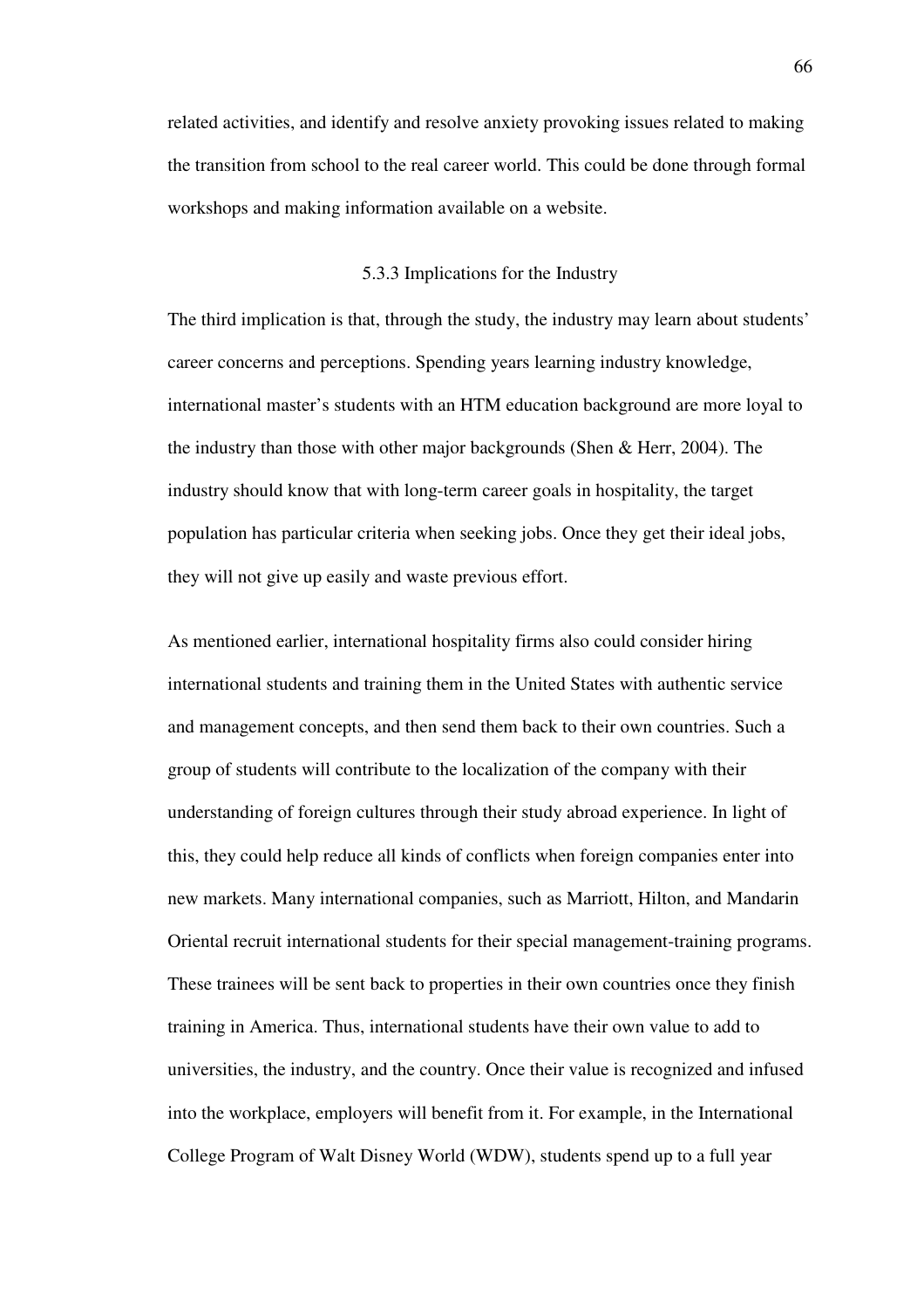related activities, and identify and resolve anxiety provoking issues related to making the transition from school to the real career world. This could be done through formal workshops and making information available on a website.

### 5.3.3 Implications for the Industry

The third implication is that, through the study, the industry may learn about students' career concerns and perceptions. Spending years learning industry knowledge, international master's students with an HTM education background are more loyal to the industry than those with other major backgrounds (Shen & Herr, 2004). The industry should know that with long-term career goals in hospitality, the target population has particular criteria when seeking jobs. Once they get their ideal jobs, they will not give up easily and waste previous effort.

As mentioned earlier, international hospitality firms also could consider hiring international students and training them in the United States with authentic service and management concepts, and then send them back to their own countries. Such a group of students will contribute to the localization of the company with their understanding of foreign cultures through their study abroad experience. In light of this, they could help reduce all kinds of conflicts when foreign companies enter into new markets. Many international companies, such as Marriott, Hilton, and Mandarin Oriental recruit international students for their special management-training programs. These trainees will be sent back to properties in their own countries once they finish training in America. Thus, international students have their own value to add to universities, the industry, and the country. Once their value is recognized and infused into the workplace, employers will benefit from it. For example, in the International College Program of Walt Disney World (WDW), students spend up to a full year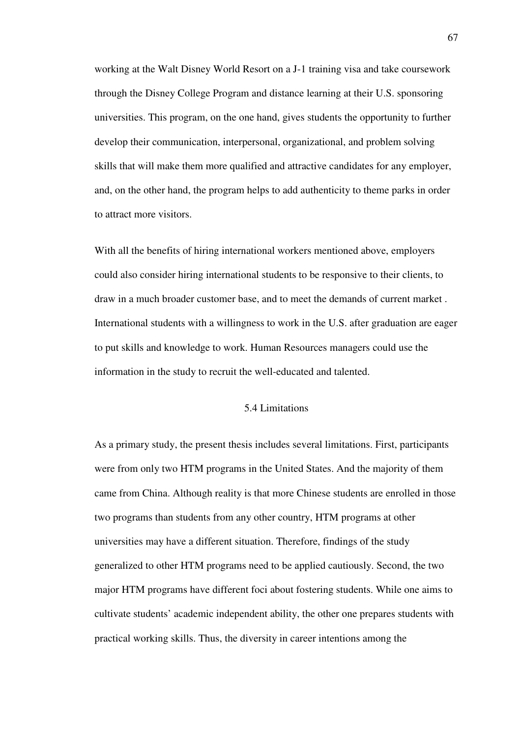working at the Walt Disney World Resort on a J-1 training visa and take coursework through the Disney College Program and distance learning at their U.S. sponsoring universities. This program, on the one hand, gives students the opportunity to further develop their communication, interpersonal, organizational, and problem solving skills that will make them more qualified and attractive candidates for any employer, and, on the other hand, the program helps to add authenticity to theme parks in order to attract more visitors.

With all the benefits of hiring international workers mentioned above, employers could also consider hiring international students to be responsive to their clients, to draw in a much broader customer base, and to meet the demands of current market . International students with a willingness to work in the U.S. after graduation are eager to put skills and knowledge to work. Human Resources managers could use the information in the study to recruit the well-educated and talented.

## 5.4 Limitations

As a primary study, the present thesis includes several limitations. First, participants were from only two HTM programs in the United States. And the majority of them came from China. Although reality is that more Chinese students are enrolled in those two programs than students from any other country, HTM programs at other universities may have a different situation. Therefore, findings of the study generalized to other HTM programs need to be applied cautiously. Second, the two major HTM programs have different foci about fostering students. While one aims to cultivate students' academic independent ability, the other one prepares students with practical working skills. Thus, the diversity in career intentions among the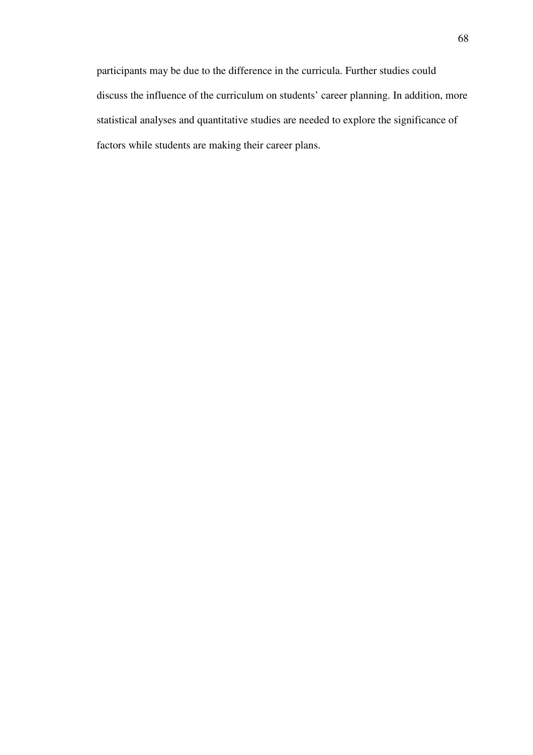participants may be due to the difference in the curricula. Further studies could discuss the influence of the curriculum on students' career planning. In addition, more statistical analyses and quantitative studies are needed to explore the significance of factors while students are making their career plans.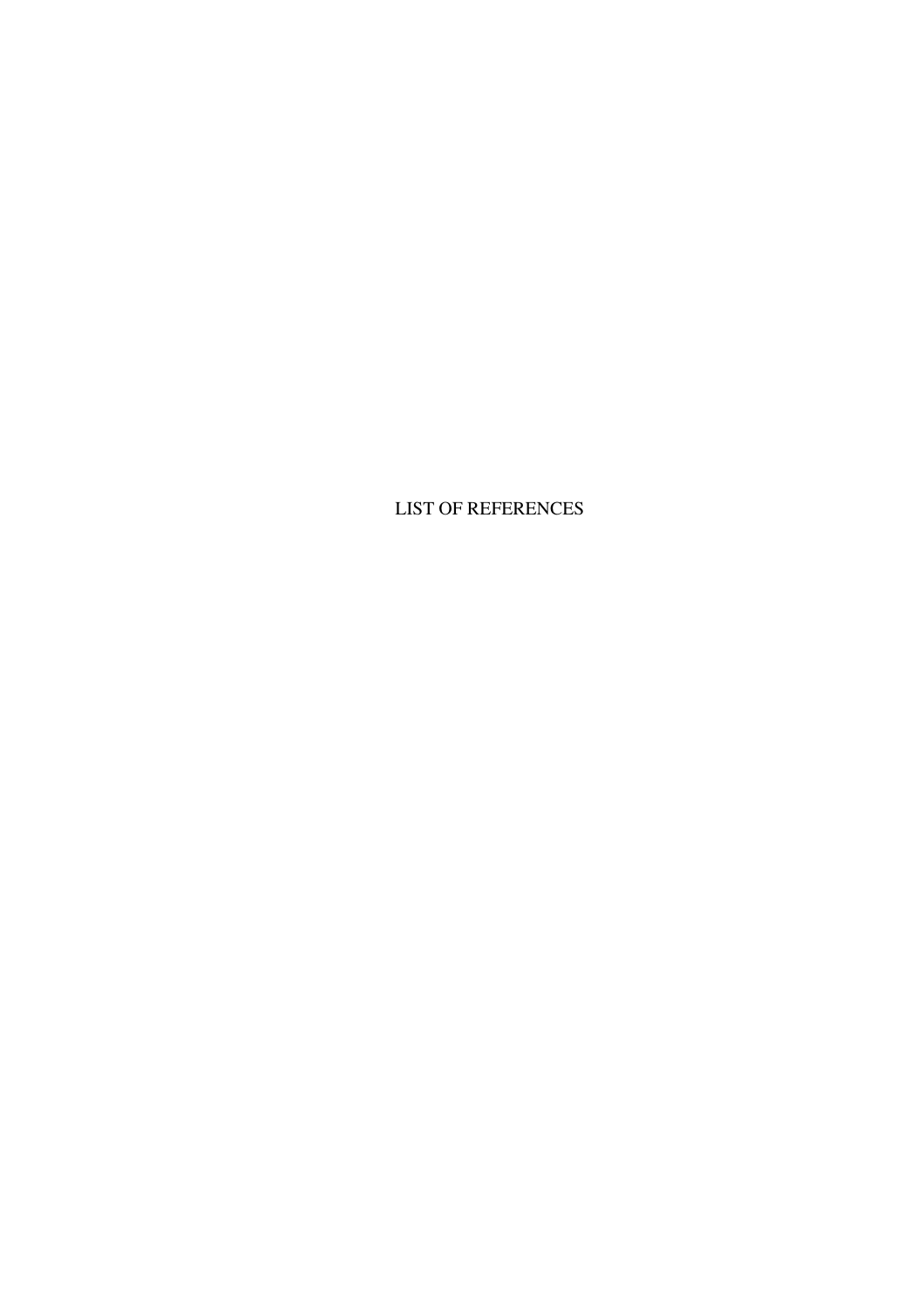# LIST OF REFERENCES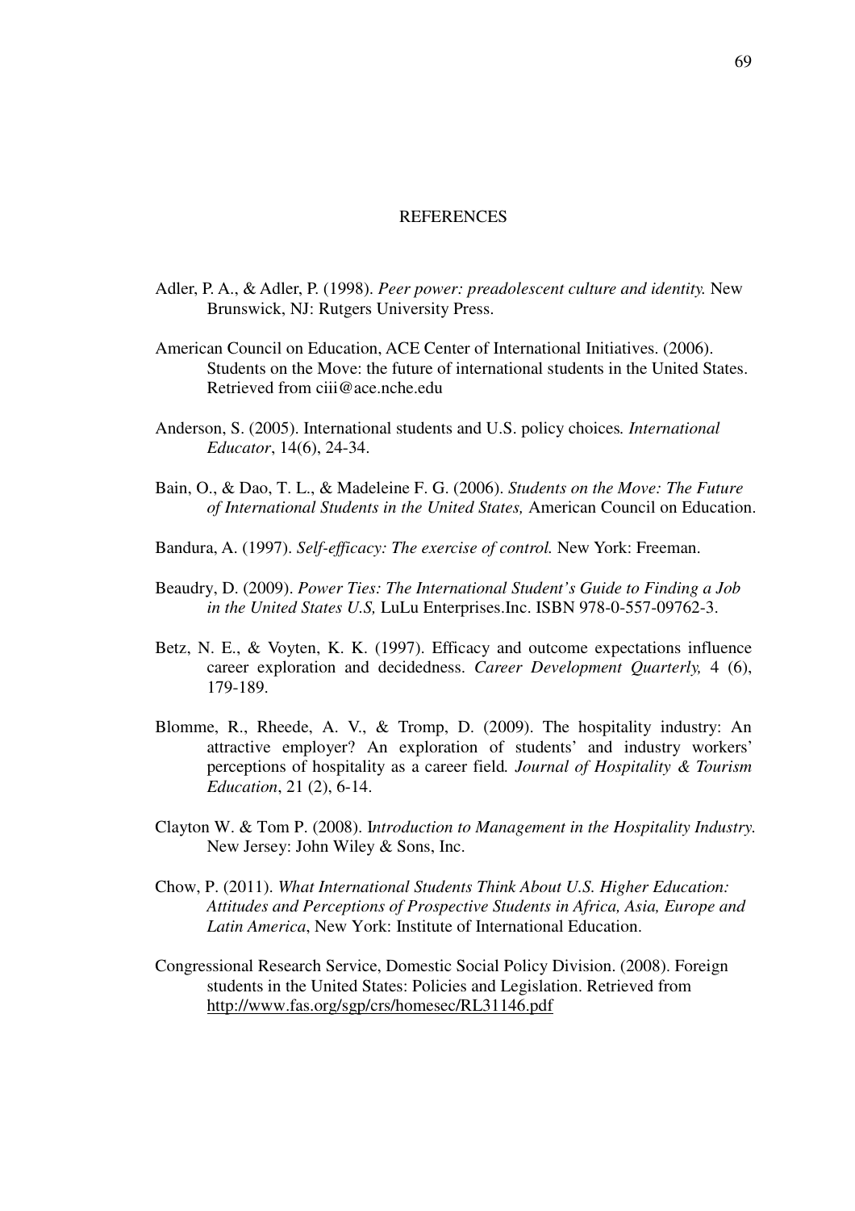# REFERENCES

Adler, P. A., & Adler, P. (1998). *Peer power: preadolescent culture and identity.* New Brunswick, NJ: Rutgers University Press.

American Council on Education, ACE Center of International Initiatives. (2006). Students on the Move: the future of international students in the United States. Retrieved from ciii@ace.nche.edu

Anderson, S. (2005). International students and U.S. policy choices*. International Educator*, 14(6), 24-34.

Bain, O., & Dao, T. L., & Madeleine F. G. (2006). *Students on the Move: The Future of International Students in the United States,* American Council on Education.

Bandura, A. (1997). *Self-efficacy: The exercise of control.* New York: Freeman.

Beaudry, D. (2009). *Power Ties: The International Student's Guide to Finding a Job in the United States U.S,* LuLu Enterprises.Inc. ISBN 978-0-557-09762-3.

Betz, N. E., & Voyten, K. K. (1997). Efficacy and outcome expectations influence career exploration and decidedness. *Career Development Quarterly,* 4 (6), 179-189.

Blomme, R., Rheede, A. V., & Tromp, D. (2009). The hospitality industry: An attractive employer? An exploration of students' and industry workers' perceptions of hospitality as a career field*. Journal of Hospitality & Tourism Education*, 21 (2), 6-14.

Clayton W. & Tom P. (2008). I*ntroduction to Management in the Hospitality Industry.* New Jersey: John Wiley & Sons, Inc.

Chow, P. (2011). *What International Students Think About U.S. Higher Education: Attitudes and Perceptions of Prospective Students in Africa, Asia, Europe and Latin America*, New York: Institute of International Education.

Congressional Research Service, Domestic Social Policy Division. (2008). Foreign students in the United States: Policies and Legislation. Retrieved from http://www.fas.org/sgp/crs/homesec/RL31146.pdf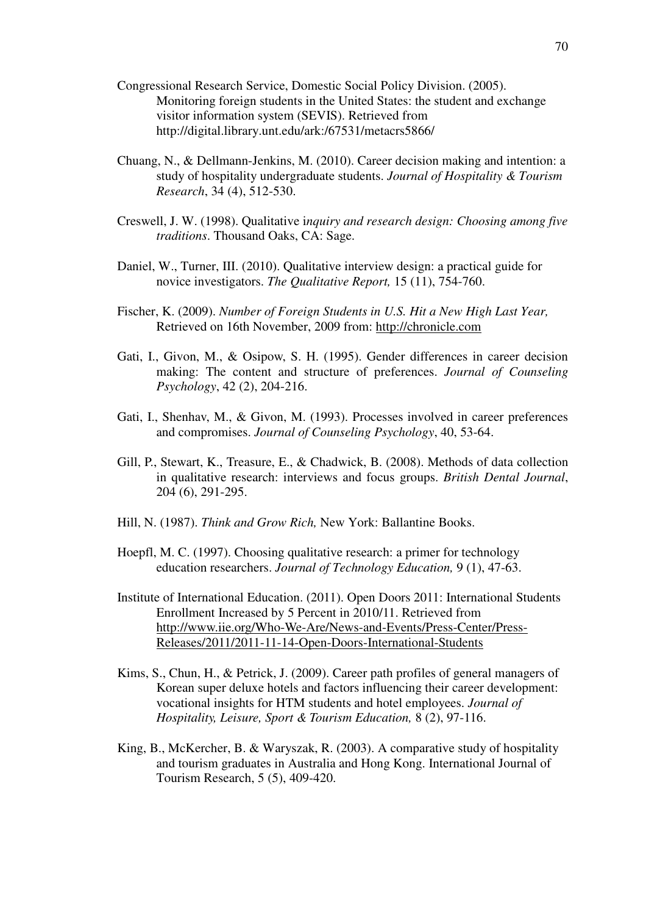Congressional Research Service, Domestic Social Policy Division. (2005). Monitoring foreign students in the United States: the student and exchange visitor information system (SEVIS). Retrieved from http://digital.library.unt.edu/ark:/67531/metacrs5866/

Chuang, N., & Dellmann-Jenkins, M. (2010). Career decision making and intention: a study of hospitality undergraduate students. *Journal of Hospitality & Tourism Research*, 34 (4), 512-530.

Creswell, J. W. (1998). Qualitative i*nquiry and research design: Choosing among five traditions*. Thousand Oaks, CA: Sage.

Daniel, W., Turner, III. (2010). Qualitative interview design: a practical guide for novice investigators. *The Qualitative Report,* 15 (11), 754-760.

Fischer, K. (2009). *Number of Foreign Students in U.S. Hit a New High Last Year,* Retrieved on 16th November, 2009 from: http://chronicle.com

Gati, I., Givon, M., & Osipow, S. H. (1995). Gender differences in career decision making: The content and structure of preferences. *Journal of Counseling Psychology*, 42 (2), 204-216.

Gati, I., Shenhav, M., & Givon, M. (1993). Processes involved in career preferences and compromises. *Journal of Counseling Psychology*, 40, 53-64.

Gill, P., Stewart, K., Treasure, E., & Chadwick, B. (2008). Methods of data collection in qualitative research: interviews and focus groups. *British Dental Journal*, 204 (6), 291-295.

Hill, N. (1987). *Think and Grow Rich,* New York: Ballantine Books.

Hoepfl, M. C. (1997). Choosing qualitative research: a primer for technology education researchers. *Journal of Technology Education,* 9 (1), 47-63.

Institute of International Education. (2011). Open Doors 2011: International Students Enrollment Increased by 5 Percent in 2010/11. Retrieved from http://www.iie.org/Who-We-Are/News-and-Events/Press-Center/Press-Releases/2011/2011-11-14-Open-Doors-International-Students

Kims, S., Chun, H., & Petrick, J. (2009). Career path profiles of general managers of Korean super deluxe hotels and factors influencing their career development: vocational insights for HTM students and hotel employees. *Journal of Hospitality, Leisure, Sport & Tourism Education,* 8 (2), 97-116.

King, B., McKercher, B. & Waryszak, R. (2003). A comparative study of hospitality and tourism graduates in Australia and Hong Kong. International Journal of Tourism Research, 5 (5), 409-420.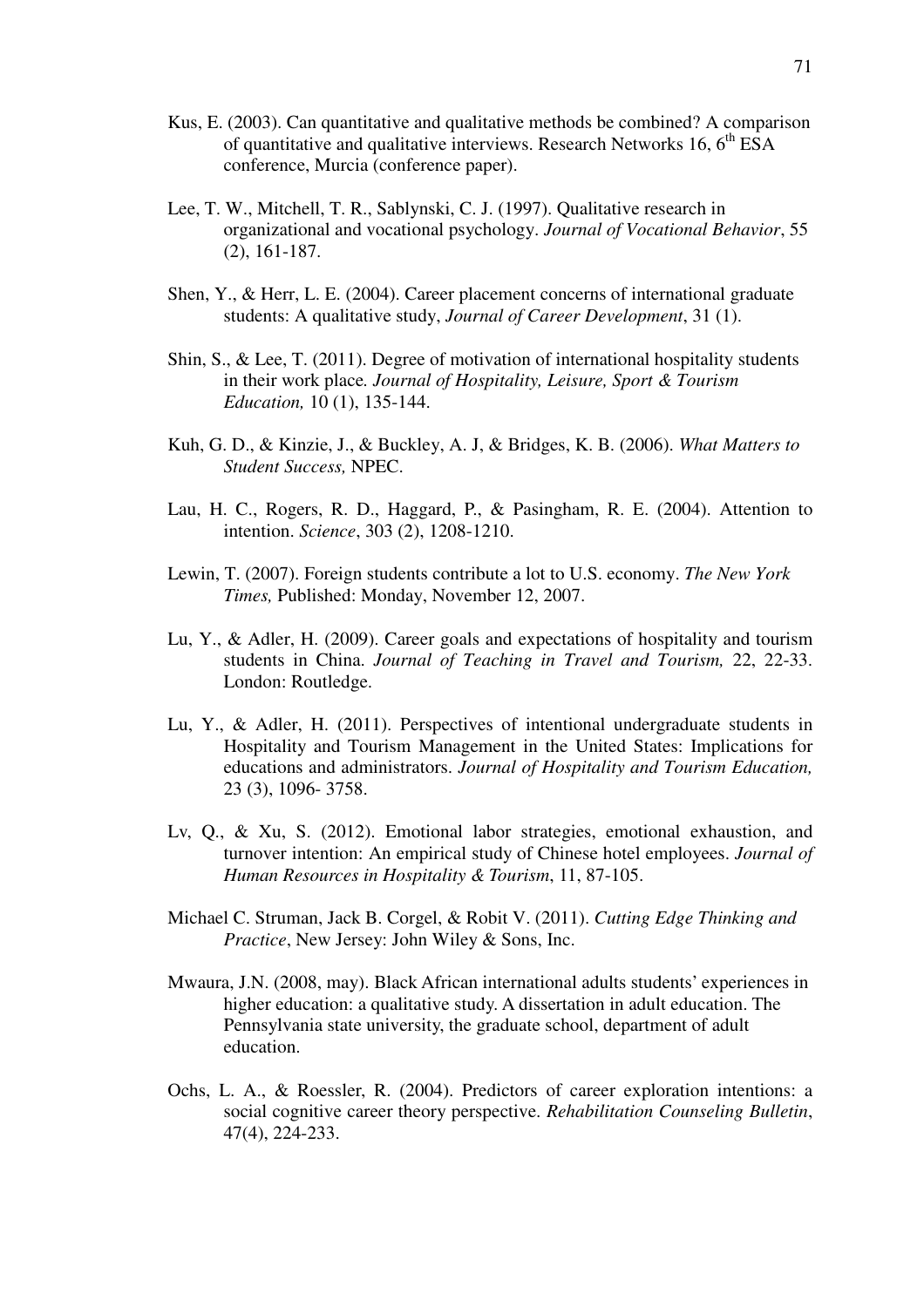Kus, E. (2003). Can quantitative and qualitative methods be combined? A comparison of quantitative and qualitative interviews. Research Networks 16, 6th ESA conference, Murcia (conference paper).

Lee, T. W., Mitchell, T. R., Sablynski, C. J. (1997). Qualitative research in organizational and vocational psychology. *Journal of Vocational Behavior*, 55 (2), 161-187.

Shen, Y., & Herr, L. E. (2004). Career placement concerns of international graduate students: A qualitative study, *Journal of Career Development*, 31 (1).

Shin, S., & Lee, T. (2011). Degree of motivation of international hospitality students in their work place*. Journal of Hospitality, Leisure, Sport & Tourism Education,* 10 (1), 135-144.

Kuh, G. D., & Kinzie, J., & Buckley, A. J, & Bridges, K. B. (2006). *What Matters to Student Success,* NPEC.

Lau, H. C., Rogers, R. D., Haggard, P., & Pasingham, R. E. (2004). Attention to intention. *Science*, 303 (2), 1208-1210.

Lewin, T. (2007). Foreign students contribute a lot to U.S. economy. *The New York Times,* Published: Monday, November 12, 2007.

Lu, Y., & Adler, H. (2009). Career goals and expectations of hospitality and tourism students in China. *Journal of Teaching in Travel and Tourism,* 22, 22-33. London: Routledge.

Lu, Y., & Adler, H. (2011). Perspectives of intentional undergraduate students in Hospitality and Tourism Management in the United States: Implications for educations and administrators. *Journal of Hospitality and Tourism Education,* 23 (3), 1096- 3758.

Lv, Q., & Xu, S. (2012). Emotional labor strategies, emotional exhaustion, and turnover intention: An empirical study of Chinese hotel employees. *Journal of Human Resources in Hospitality & Tourism*, 11, 87-105.

Michael C. Struman, Jack B. Corgel, & Robit V. (2011). *Cutting Edge Thinking and Practice*, New Jersey: John Wiley & Sons, Inc.

Mwaura, J.N. (2008, may). Black African international adults students' experiences in higher education: a qualitative study. A dissertation in adult education. The Pennsylvania state university, the graduate school, department of adult education.

Ochs, L. A., & Roessler, R. (2004). Predictors of career exploration intentions: a social cognitive career theory perspective. *Rehabilitation Counseling Bulletin*, 47(4), 224-233.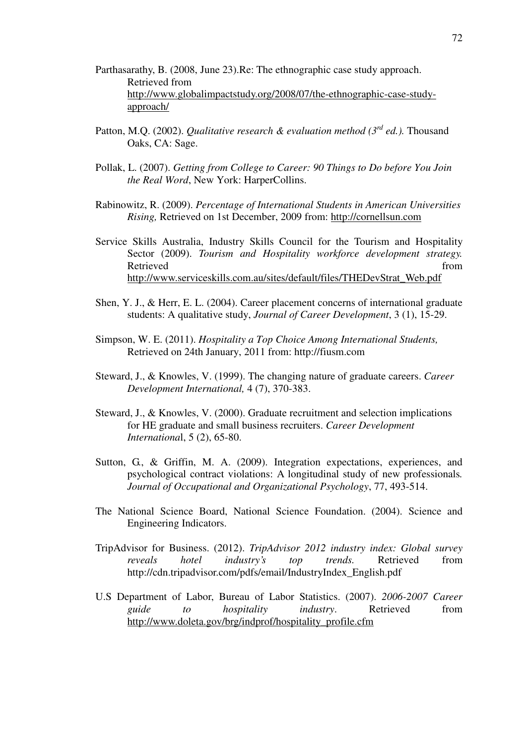Parthasarathy, B. (2008, June 23).Re: The ethnographic case study approach. Retrieved from http://www.globalimpactstudy.org/2008/07/the-ethnographic-case-study-approach/

Patton, M.Q. (2002). *Qualitative research & evaluation method (3rd ed.).* Thousand Oaks, CA: Sage.

Pollak, L. (2007). *Getting from College to Career: 90 Things to Do before You Join the Real Word*, New York: HarperCollins.

Rabinowitz, R. (2009). *Percentage of International Students in American Universities Rising,* Retrieved on 1st December, 2009 from: http://cornellsun.com

Service Skills Australia, Industry Skills Council for the Tourism and Hospitality Sector (2009). *Tourism and Hospitality workforce development strategy.* Retrieved from http://www.serviceskills.com.au/sites/default/files/THEDevStrat_Web.pdf

Shen, Y. J., & Herr, E. L. (2004). Career placement concerns of international graduate students: A qualitative study, *Journal of Career Development*, 3 (1), 15-29.

Simpson, W. E. (2011). *Hospitality a Top Choice Among International Students,* Retrieved on 24th January, 2011 from: http://fiusm.com

Steward, J., & Knowles, V. (1999). The changing nature of graduate careers. *Career Development International,* 4 (7), 370-383.

Steward, J., & Knowles, V. (2000). Graduate recruitment and selection implications for HE graduate and small business recruiters. *Career Development International*, 5 (2), 65-80.

Sutton, G., & Griffin, M. A. (2009). Integration expectations, experiences, and psychological contract violations: A longitudinal study of new professionals. *Journal of Occupational and Organizational Psychology*, 77, 493-514.

The National Science Board, National Science Foundation. (2004). Science and Engineering Indicators.

TripAdvisor for Business. (2012). *TripAdvisor 2012 industry index: Global survey reveals hotel industry's top trends.* Retrieved from http://cdn.tripadvisor.com/pdfs/email/IndustryIndex_English.pdf

U.S Department of Labor, Bureau of Labor Statistics. (2007). *2006-2007 Career guide to hospitality industry*. Retrieved from http://www.doleta.gov/brg/indprof/hospitality_profile.cfm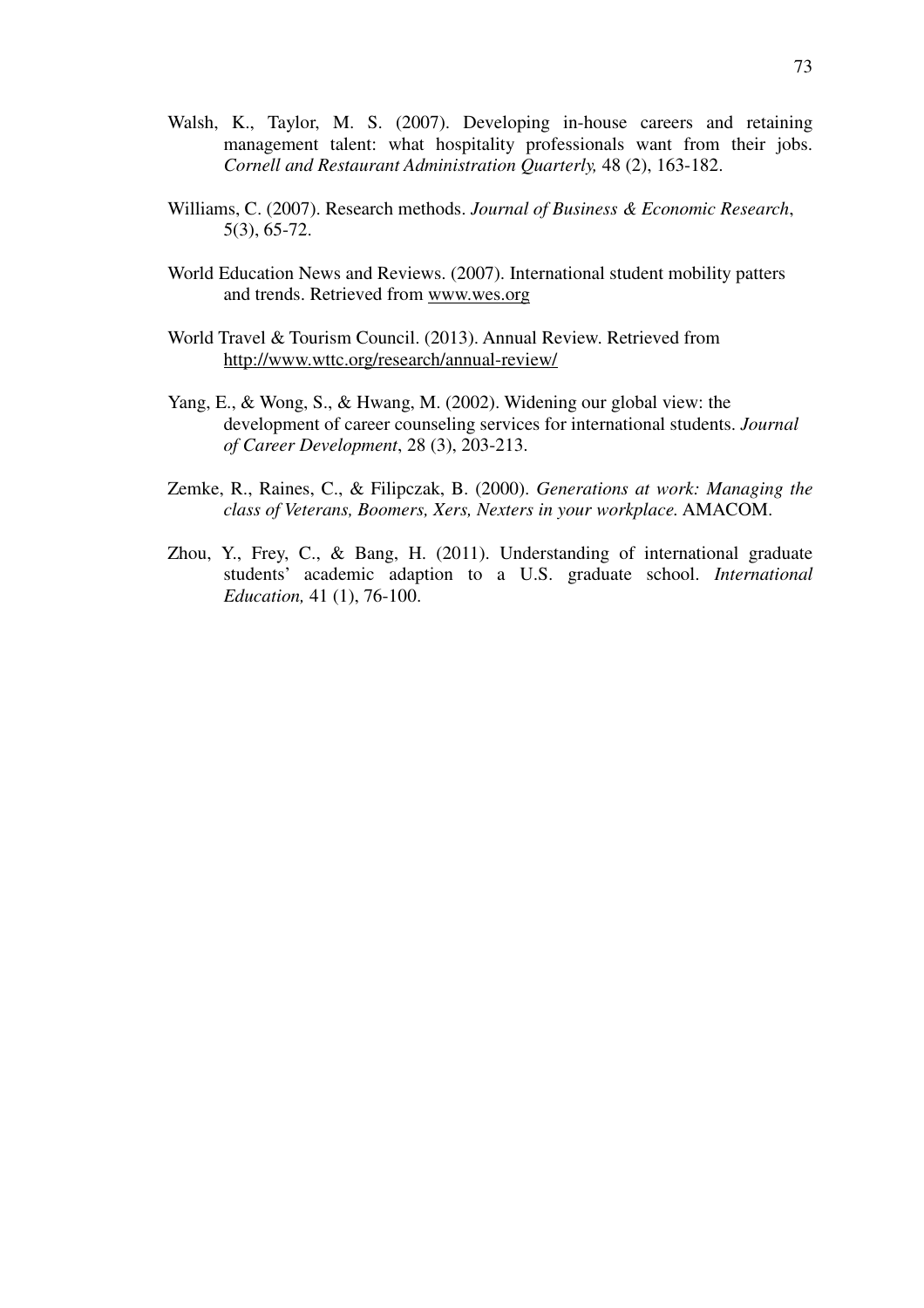Walsh, K., Taylor, M. S. (2007). Developing in-house careers and retaining management talent: what hospitality professionals want from their jobs. *Cornell and Restaurant Administration Quarterly,* 48 (2), 163-182.

Williams, C. (2007). Research methods. *Journal of Business & Economic Research*, 5(3), 65-72.

World Education News and Reviews. (2007). International student mobility patters and trends. Retrieved from www.wes.org

World Travel & Tourism Council. (2013). Annual Review. Retrieved from http://www.wttc.org/research/annual-review/

Yang, E., & Wong, S., & Hwang, M. (2002). Widening our global view: the development of career counseling services for international students. *Journal of Career Development*, 28 (3), 203-213.

Zemke, R., Raines, C., & Filipczak, B. (2000). *Generations at work: Managing the class of Veterans, Boomers, Xers, Nexters in your workplace.* AMACOM.

Zhou, Y., Frey, C., & Bang, H. (2011). Understanding of international graduate students' academic adaption to a U.S. graduate school. *International Education,* 41 (1), 76-100.